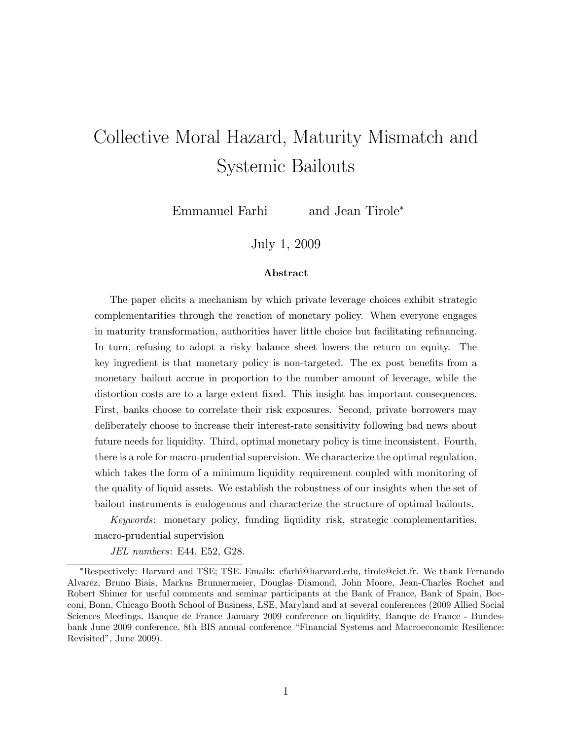# Collective Moral Hazard, Maturity Mismatch and Systemic Bailouts

Emmanuel Farhi and Jean Tirole*

July 1, 2009

### Abstract

The paper elicits a mechanism by which private leverage choices exhibit strategic complementarities through the reaction of monetary policy. When everyone engages in maturity transformation, authorities haver little choice but facilitating refinancing. In turn, refusing to adopt a risky balance sheet lowers the return on equity. The key ingredient is that monetary policy is non-targeted. The ex post benefits from a monetary bailout accrue in proportion to the number amount of leverage, while the distortion costs are to a large extent fixed. This insight has important consequences. First, banks choose to correlate their risk exposures. Second, private borrowers may deliberately choose to increase their interest-rate sensitivity following bad news about future needs for liquidity. Third, optimal monetary policy is time inconsistent. Fourth, there is a role for macro-prudential supervision. We characterize the optimal regulation, which takes the form of a minimum liquidity requirement coupled with monitoring of the quality of liquid assets. We establish the robustness of our insights when the set of bailout instruments is endogenous and characterize the structure of optimal bailouts.

*Keywords*: monetary policy, funding liquidity risk, strategic complementarities, macro-prudential supervision

*JEL numbers*: E44, E52, G28.

---

*Respectively: Harvard and TSE; TSE. Emails: efarhi@harvard.edu, tirole@cict.fr. We thank Fernando Alvarez, Bruno Biais, Markus Brunnermeier, Douglas Diamond, John Moore, Jean-Charles Rochet and Robert Shimer for useful comments and seminar participants at the Bank of France, Bank of Spain, Bocconi, Bonn, Chicago Booth School of Business, LSE, Maryland and at several conferences (2009 Allied Social Sciences Meetings, Banque de France January 2009 conference on liquidity, Banque de France - Bundesbank June 2009 conference, 8th BIS annual conference "Financial Systems and Macroeconomic Resilience: Revisited", June 2009).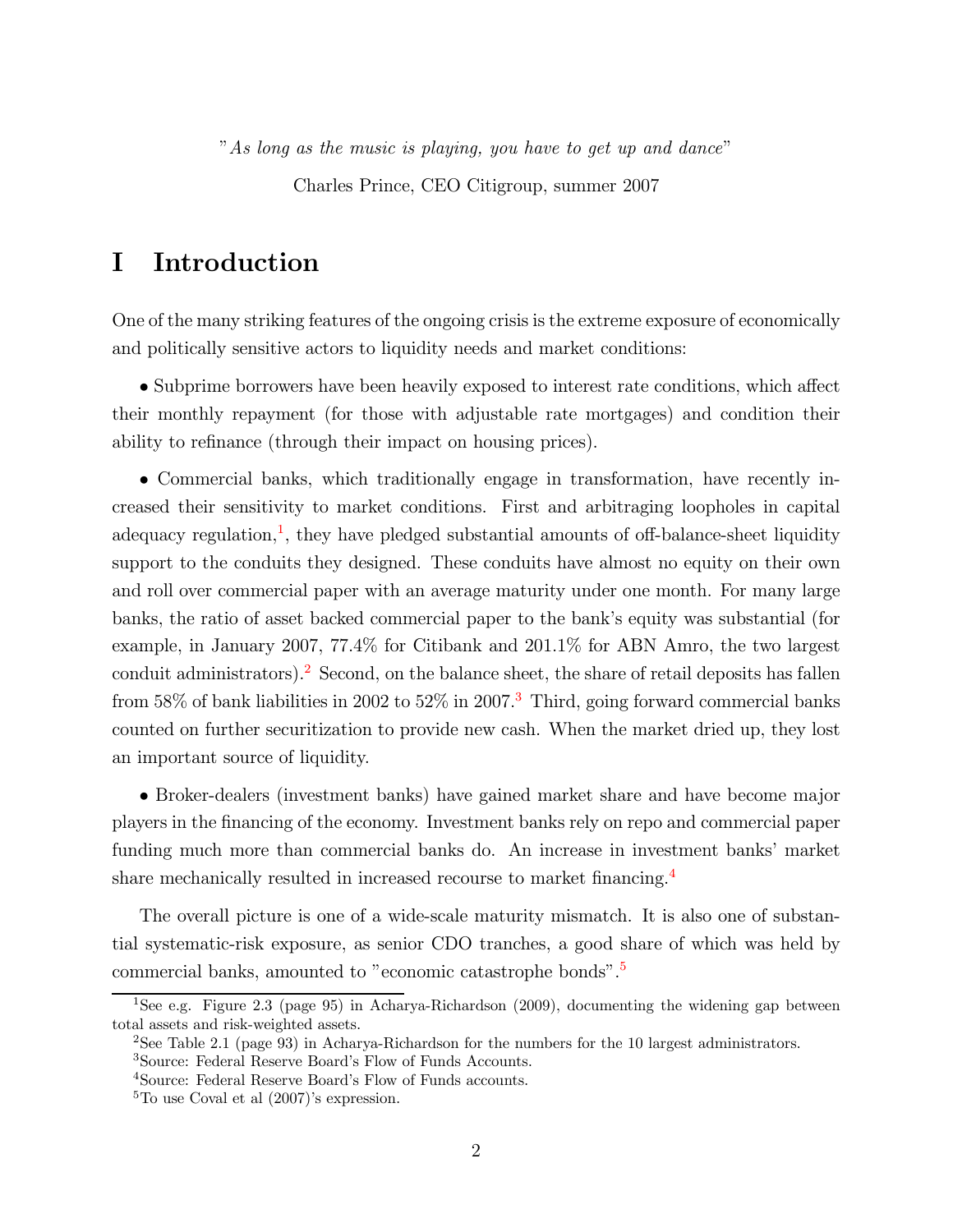"*As long as the music is playing, you have to get up and dance*"

Charles Prince, CEO Citigroup, summer 2007

# I Introduction

One of the many striking features of the ongoing crisis is the extreme exposure of economically and politically sensitive actors to liquidity needs and market conditions:

• Subprime borrowers have been heavily exposed to interest rate conditions, which affect their monthly repayment (for those with adjustable rate mortgages) and condition their ability to refinance (through their impact on housing prices).

• Commercial banks, which traditionally engage in transformation, have recently increased their sensitivity to market conditions. First and arbitraging loopholes in capital adequacy regulation,[1], they have pledged substantial amounts of off-balance-sheet liquidity support to the conduits they designed. These conduits have almost no equity on their own and roll over commercial paper with an average maturity under one month. For many large banks, the ratio of asset backed commercial paper to the bank's equity was substantial (for example, in January 2007, 77.4% for Citibank and 201.1% for ABN Amro, the two largest conduit administrators).[2] Second, on the balance sheet, the share of retail deposits has fallen from 58% of bank liabilities in 2002 to 52% in 2007.[3] Third, going forward commercial banks counted on further securitization to provide new cash. When the market dried up, they lost an important source of liquidity.

• Broker-dealers (investment banks) have gained market share and have become major players in the financing of the economy. Investment banks rely on repo and commercial paper funding much more than commercial banks do. An increase in investment banks' market share mechanically resulted in increased recourse to market financing.[4]

The overall picture is one of a wide-scale maturity mismatch. It is also one of substantial systematic-risk exposure, as senior CDO tranches, a good share of which was held by commercial banks, amounted to "economic catastrophe bonds".[5]

[1] See e.g. Figure 2.3 (page 95) in Acharya-Richardson (2009), documenting the widening gap between total assets and risk-weighted assets.

[2] See Table 2.1 (page 93) in Acharya-Richardson for the numbers for the 10 largest administrators.

[3] Source: Federal Reserve Board's Flow of Funds Accounts.

[4] Source: Federal Reserve Board's Flow of Funds accounts.

[5] To use Coval et al (2007)'s expression.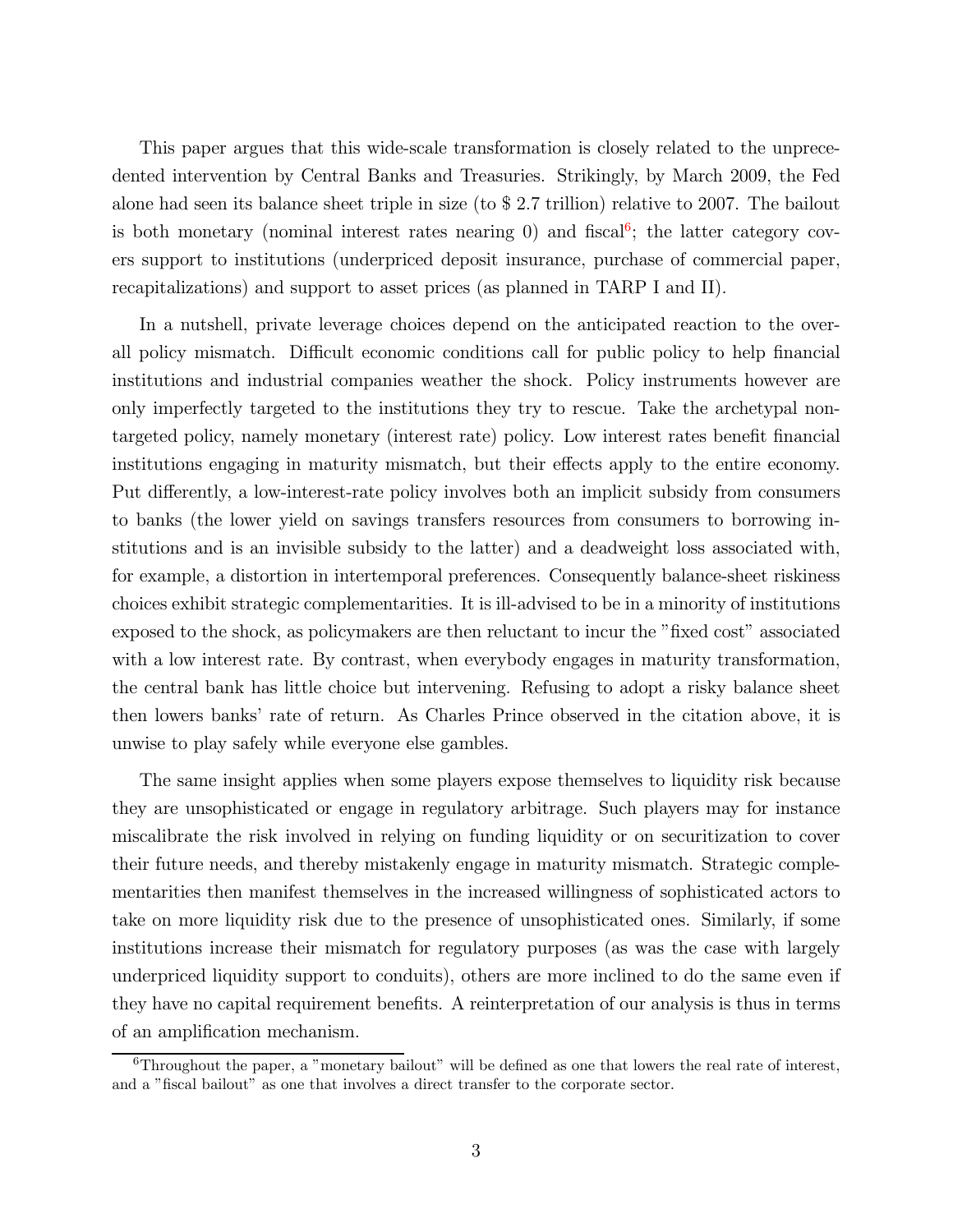This paper argues that this wide-scale transformation is closely related to the unprecedented intervention by Central Banks and Treasuries. Strikingly, by March 2009, the Fed alone had seen its balance sheet triple in size (to $ 2.7 trillion) relative to 2007. The bailout is both monetary (nominal interest rates nearing 0) and fiscal[6]; the latter category covers support to institutions (underpriced deposit insurance, purchase of commercial paper, recapitalizations) and support to asset prices (as planned in TARP I and II).

In a nutshell, private leverage choices depend on the anticipated reaction to the overall policy mismatch. Difficult economic conditions call for public policy to help financial institutions and industrial companies weather the shock. Policy instruments however are only imperfectly targeted to the institutions they try to rescue. Take the archetypal non-targeted policy, namely monetary (interest rate) policy. Low interest rates benefit financial institutions engaging in maturity mismatch, but their effects apply to the entire economy. Put differently, a low-interest-rate policy involves both an implicit subsidy from consumers to banks (the lower yield on savings transfers resources from consumers to borrowing institutions and is an invisible subsidy to the latter) and a deadweight loss associated with, for example, a distortion in intertemporal preferences. Consequently balance-sheet riskiness choices exhibit strategic complementarities. It is ill-advised to be in a minority of institutions exposed to the shock, as policymakers are then reluctant to incur the "fixed cost" associated with a low interest rate. By contrast, when everybody engages in maturity transformation, the central bank has little choice but intervening. Refusing to adopt a risky balance sheet then lowers banks' rate of return. As Charles Prince observed in the citation above, it is unwise to play safely while everyone else gambles.

The same insight applies when some players expose themselves to liquidity risk because they are unsophisticated or engage in regulatory arbitrage. Such players may for instance miscalibrate the risk involved in relying on funding liquidity or on securitization to cover their future needs, and thereby mistakenly engage in maturity mismatch. Strategic complementarities then manifest themselves in the increased willingness of sophisticated actors to take on more liquidity risk due to the presence of unsophisticated ones. Similarly, if some institutions increase their mismatch for regulatory purposes (as was the case with largely underpriced liquidity support to conduits), others are more inclined to do the same even if they have no capital requirement benefits. A reinterpretation of our analysis is thus in terms of an amplification mechanism.

[6] Throughout the paper, a "monetary bailout" will be defined as one that lowers the real rate of interest, and a "fiscal bailout" as one that involves a direct transfer to the corporate sector.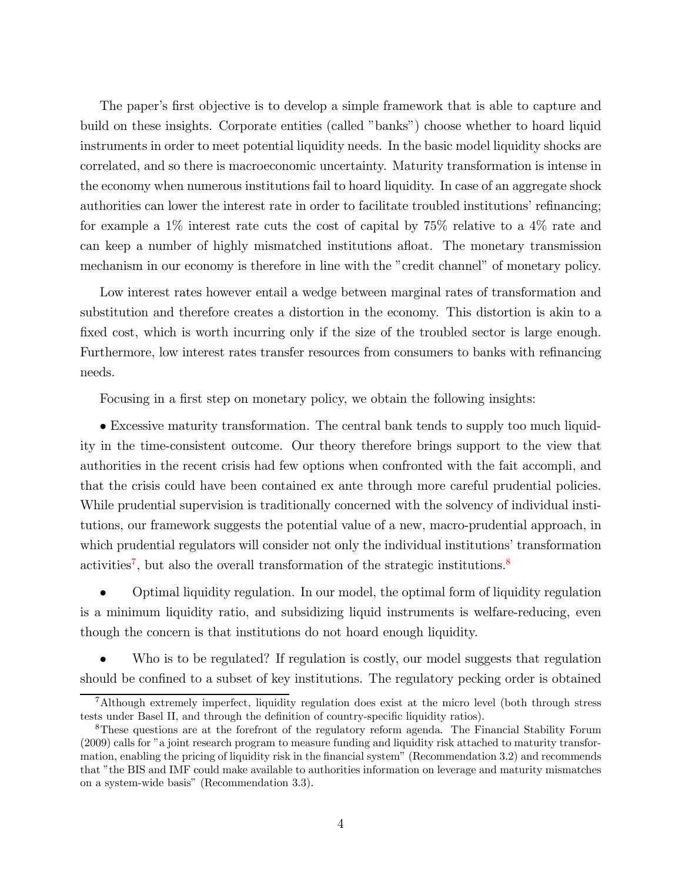The paper's first objective is to develop a simple framework that is able to capture and build on these insights. Corporate entities (called "banks") choose whether to hoard liquid instruments in order to meet potential liquidity needs. In the basic model liquidity shocks are correlated, and so there is macroeconomic uncertainty. Maturity transformation is intense in the economy when numerous institutions fail to hoard liquidity. In case of an aggregate shock authorities can lower the interest rate in order to facilitate troubled institutions' refinancing; for example a 1% interest rate cuts the cost of capital by 75% relative to a 4% rate and can keep a number of highly mismatched institutions afloat. The monetary transmission mechanism in our economy is therefore in line with the "credit channel" of monetary policy.

Low interest rates however entail a wedge between marginal rates of transformation and substitution and therefore creates a distortion in the economy. This distortion is akin to a fixed cost, which is worth incurring only if the size of the troubled sector is large enough. Furthermore, low interest rates transfer resources from consumers to banks with refinancing needs.

Focusing in a first step on monetary policy, we obtain the following insights:

- Excessive maturity transformation. The central bank tends to supply too much liquidity in the time-consistent outcome. Our theory therefore brings support to the view that authorities in the recent crisis had few options when confronted with the fait accompli, and that the crisis could have been contained ex ante through more careful prudential policies. While prudential supervision is traditionally concerned with the solvency of individual institutions, our framework suggests the potential value of a new, macro-prudential approach, in which prudential regulators will consider not only the individual institutions' transformation activities[7], but also the overall transformation of the strategic institutions.[8]

- Optimal liquidity regulation. In our model, the optimal form of liquidity regulation is a minimum liquidity ratio, and subsidizing liquid instruments is welfare-reducing, even though the concern is that institutions do not hoard enough liquidity.

- Who is to be regulated? If regulation is costly, our model suggests that regulation should be confined to a subset of key institutions. The regulatory pecking order is obtained

---

[7]Although extremely imperfect, liquidity regulation does exist at the micro level (both through stress tests under Basel II, and through the definition of country-specific liquidity ratios).

[8]These questions are at the forefront of the regulatory reform agenda. The Financial Stability Forum (2009) calls for "a joint research program to measure funding and liquidity risk attached to maturity transformation, enabling the pricing of liquidity risk in the financial system" (Recommendation 3.2) and recommends that "the BIS and IMF could make available to authorities information on leverage and maturity mismatches on a system-wide basis" (Recommendation 3.3).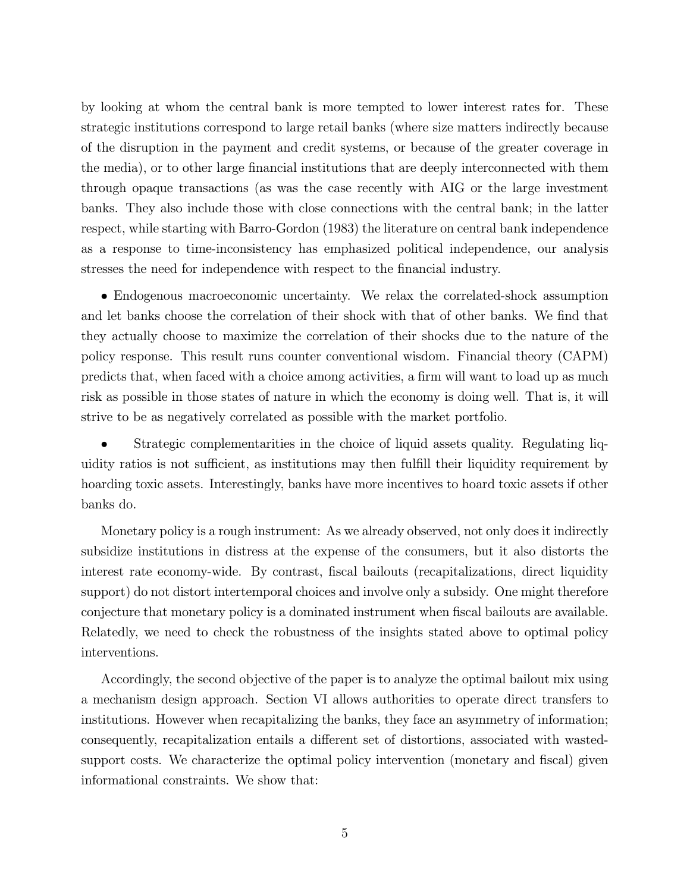by looking at whom the central bank is more tempted to lower interest rates for. These strategic institutions correspond to large retail banks (where size matters indirectly because of the disruption in the payment and credit systems, or because of the greater coverage in the media), or to other large financial institutions that are deeply interconnected with them through opaque transactions (as was the case recently with AIG or the large investment banks. They also include those with close connections with the central bank; in the latter respect, while starting with Barro-Gordon (1983) the literature on central bank independence as a response to time-inconsistency has emphasized political independence, our analysis stresses the need for independence with respect to the financial industry.

- Endogenous macroeconomic uncertainty. We relax the correlated-shock assumption and let banks choose the correlation of their shock with that of other banks. We find that they actually choose to maximize the correlation of their shocks due to the nature of the policy response. This result runs counter conventional wisdom. Financial theory (CAPM) predicts that, when faced with a choice among activities, a firm will want to load up as much risk as possible in those states of nature in which the economy is doing well. That is, it will strive to be as negatively correlated as possible with the market portfolio.

- Strategic complementarities in the choice of liquid assets quality. Regulating liquidity ratios is not sufficient, as institutions may then fulfill their liquidity requirement by hoarding toxic assets. Interestingly, banks have more incentives to hoard toxic assets if other banks do.

Monetary policy is a rough instrument: As we already observed, not only does it indirectly subsidize institutions in distress at the expense of the consumers, but it also distorts the interest rate economy-wide. By contrast, fiscal bailouts (recapitalizations, direct liquidity support) do not distort intertemporal choices and involve only a subsidy. One might therefore conjecture that monetary policy is a dominated instrument when fiscal bailouts are available. Relatedly, we need to check the robustness of the insights stated above to optimal policy interventions.

Accordingly, the second objective of the paper is to analyze the optimal bailout mix using a mechanism design approach. Section VI allows authorities to operate direct transfers to institutions. However when recapitalizing the banks, they face an asymmetry of information; consequently, recapitalization entails a different set of distortions, associated with wasted-support costs. We characterize the optimal policy intervention (monetary and fiscal) given informational constraints. We show that: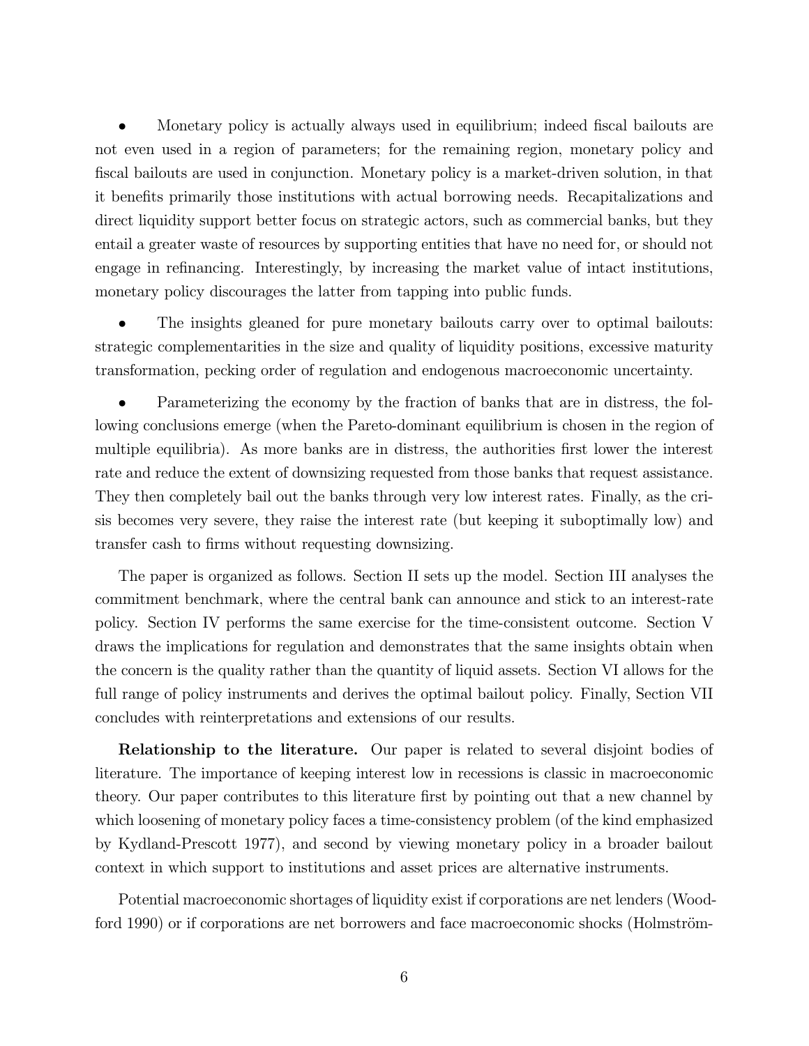- Monetary policy is actually always used in equilibrium; indeed fiscal bailouts are not even used in a region of parameters; for the remaining region, monetary policy and fiscal bailouts are used in conjunction. Monetary policy is a market-driven solution, in that it benefits primarily those institutions with actual borrowing needs. Recapitalizations and direct liquidity support better focus on strategic actors, such as commercial banks, but they entail a greater waste of resources by supporting entities that have no need for, or should not engage in refinancing. Interestingly, by increasing the market value of intact institutions, monetary policy discourages the latter from tapping into public funds.

- The insights gleaned for pure monetary bailouts carry over to optimal bailouts: strategic complementarities in the size and quality of liquidity positions, excessive maturity transformation, pecking order of regulation and endogenous macroeconomic uncertainty.

- Parameterizing the economy by the fraction of banks that are in distress, the following conclusions emerge (when the Pareto-dominant equilibrium is chosen in the region of multiple equilibria). As more banks are in distress, the authorities first lower the interest rate and reduce the extent of downsizing requested from those banks that request assistance. They then completely bail out the banks through very low interest rates. Finally, as the crisis becomes very severe, they raise the interest rate (but keeping it suboptimally low) and transfer cash to firms without requesting downsizing.

The paper is organized as follows. Section II sets up the model. Section III analyses the commitment benchmark, where the central bank can announce and stick to an interest-rate policy. Section IV performs the same exercise for the time-consistent outcome. Section V draws the implications for regulation and demonstrates that the same insights obtain when the concern is the quality rather than the quantity of liquid assets. Section VI allows for the full range of policy instruments and derives the optimal bailout policy. Finally, Section VII concludes with reinterpretations and extensions of our results.

**Relationship to the literature.** Our paper is related to several disjoint bodies of literature. The importance of keeping interest low in recessions is classic in macroeconomic theory. Our paper contributes to this literature first by pointing out that a new channel by which loosening of monetary policy faces a time-consistency problem (of the kind emphasized by Kydland-Prescott 1977), and second by viewing monetary policy in a broader bailout context in which support to institutions and asset prices are alternative instruments.

Potential macroeconomic shortages of liquidity exist if corporations are net lenders (Woodford 1990) or if corporations are net borrowers and face macroeconomic shocks (Holmström-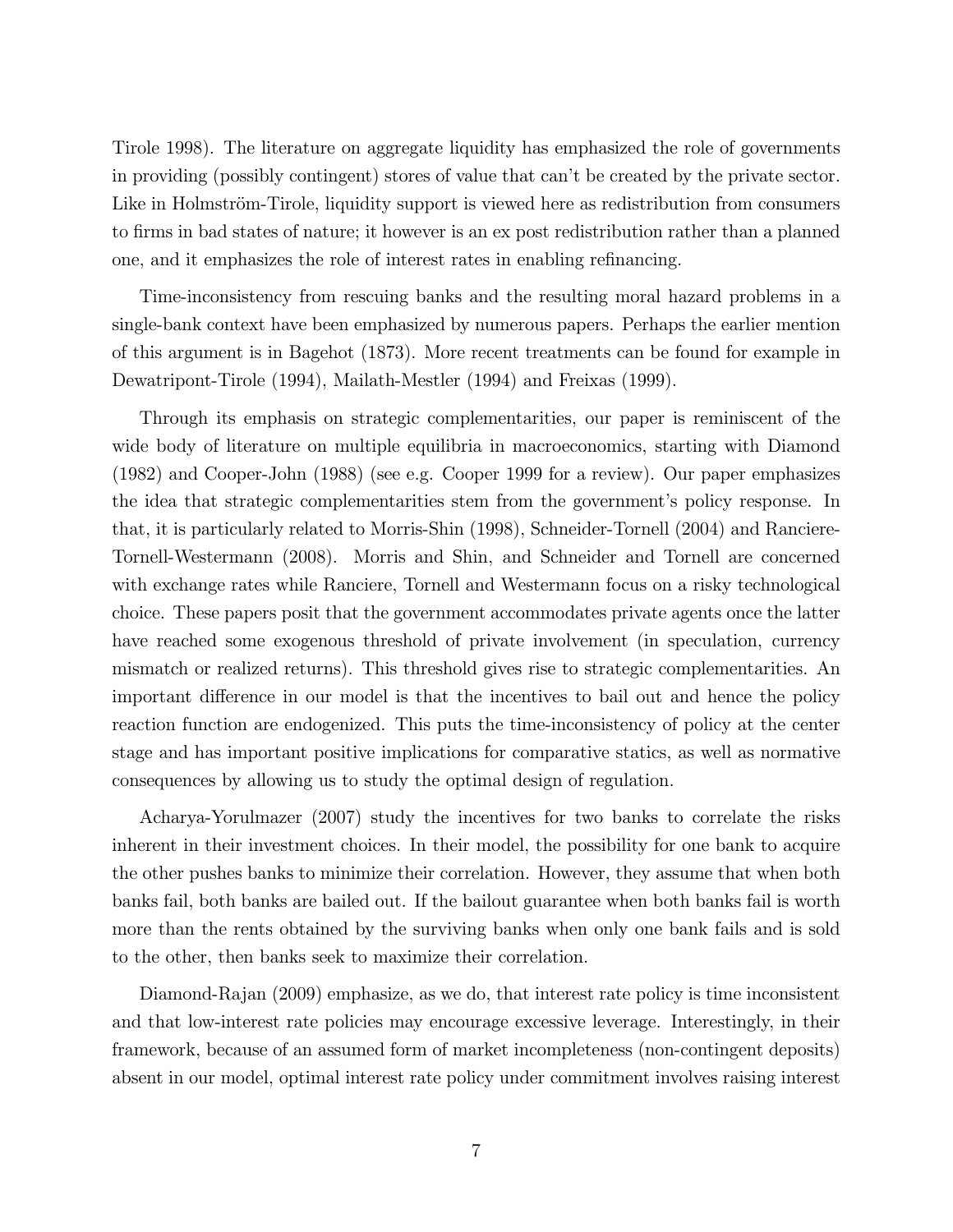Tirole 1998). The literature on aggregate liquidity has emphasized the role of governments in providing (possibly contingent) stores of value that can't be created by the private sector. Like in Holmström-Tirole, liquidity support is viewed here as redistribution from consumers to firms in bad states of nature; it however is an ex post redistribution rather than a planned one, and it emphasizes the role of interest rates in enabling refinancing.

Time-inconsistency from rescuing banks and the resulting moral hazard problems in a single-bank context have been emphasized by numerous papers. Perhaps the earlier mention of this argument is in Bagehot (1873). More recent treatments can be found for example in Dewatripont-Tirole (1994), Mailath-Mestler (1994) and Freixas (1999).

Through its emphasis on strategic complementarities, our paper is reminiscent of the wide body of literature on multiple equilibria in macroeconomics, starting with Diamond (1982) and Cooper-John (1988) (see e.g. Cooper 1999 for a review). Our paper emphasizes the idea that strategic complementarities stem from the government's policy response. In that, it is particularly related to Morris-Shin (1998), Schneider-Tornell (2004) and Ranciere-Tornell-Westermann (2008). Morris and Shin, and Schneider and Tornell are concerned with exchange rates while Ranciere, Tornell and Westermann focus on a risky technological choice. These papers posit that the government accommodates private agents once the latter have reached some exogenous threshold of private involvement (in speculation, currency mismatch or realized returns). This threshold gives rise to strategic complementarities. An important difference in our model is that the incentives to bail out and hence the policy reaction function are endogenized. This puts the time-inconsistency of policy at the center stage and has important positive implications for comparative statics, as well as normative consequences by allowing us to study the optimal design of regulation.

Acharya-Yorulmazer (2007) study the incentives for two banks to correlate the risks inherent in their investment choices. In their model, the possibility for one bank to acquire the other pushes banks to minimize their correlation. However, they assume that when both banks fail, both banks are bailed out. If the bailout guarantee when both banks fail is worth more than the rents obtained by the surviving banks when only one bank fails and is sold to the other, then banks seek to maximize their correlation.

Diamond-Rajan (2009) emphasize, as we do, that interest rate policy is time inconsistent and that low-interest rate policies may encourage excessive leverage. Interestingly, in their framework, because of an assumed form of market incompleteness (non-contingent deposits) absent in our model, optimal interest rate policy under commitment involves raising interest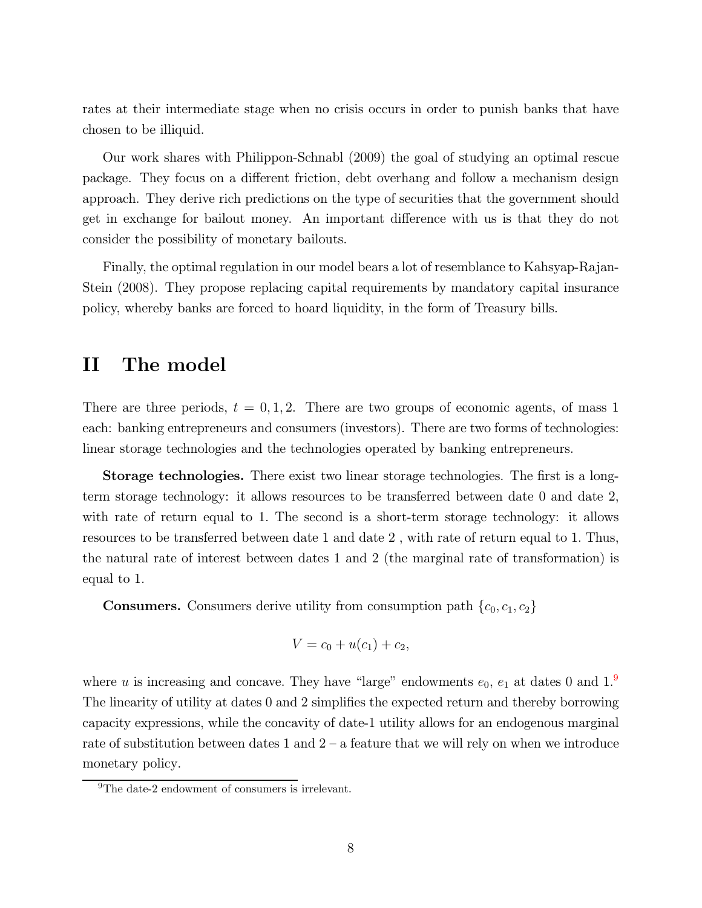rates at their intermediate stage when no crisis occurs in order to punish banks that have chosen to be illiquid.

Our work shares with Philippon-Schnabl (2009) the goal of studying an optimal rescue package. They focus on a different friction, debt overhang and follow a mechanism design approach. They derive rich predictions on the type of securities that the government should get in exchange for bailout money. An important difference with us is that they do not consider the possibility of monetary bailouts.

Finally, the optimal regulation in our model bears a lot of resemblance to Kahsyap-Rajan-Stein (2008). They propose replacing capital requirements by mandatory capital insurance policy, whereby banks are forced to hoard liquidity, in the form of Treasury bills.

# II The model

There are three periods, $t = 0, 1, 2$. There are two groups of economic agents, of mass 1 each: banking entrepreneurs and consumers (investors). There are two forms of technologies: linear storage technologies and the technologies operated by banking entrepreneurs.

**Storage technologies.** There exist two linear storage technologies. The first is a long-term storage technology: it allows resources to be transferred between date 0 and date 2, with rate of return equal to 1. The second is a short-term storage technology: it allows resources to be transferred between date 1 and date 2 , with rate of return equal to 1. Thus, the natural rate of interest between dates 1 and 2 (the marginal rate of transformation) is equal to 1.

**Consumers.** Consumers derive utility from consumption path $\{c_0, c_1, c_2\}$

$$V = c_0 + u(c_1) + c_2,$$

where $u$ is increasing and concave. They have "large" endowments $e_0$, $e_1$ at dates 0 and 1.[9] The linearity of utility at dates 0 and 2 simplifies the expected return and thereby borrowing capacity expressions, while the concavity of date-1 utility allows for an endogenous marginal rate of substitution between dates 1 and 2 – a feature that we will rely on when we introduce monetary policy.

[9] The date-2 endowment of consumers is irrelevant.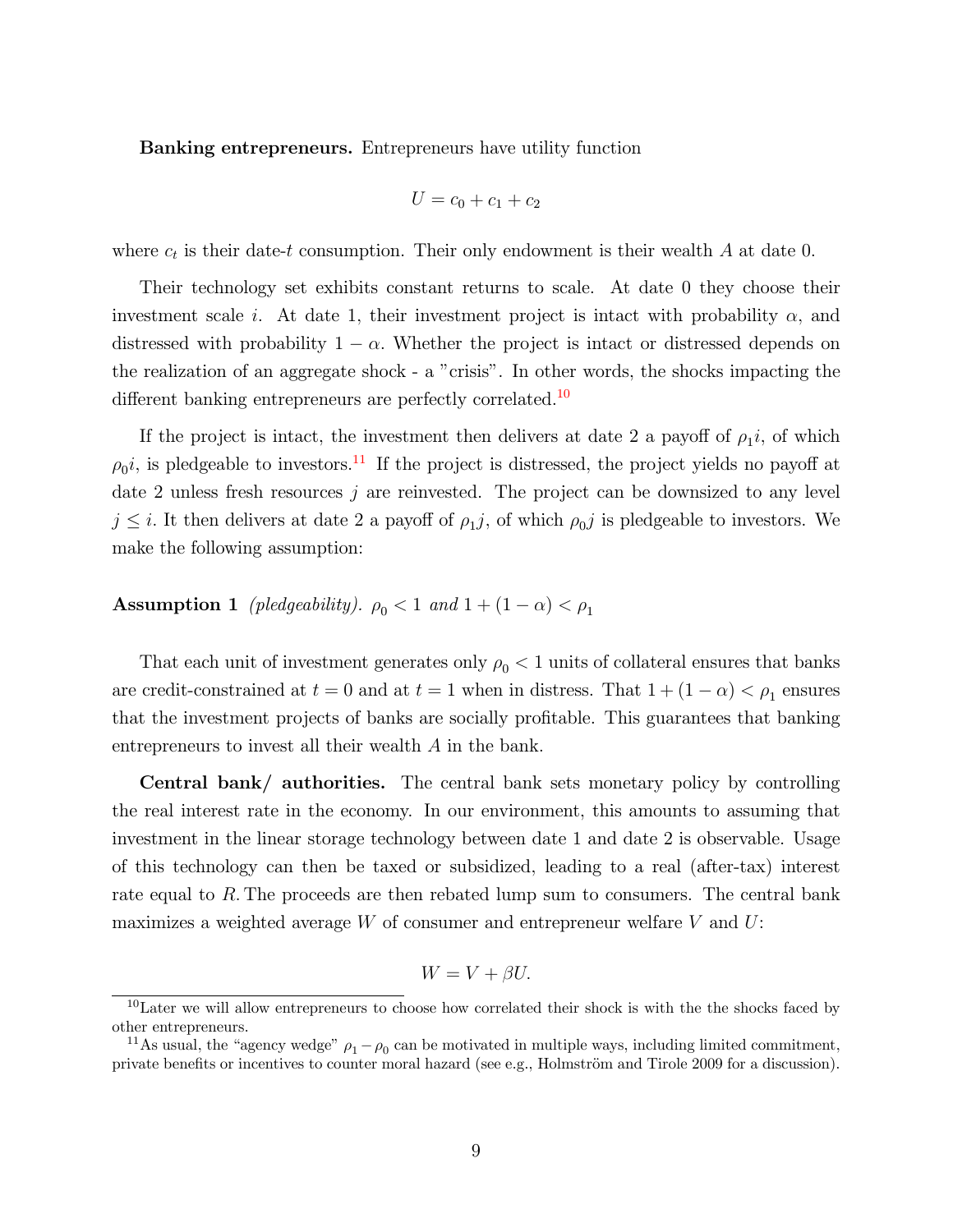**Banking entrepreneurs.** Entrepreneurs have utility function

$$U = c_0 + c_1 + c_2$$

where $c_t$ is their date-$t$ consumption. Their only endowment is their wealth $A$ at date 0.

Their technology set exhibits constant returns to scale. At date 0 they choose their investment scale $i$. At date 1, their investment project is intact with probability $\alpha$, and distressed with probability $1-\alpha$. Whether the project is intact or distressed depends on the realization of an aggregate shock - a "crisis". In other words, the shocks impacting the different banking entrepreneurs are perfectly correlated.[10]

If the project is intact, the investment then delivers at date 2 a payoff of $\rho_1 i$, of which $\rho_0 i$, is pledgeable to investors.[11] If the project is distressed, the project yields no payoff at date 2 unless fresh resources $j$ are reinvested. The project can be downsized to any level $j \leq i$. It then delivers at date 2 a payoff of $\rho_1 j$, of which $\rho_0 j$ is pledgeable to investors. We make the following assumption:

**Assumption 1** *(pledgeability). $\rho_0 < 1$ and $1 + (1-\alpha) < \rho_1$*

That each unit of investment generates only $\rho_0 < 1$ units of collateral ensures that banks are credit-constrained at $t = 0$ and at $t = 1$ when in distress. That $1 + (1-\alpha) < \rho_1$ ensures that the investment projects of banks are socially profitable. This guarantees that banking entrepreneurs to invest all their wealth $A$ in the bank.

**Central bank/ authorities.** The central bank sets monetary policy by controlling the real interest rate in the economy. In our environment, this amounts to assuming that investment in the linear storage technology between date 1 and date 2 is observable. Usage of this technology can then be taxed or subsidized, leading to a real (after-tax) interest rate equal to $R$. The proceeds are then rebated lump sum to consumers. The central bank maximizes a weighted average $W$ of consumer and entrepreneur welfare $V$ and $U$:

$$W = V + \beta U.$$

[10] Later we will allow entrepreneurs to choose how correlated their shock is with the the shocks faced by other entrepreneurs.

[11] As usual, the "agency wedge" $\rho_1 - \rho_0$ can be motivated in multiple ways, including limited commitment, private benefits or incentives to counter moral hazard (see e.g., Holmström and Tirole 2009 for a discussion).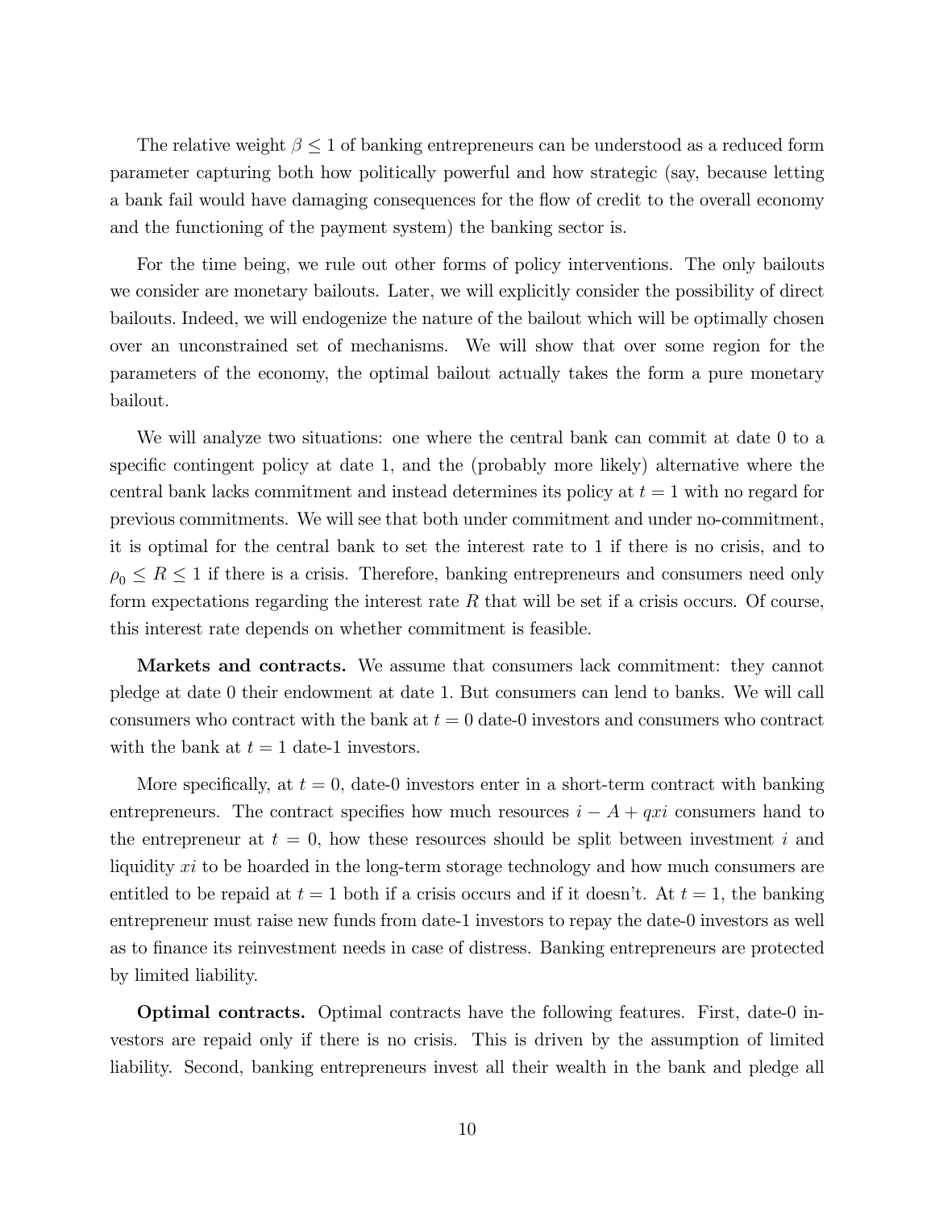The relative weight $\beta \leq 1$ of banking entrepreneurs can be understood as a reduced form parameter capturing both how politically powerful and how strategic (say, because letting a bank fail would have damaging consequences for the flow of credit to the overall economy and the functioning of the payment system) the banking sector is.

For the time being, we rule out other forms of policy interventions. The only bailouts we consider are monetary bailouts. Later, we will explicitly consider the possibility of direct bailouts. Indeed, we will endogenize the nature of the bailout which will be optimally chosen over an unconstrained set of mechanisms. We will show that over some region for the parameters of the economy, the optimal bailout actually takes the form a pure monetary bailout.

We will analyze two situations: one where the central bank can commit at date 0 to a specific contingent policy at date 1, and the (probably more likely) alternative where the central bank lacks commitment and instead determines its policy at $t = 1$ with no regard for previous commitments. We will see that both under commitment and under no-commitment, it is optimal for the central bank to set the interest rate to 1 if there is no crisis, and to $\rho_0 \leq R \leq 1$ if there is a crisis. Therefore, banking entrepreneurs and consumers need only form expectations regarding the interest rate $R$ that will be set if a crisis occurs. Of course, this interest rate depends on whether commitment is feasible.

**Markets and contracts.** We assume that consumers lack commitment: they cannot pledge at date 0 their endowment at date 1. But consumers can lend to banks. We will call consumers who contract with the bank at $t = 0$ date-0 investors and consumers who contract with the bank at $t = 1$ date-1 investors.

More specifically, at $t = 0$, date-0 investors enter in a short-term contract with banking entrepreneurs. The contract specifies how much resources $i - A + qxi$ consumers hand to the entrepreneur at $t = 0$, how these resources should be split between investment $i$ and liquidity $xi$ to be hoarded in the long-term storage technology and how much consumers are entitled to be repaid at $t = 1$ both if a crisis occurs and if it doesn't. At $t = 1$, the banking entrepreneur must raise new funds from date-1 investors to repay the date-0 investors as well as to finance its reinvestment needs in case of distress. Banking entrepreneurs are protected by limited liability.

**Optimal contracts.** Optimal contracts have the following features. First, date-0 investors are repaid only if there is no crisis. This is driven by the assumption of limited liability. Second, banking entrepreneurs invest all their wealth in the bank and pledge all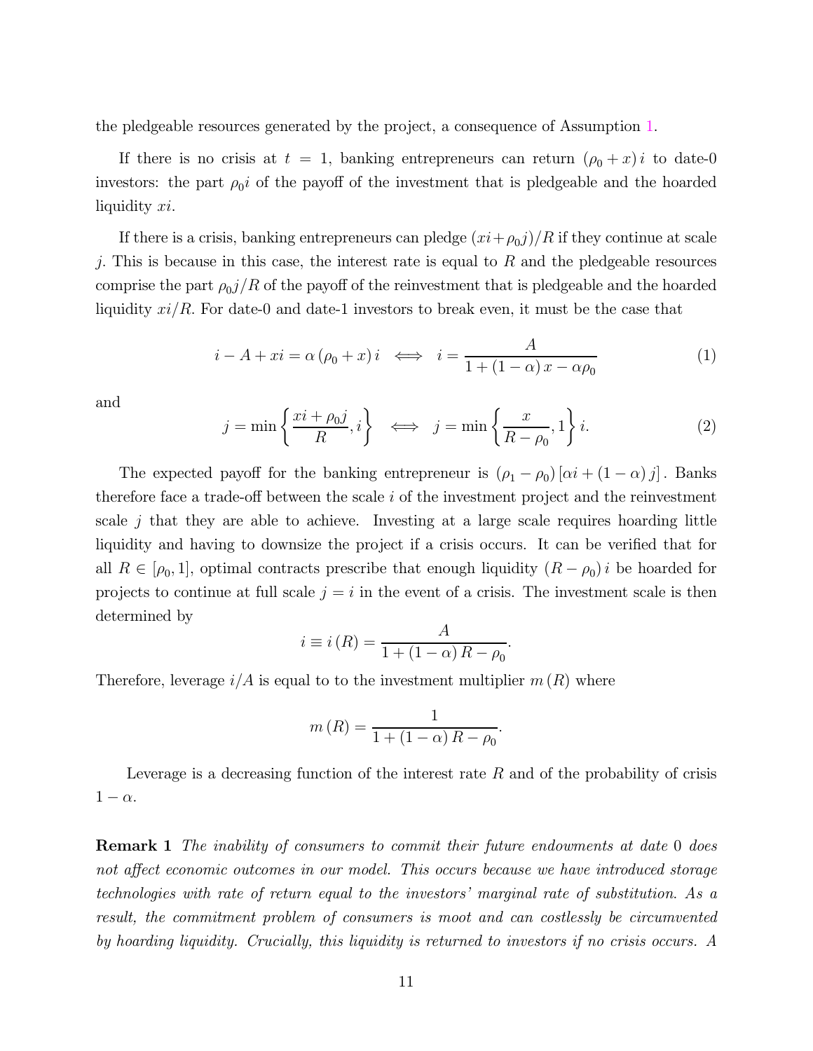the pledgeable resources generated by the project, a consequence of Assumption 1.

If there is no crisis at $t = 1$, banking entrepreneurs can return $(\rho_0 + x)\, i$ to date-0 investors: the part $\rho_0 i$ of the payoff of the investment that is pledgeable and the hoarded liquidity $xi$.

If there is a crisis, banking entrepreneurs can pledge $(xi + \rho_0 j)/R$ if they continue at scale $j$. This is because in this case, the interest rate is equal to $R$ and the pledgeable resources comprise the part $\rho_0 j/R$ of the payoff of the reinvestment that is pledgeable and the hoarded liquidity $xi/R$. For date-0 and date-1 investors to break even, it must be the case that

$$i - A + xi = \alpha\,(\rho_0 + x)\, i \iff i = \frac{A}{1 + (1-\alpha)\,x - \alpha\rho_0} \tag{1}$$

and

$$j = \min\left\{\frac{xi + \rho_0 j}{R}, i\right\} \iff j = \min\left\{\frac{x}{R - \rho_0}, 1\right\} i. \tag{2}$$

The expected payoff for the banking entrepreneur is $(\rho_1 - \rho_0)\left[\alpha i + (1-\alpha)\, j\right]$. Banks therefore face a trade-off between the scale $i$ of the investment project and the reinvestment scale $j$ that they are able to achieve. Investing at a large scale requires hoarding little liquidity and having to downsize the project if a crisis occurs. It can be verified that for all $R \in [\rho_0, 1]$, optimal contracts prescribe that enough liquidity $(R - \rho_0)\, i$ be hoarded for projects to continue at full scale $j = i$ in the event of a crisis. The investment scale is then determined by

$$i \equiv i\,(R) = \frac{A}{1 + (1-\alpha)\, R - \rho_0}.$$

Therefore, leverage $i/A$ is equal to to the investment multiplier $m\,(R)$ where

$$m\,(R) = \frac{1}{1 + (1-\alpha)\, R - \rho_0}.$$

Leverage is a decreasing function of the interest rate $R$ and of the probability of crisis $1 - \alpha$.

**Remark 1** *The inability of consumers to commit their future endowments at date 0 does not affect economic outcomes in our model. This occurs because we have introduced storage technologies with rate of return equal to the investors' marginal rate of substitution. As a result, the commitment problem of consumers is moot and can costlessly be circumvented by hoarding liquidity. Crucially, this liquidity is returned to investors if no crisis occurs. A*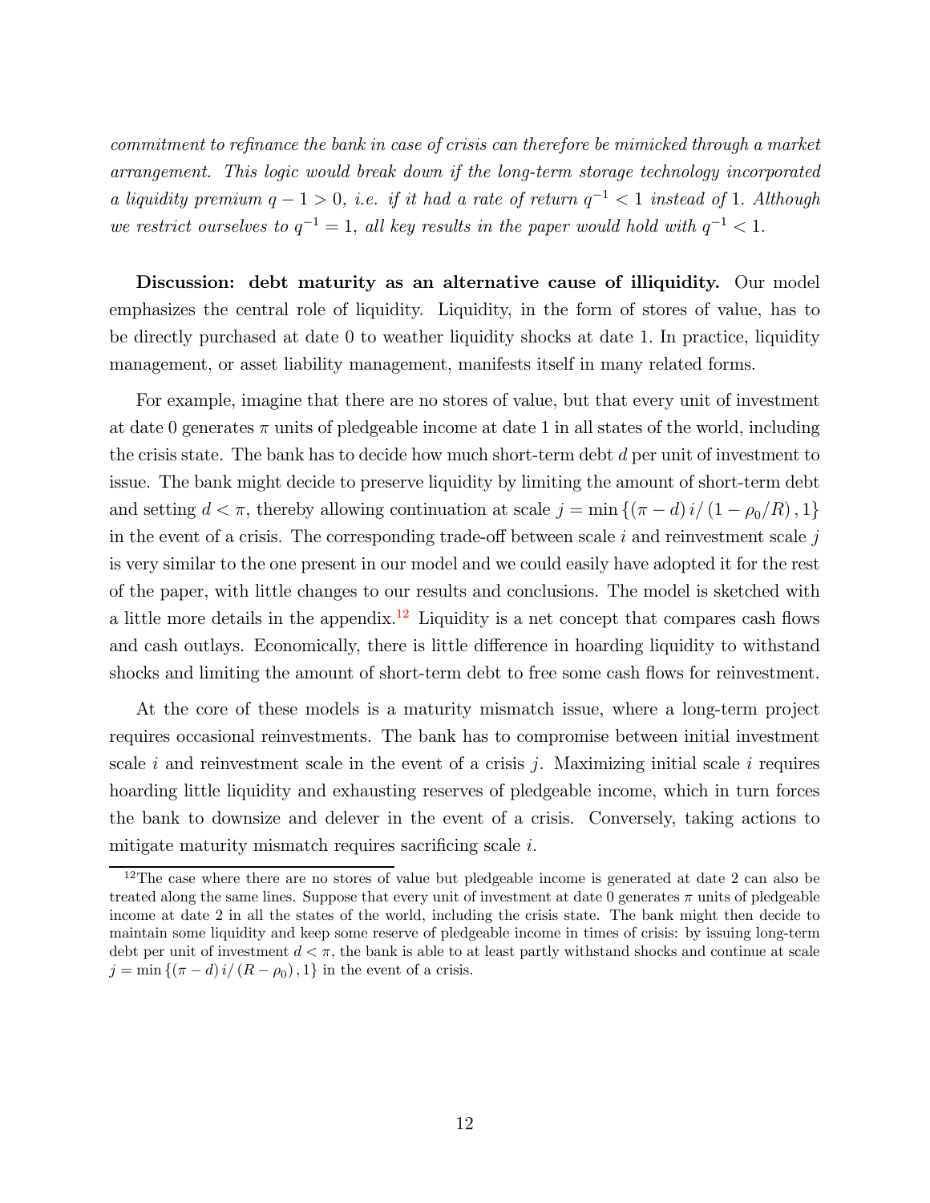*commitment to refinance the bank in case of crisis can therefore be mimicked through a market arrangement. This logic would break down if the long-term storage technology incorporated a liquidity premium $q - 1 > 0$, i.e. if it had a rate of return $q^{-1} < 1$ instead of 1. Although we restrict ourselves to $q^{-1} = 1$, all key results in the paper would hold with $q^{-1} < 1$.*

**Discussion: debt maturity as an alternative cause of illiquidity.** Our model emphasizes the central role of liquidity. Liquidity, in the form of stores of value, has to be directly purchased at date 0 to weather liquidity shocks at date 1. In practice, liquidity management, or asset liability management, manifests itself in many related forms.

For example, imagine that there are no stores of value, but that every unit of investment at date 0 generates $\pi$ units of pledgeable income at date 1 in all states of the world, including the crisis state. The bank has to decide how much short-term debt $d$ per unit of investment to issue. The bank might decide to preserve liquidity by limiting the amount of short-term debt and setting $d < \pi$, thereby allowing continuation at scale $j = \min \{(\pi - d) i / (1 - \rho_0 / R), 1\}$ in the event of a crisis. The corresponding trade-off between scale $i$ and reinvestment scale $j$ is very similar to the one present in our model and we could easily have adopted it for the rest of the paper, with little changes to our results and conclusions. The model is sketched with a little more details in the appendix.[12] Liquidity is a net concept that compares cash flows and cash outlays. Economically, there is little difference in hoarding liquidity to withstand shocks and limiting the amount of short-term debt to free some cash flows for reinvestment.

At the core of these models is a maturity mismatch issue, where a long-term project requires occasional reinvestments. The bank has to compromise between initial investment scale $i$ and reinvestment scale in the event of a crisis $j$. Maximizing initial scale $i$ requires hoarding little liquidity and exhausting reserves of pledgeable income, which in turn forces the bank to downsize and delever in the event of a crisis. Conversely, taking actions to mitigate maturity mismatch requires sacrificing scale $i$.

[12] The case where there are no stores of value but pledgeable income is generated at date 2 can also be treated along the same lines. Suppose that every unit of investment at date 0 generates $\pi$ units of pledgeable income at date 2 in all the states of the world, including the crisis state. The bank might then decide to maintain some liquidity and keep some reserve of pledgeable income in times of crisis: by issuing long-term debt per unit of investment $d < \pi$, the bank is able to at least partly withstand shocks and continue at scale $j = \min \{(\pi - d) i / (R - \rho_0), 1\}$ in the event of a crisis.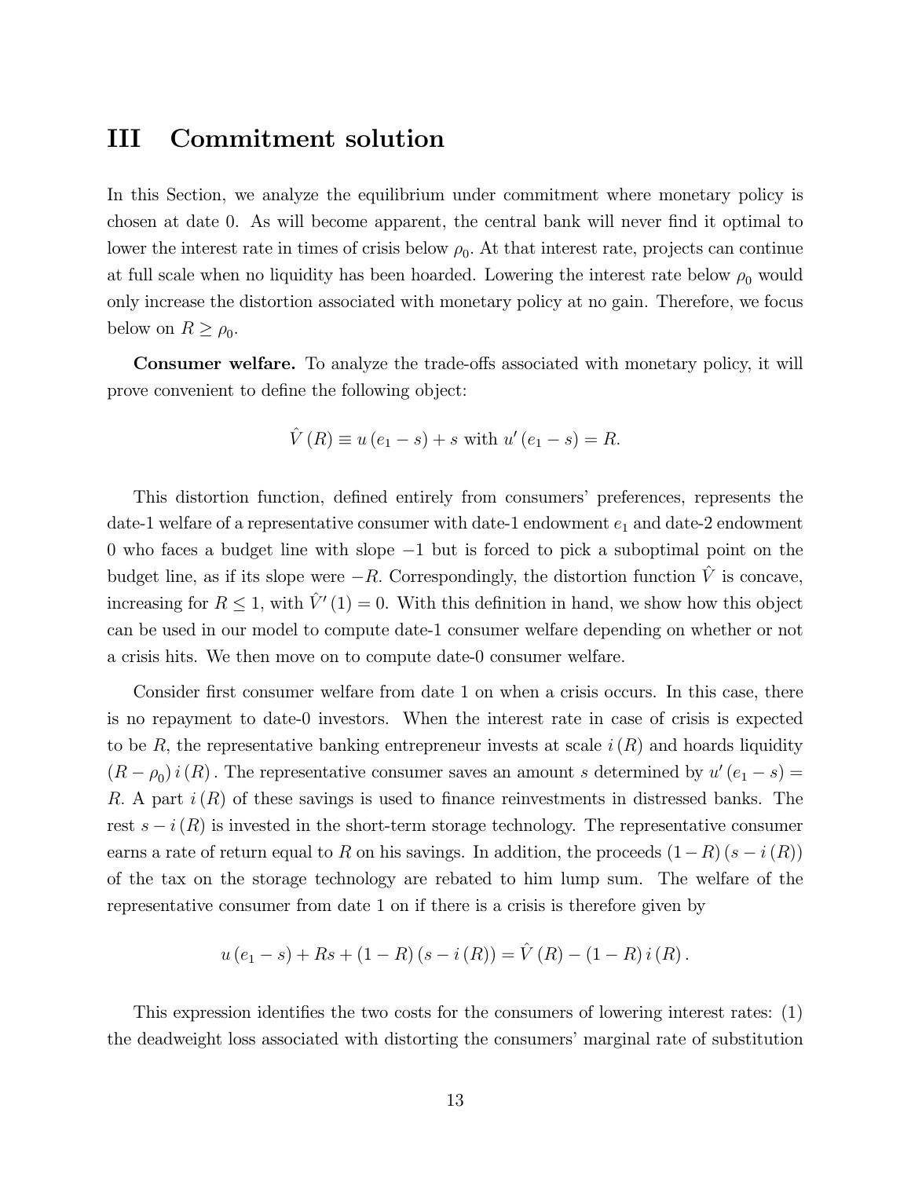# III Commitment solution

In this Section, we analyze the equilibrium under commitment where monetary policy is chosen at date 0. As will become apparent, the central bank will never find it optimal to lower the interest rate in times of crisis below $\rho_0$. At that interest rate, projects can continue at full scale when no liquidity has been hoarded. Lowering the interest rate below $\rho_0$ would only increase the distortion associated with monetary policy at no gain. Therefore, we focus below on $R \geq \rho_0$.

**Consumer welfare.** To analyze the trade-offs associated with monetary policy, it will prove convenient to define the following object:

$$\hat{V}(R) \equiv u(e_1 - s) + s \text{ with } u'(e_1 - s) = R.$$

This distortion function, defined entirely from consumers' preferences, represents the date-1 welfare of a representative consumer with date-1 endowment $e_1$ and date-2 endowment 0 who faces a budget line with slope $-1$ but is forced to pick a suboptimal point on the budget line, as if its slope were $-R$. Correspondingly, the distortion function $\hat{V}$ is concave, increasing for $R \leq 1$, with $\hat{V}'(1) = 0$. With this definition in hand, we show how this object can be used in our model to compute date-1 consumer welfare depending on whether or not a crisis hits. We then move on to compute date-0 consumer welfare.

Consider first consumer welfare from date 1 on when a crisis occurs. In this case, there is no repayment to date-0 investors. When the interest rate in case of crisis is expected to be $R$, the representative banking entrepreneur invests at scale $i(R)$ and hoards liquidity $(R - \rho_0)\, i(R)$. The representative consumer saves an amount $s$ determined by $u'(e_1 - s) = R$. A part $i(R)$ of these savings is used to finance reinvestments in distressed banks. The rest $s - i(R)$ is invested in the short-term storage technology. The representative consumer earns a rate of return equal to $R$ on his savings. In addition, the proceeds $(1 - R)(s - i(R))$ of the tax on the storage technology are rebated to him lump sum. The welfare of the representative consumer from date 1 on if there is a crisis is therefore given by

$$u(e_1 - s) + Rs + (1 - R)(s - i(R)) = \hat{V}(R) - (1 - R)\, i(R).$$

This expression identifies the two costs for the consumers of lowering interest rates: (1) the deadweight loss associated with distorting the consumers' marginal rate of substitution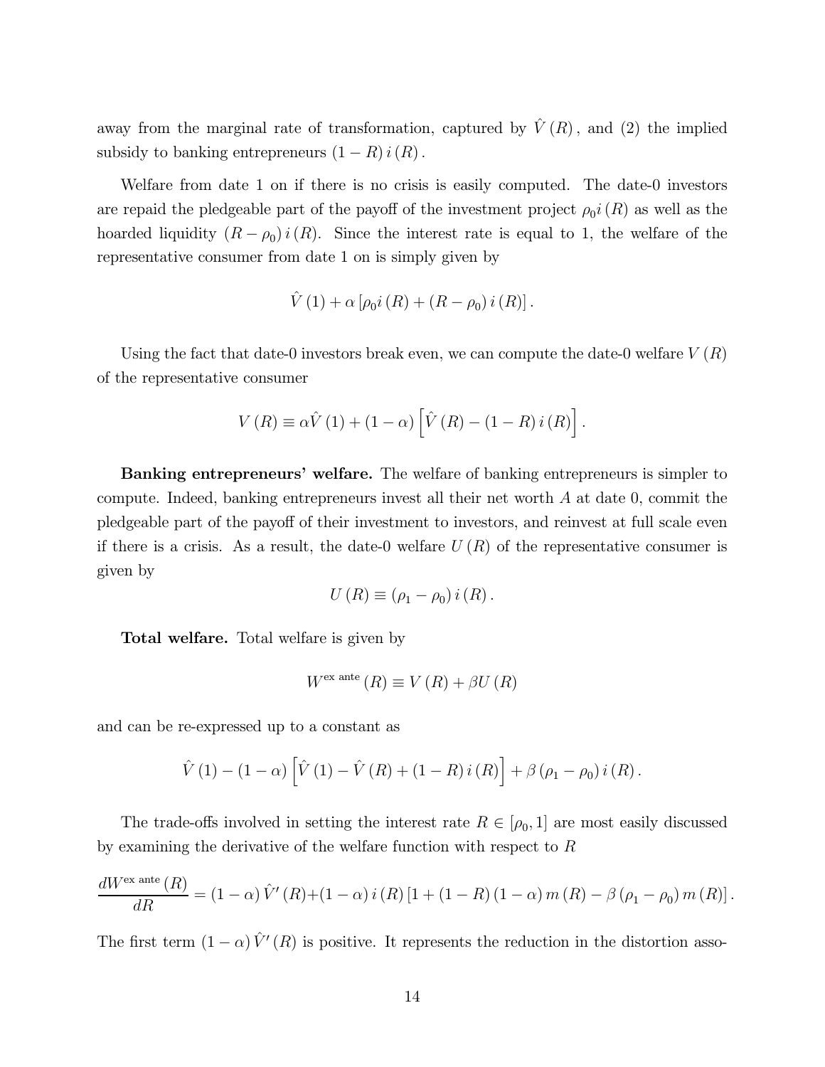away from the marginal rate of transformation, captured by $\hat{V}(R)$, and (2) the implied subsidy to banking entrepreneurs $(1 - R)\, i(R)$.

Welfare from date 1 on if there is no crisis is easily computed. The date-0 investors are repaid the pledgeable part of the payoff of the investment project $\rho_0 i(R)$ as well as the hoarded liquidity $(R - \rho_0)\, i(R)$. Since the interest rate is equal to 1, the welfare of the representative consumer from date 1 on is simply given by

$$\hat{V}(1) + \alpha \left[ \rho_0 i(R) + (R - \rho_0)\, i(R) \right].$$

Using the fact that date-0 investors break even, we can compute the date-0 welfare $V(R)$ of the representative consumer

$$V(R) \equiv \alpha \hat{V}(1) + (1 - \alpha) \left[ \hat{V}(R) - (1 - R)\, i(R) \right].$$

**Banking entrepreneurs' welfare.** The welfare of banking entrepreneurs is simpler to compute. Indeed, banking entrepreneurs invest all their net worth $A$ at date 0, commit the pledgeable part of the payoff of their investment to investors, and reinvest at full scale even if there is a crisis. As a result, the date-0 welfare $U(R)$ of the representative consumer is given by

$$U(R) \equiv (\rho_1 - \rho_0)\, i(R).$$

**Total welfare.** Total welfare is given by

$$W^{\text{ex ante}}(R) \equiv V(R) + \beta U(R)$$

and can be re-expressed up to a constant as

$$\hat{V}(1) - (1 - \alpha) \left[ \hat{V}(1) - \hat{V}(R) + (1 - R)\, i(R) \right] + \beta (\rho_1 - \rho_0)\, i(R).$$

The trade-offs involved in setting the interest rate $R \in [\rho_0, 1]$ are most easily discussed by examining the derivative of the welfare function with respect to $R$

$$\frac{dW^{\text{ex ante}}(R)}{dR} = (1 - \alpha)\, \hat{V}'(R) + (1 - \alpha)\, i(R) \left[ 1 + (1 - R)(1 - \alpha)\, m(R) - \beta (\rho_1 - \rho_0)\, m(R) \right].$$

The first term $(1 - \alpha)\, \hat{V}'(R)$ is positive. It represents the reduction in the distortion asso-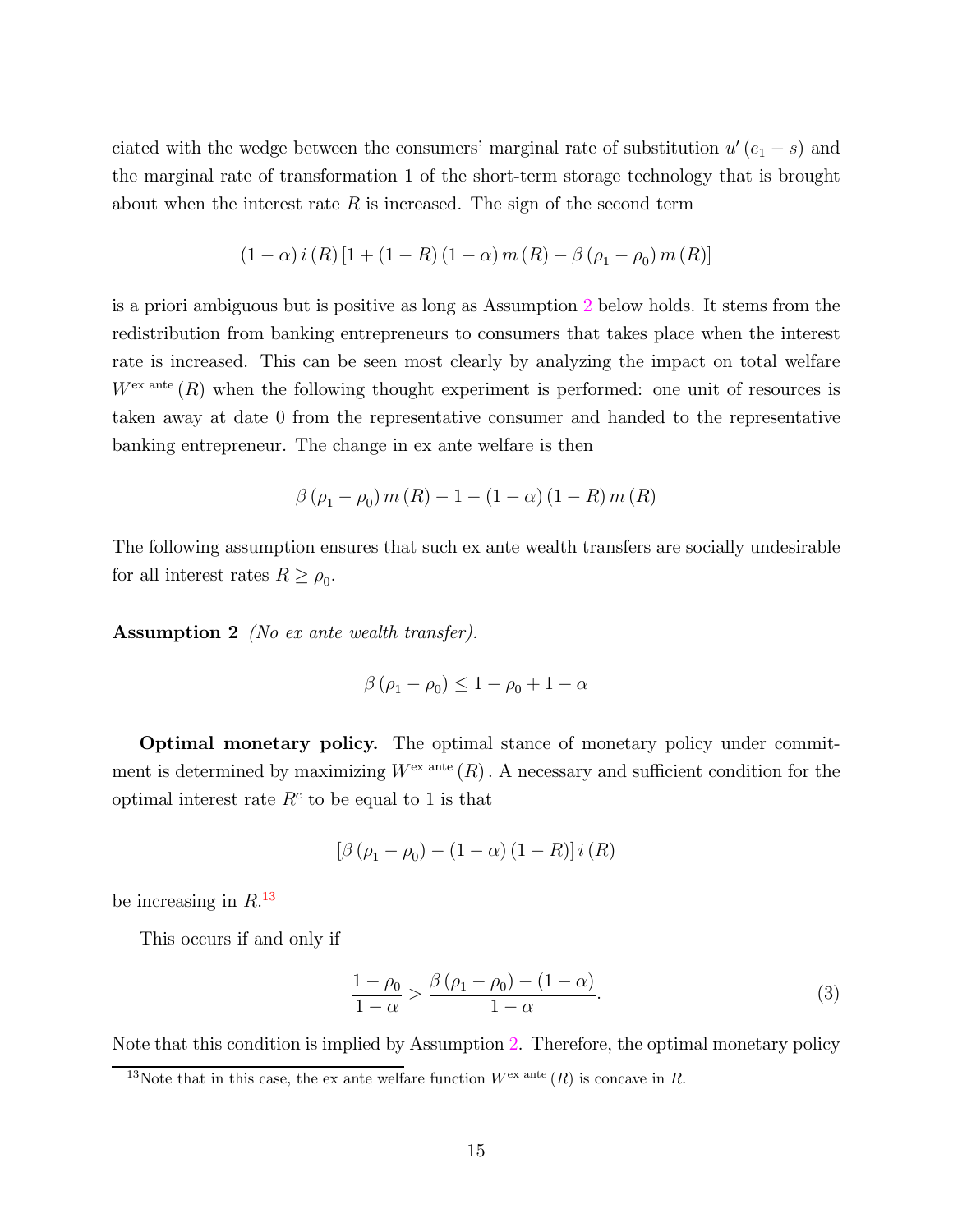ciated with the wedge between the consumers' marginal rate of substitution $u'(e_1 - s)$ and the marginal rate of transformation 1 of the short-term storage technology that is brought about when the interest rate $R$ is increased. The sign of the second term

$$(1-\alpha)\, i(R) \left[1 + (1-R)(1-\alpha)\, m(R) - \beta(\rho_1 - \rho_0)\, m(R)\right]$$

is a priori ambiguous but is positive as long as Assumption 2 below holds. It stems from the redistribution from banking entrepreneurs to consumers that takes place when the interest rate is increased. This can be seen most clearly by analyzing the impact on total welfare $W^{\text{ex ante}}(R)$ when the following thought experiment is performed: one unit of resources is taken away at date 0 from the representative consumer and handed to the representative banking entrepreneur. The change in ex ante welfare is then

$$\beta(\rho_1 - \rho_0)\, m(R) - 1 - (1-\alpha)(1-R)\, m(R)$$

The following assumption ensures that such ex ante wealth transfers are socially undesirable for all interest rates $R \geq \rho_0$.

**Assumption 2** *(No ex ante wealth transfer).*

$$\beta(\rho_1 - \rho_0) \leq 1 - \rho_0 + 1 - \alpha$$

**Optimal monetary policy.** The optimal stance of monetary policy under commitment is determined by maximizing $W^{\text{ex ante}}(R)$. A necessary and sufficient condition for the optimal interest rate $R^c$ to be equal to 1 is that

$$\left[\beta(\rho_1 - \rho_0) - (1-\alpha)(1-R)\right] i(R)$$

be increasing in $R$.[13]

This occurs if and only if

$$\frac{1-\rho_0}{1-\alpha} > \frac{\beta(\rho_1 - \rho_0) - (1-\alpha)}{1-\alpha}. \tag{3}$$

Note that this condition is implied by Assumption 2. Therefore, the optimal monetary policy

[13] Note that in this case, the ex ante welfare function $W^{\text{ex ante}}(R)$ is concave in $R$.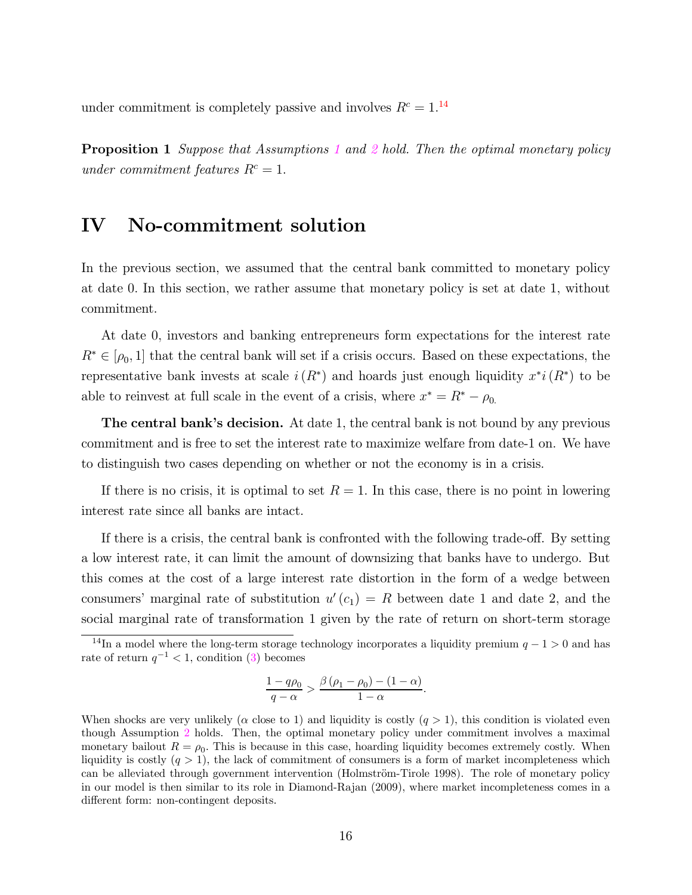under commitment is completely passive and involves $R^c = 1$.[14]

**Proposition 1** *Suppose that Assumptions 1 and 2 hold. Then the optimal monetary policy under commitment features* $R^c = 1$.

# IV No-commitment solution

In the previous section, we assumed that the central bank committed to monetary policy at date 0. In this section, we rather assume that monetary policy is set at date 1, without commitment.

At date 0, investors and banking entrepreneurs form expectations for the interest rate $R^* \in [\rho_0, 1]$ that the central bank will set if a crisis occurs. Based on these expectations, the representative bank invests at scale $i(R^*)$ and hoards just enough liquidity $x^* i(R^*)$ to be able to reinvest at full scale in the event of a crisis, where $x^* = R^* - \rho_0$.

**The central bank's decision.** At date 1, the central bank is not bound by any previous commitment and is free to set the interest rate to maximize welfare from date-1 on. We have to distinguish two cases depending on whether or not the economy is in a crisis.

If there is no crisis, it is optimal to set $R = 1$. In this case, there is no point in lowering interest rate since all banks are intact.

If there is a crisis, the central bank is confronted with the following trade-off. By setting a low interest rate, it can limit the amount of downsizing that banks have to undergo. But this comes at the cost of a large interest rate distortion in the form of a wedge between consumers' marginal rate of substitution $u'(c_1) = R$ between date 1 and date 2, and the social marginal rate of transformation 1 given by the rate of return on short-term storage

---

[14] In a model where the long-term storage technology incorporates a liquidity premium $q - 1 > 0$ and has rate of return $q^{-1} < 1$, condition (3) becomes

$$\frac{1 - q\rho_0}{q - \alpha} > \frac{\beta(\rho_1 - \rho_0) - (1 - \alpha)}{1 - \alpha}.$$

When shocks are very unlikely ($\alpha$ close to 1) and liquidity is costly ($q > 1$), this condition is violated even though Assumption 2 holds. Then, the optimal monetary policy under commitment involves a maximal monetary bailout $R = \rho_0$. This is because in this case, hoarding liquidity becomes extremely costly. When liquidity is costly ($q > 1$), the lack of commitment of consumers is a form of market incompleteness which can be alleviated through government intervention (Holmström-Tirole 1998). The role of monetary policy in our model is then similar to its role in Diamond-Rajan (2009), where market incompleteness comes in a different form: non-contingent deposits.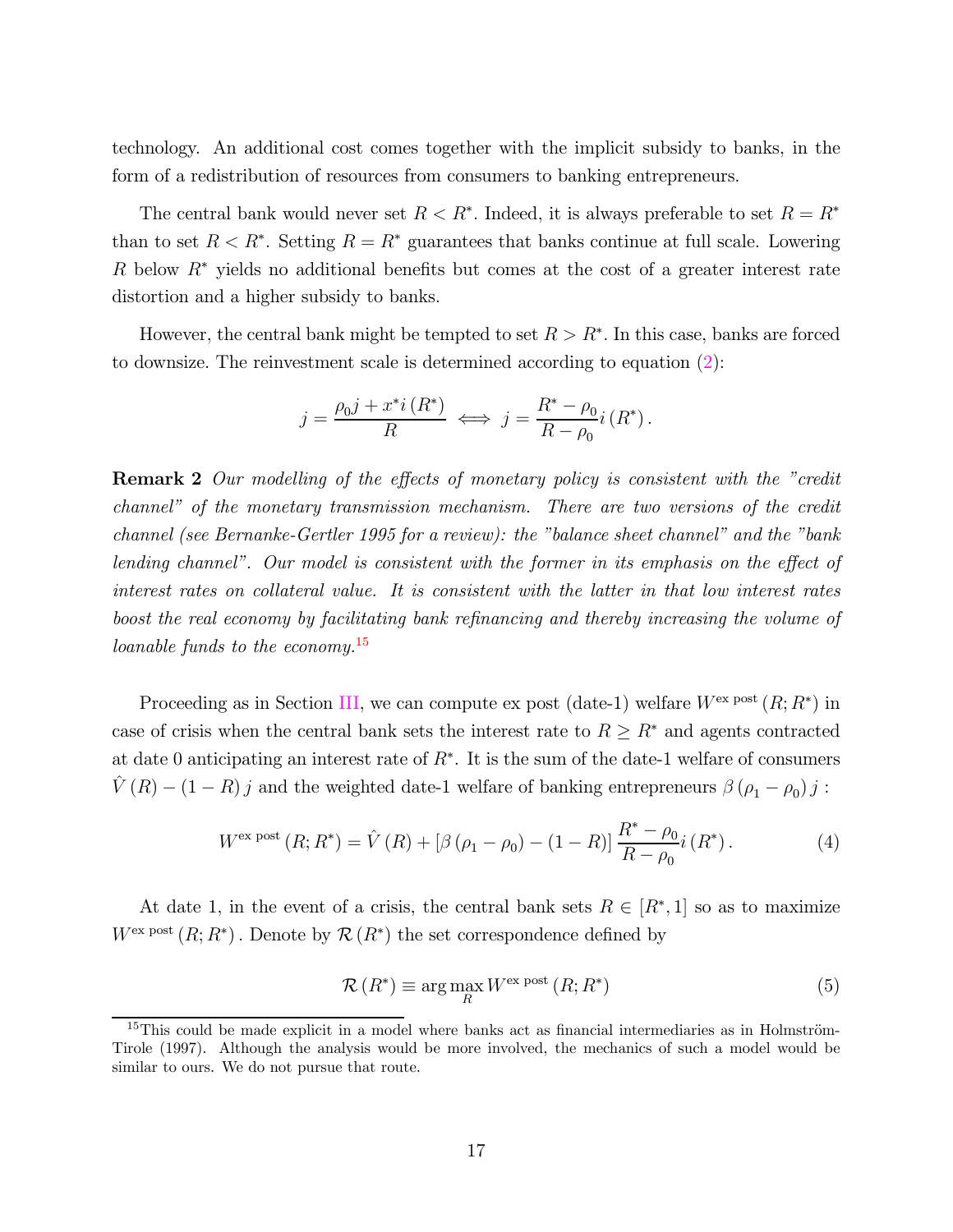technology. An additional cost comes together with the implicit subsidy to banks, in the form of a redistribution of resources from consumers to banking entrepreneurs.

The central bank would never set $R < R^*$. Indeed, it is always preferable to set $R = R^*$ than to set $R < R^*$. Setting $R = R^*$ guarantees that banks continue at full scale. Lowering $R$ below $R^*$ yields no additional benefits but comes at the cost of a greater interest rate distortion and a higher subsidy to banks.

However, the central bank might be tempted to set $R > R^*$. In this case, banks are forced to downsize. The reinvestment scale is determined according to equation (2):

$$j = \frac{\rho_0 j + x^* i(R^*)}{R} \iff j = \frac{R^* - \rho_0}{R - \rho_0} i(R^*).$$

**Remark 2** *Our modelling of the effects of monetary policy is consistent with the "credit channel" of the monetary transmission mechanism. There are two versions of the credit channel (see Bernanke-Gertler 1995 for a review): the "balance sheet channel" and the "bank lending channel". Our model is consistent with the former in its emphasis on the effect of interest rates on collateral value. It is consistent with the latter in that low interest rates boost the real economy by facilitating bank refinancing and thereby increasing the volume of loanable funds to the economy.*[15]

Proceeding as in Section III, we can compute ex post (date-1) welfare $W^{\text{ex post}}(R; R^*)$ in case of crisis when the central bank sets the interest rate to $R \geq R^*$ and agents contracted at date 0 anticipating an interest rate of $R^*$. It is the sum of the date-1 welfare of consumers $\hat{V}(R) - (1 - R) j$ and the weighted date-1 welfare of banking entrepreneurs $\beta(\rho_1 - \rho_0) j$ :

$$W^{\text{ex post}}(R; R^*) = \hat{V}(R) + [\beta(\rho_1 - \rho_0) - (1 - R)] \frac{R^* - \rho_0}{R - \rho_0} i(R^*). \tag{4}$$

At date 1, in the event of a crisis, the central bank sets $R \in [R^*, 1]$ so as to maximize $W^{\text{ex post}}(R; R^*)$. Denote by $\mathcal{R}(R^*)$ the set correspondence defined by

$$\mathcal{R}(R^*) \equiv \arg\max_R W^{\text{ex post}}(R; R^*) \tag{5}$$

[15] This could be made explicit in a model where banks act as financial intermediaries as in Holmström-Tirole (1997). Although the analysis would be more involved, the mechanics of such a model would be similar to ours. We do not pursue that route.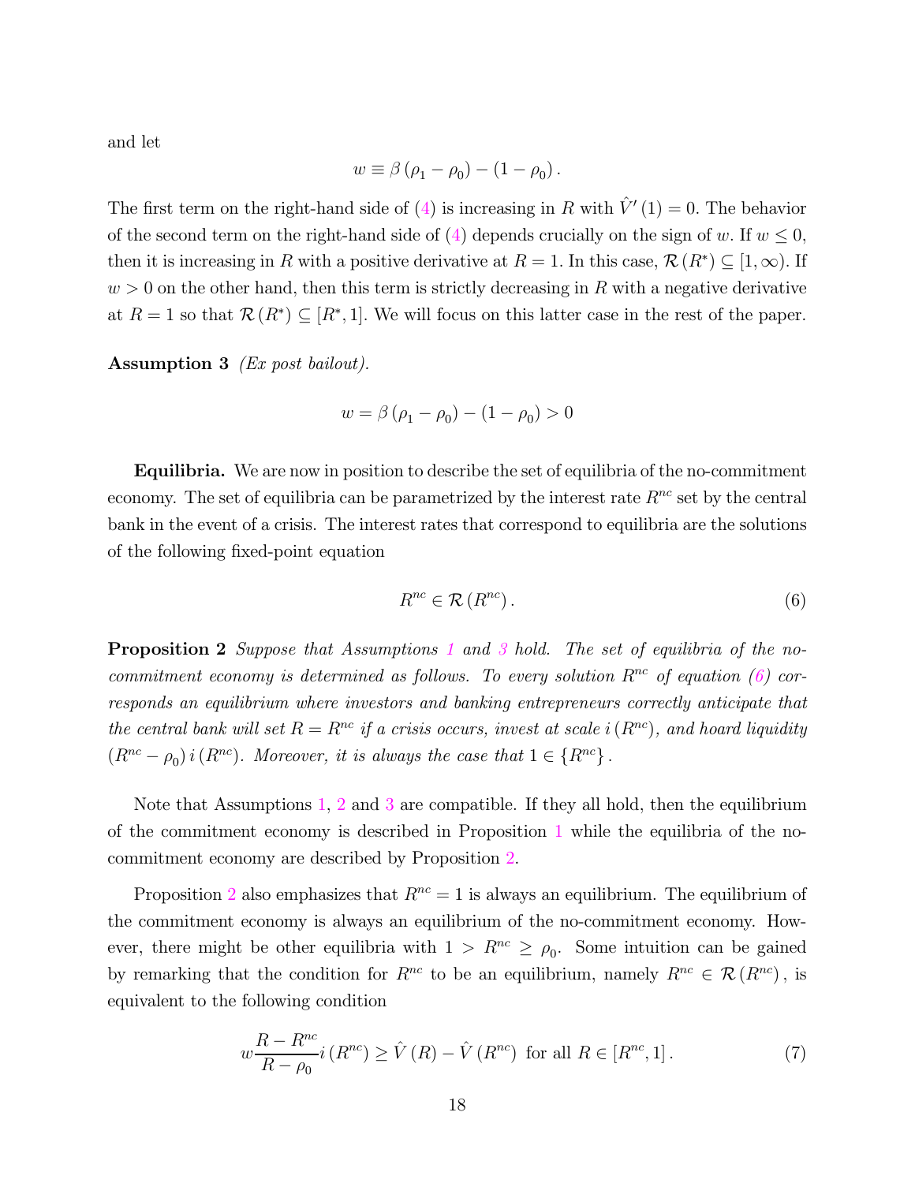and let

$$w \equiv \beta (\rho_1 - \rho_0) - (1 - \rho_0).$$

The first term on the right-hand side of (4) is increasing in $R$ with $\hat{V}'(1) = 0$. The behavior of the second term on the right-hand side of (4) depends crucially on the sign of $w$. If $w \leq 0$, then it is increasing in $R$ with a positive derivative at $R = 1$. In this case, $\mathcal{R}(R^*) \subseteq [1, \infty)$. If $w > 0$ on the other hand, then this term is strictly decreasing in $R$ with a negative derivative at $R = 1$ so that $\mathcal{R}(R^*) \subseteq [R^*, 1]$. We will focus on this latter case in the rest of the paper.

**Assumption 3** *(Ex post bailout).*

$$w = \beta (\rho_1 - \rho_0) - (1 - \rho_0) > 0$$

**Equilibria.** We are now in position to describe the set of equilibria of the no-commitment economy. The set of equilibria can be parametrized by the interest rate $R^{nc}$ set by the central bank in the event of a crisis. The interest rates that correspond to equilibria are the solutions of the following fixed-point equation

$$R^{nc} \in \mathcal{R}(R^{nc}). \tag{6}$$

**Proposition 2** *Suppose that Assumptions 1 and 3 hold. The set of equilibria of the no-commitment economy is determined as follows. To every solution $R^{nc}$ of equation (6) corresponds an equilibrium where investors and banking entrepreneurs correctly anticipate that the central bank will set $R = R^{nc}$ if a crisis occurs, invest at scale $i(R^{nc})$, and hoard liquidity $(R^{nc} - \rho_0)\, i(R^{nc})$. Moreover, it is always the case that $1 \in \{R^{nc}\}$.*

Note that Assumptions 1, 2 and 3 are compatible. If they all hold, then the equilibrium of the commitment economy is described in Proposition 1 while the equilibria of the no-commitment economy are described by Proposition 2.

Proposition 2 also emphasizes that $R^{nc} = 1$ is always an equilibrium. The equilibrium of the commitment economy is always an equilibrium of the no-commitment economy. However, there might be other equilibria with $1 > R^{nc} \geq \rho_0$. Some intuition can be gained by remarking that the condition for $R^{nc}$ to be an equilibrium, namely $R^{nc} \in \mathcal{R}(R^{nc})$, is equivalent to the following condition

$$w \frac{R - R^{nc}}{R - \rho_0} i(R^{nc}) \geq \hat{V}(R) - \hat{V}(R^{nc}) \text{ for all } R \in [R^{nc}, 1]. \tag{7}$$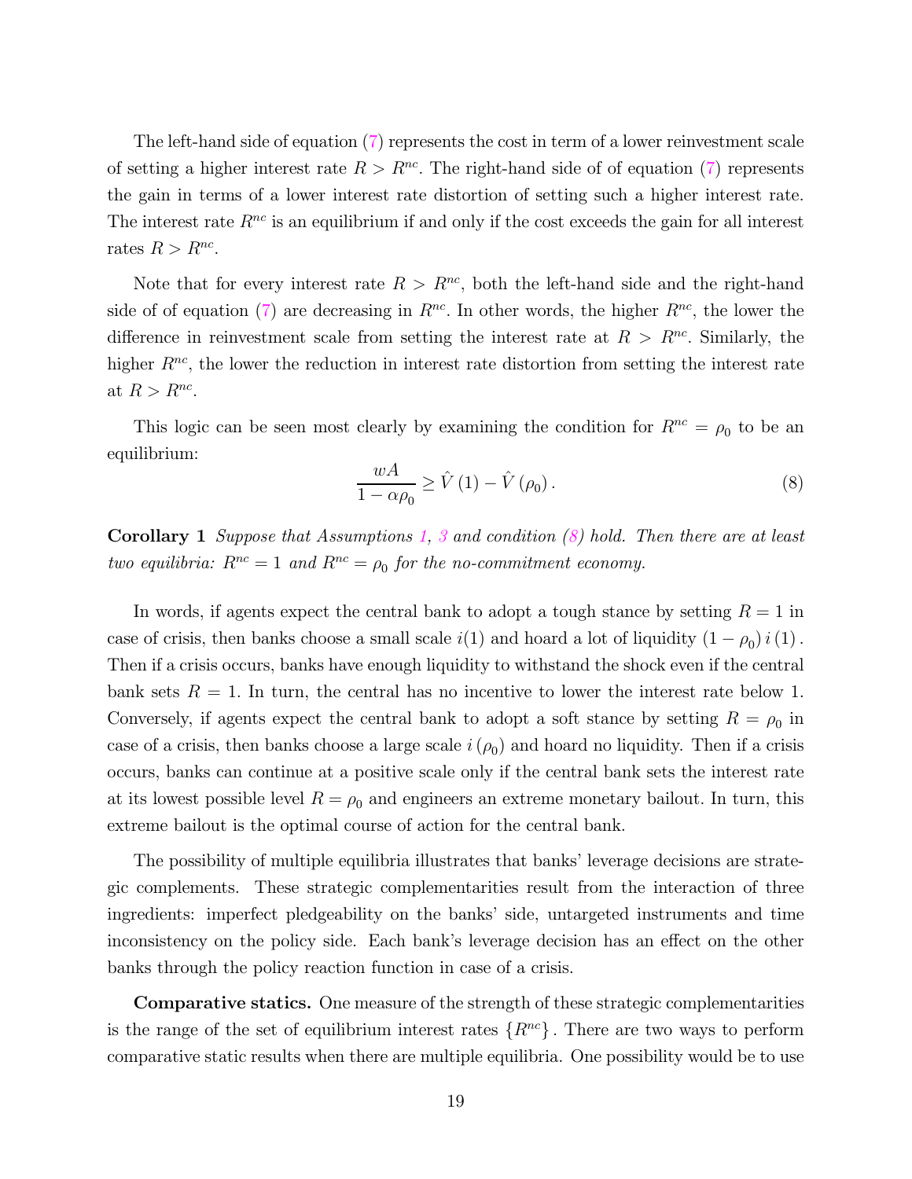The left-hand side of equation (7) represents the cost in term of a lower reinvestment scale of setting a higher interest rate $R > R^{nc}$. The right-hand side of of equation (7) represents the gain in terms of a lower interest rate distortion of setting such a higher interest rate. The interest rate $R^{nc}$ is an equilibrium if and only if the cost exceeds the gain for all interest rates $R > R^{nc}$.

Note that for every interest rate $R > R^{nc}$, both the left-hand side and the right-hand side of of equation (7) are decreasing in $R^{nc}$. In other words, the higher $R^{nc}$, the lower the difference in reinvestment scale from setting the interest rate at $R > R^{nc}$. Similarly, the higher $R^{nc}$, the lower the reduction in interest rate distortion from setting the interest rate at $R > R^{nc}$.

This logic can be seen most clearly by examining the condition for $R^{nc} = \rho_0$ to be an equilibrium:

$$\frac{wA}{1 - \alpha\rho_0} \geq \hat{V}(1) - \hat{V}(\rho_0). \tag{8}$$

**Corollary 1** *Suppose that Assumptions 1, 3 and condition (8) hold. Then there are at least two equilibria: $R^{nc} = 1$ and $R^{nc} = \rho_0$ for the no-commitment economy.*

In words, if agents expect the central bank to adopt a tough stance by setting $R = 1$ in case of crisis, then banks choose a small scale $i(1)$ and hoard a lot of liquidity $(1 - \rho_0)\, i(1)$. Then if a crisis occurs, banks have enough liquidity to withstand the shock even if the central bank sets $R = 1$. In turn, the central has no incentive to lower the interest rate below 1. Conversely, if agents expect the central bank to adopt a soft stance by setting $R = \rho_0$ in case of a crisis, then banks choose a large scale $i(\rho_0)$ and hoard no liquidity. Then if a crisis occurs, banks can continue at a positive scale only if the central bank sets the interest rate at its lowest possible level $R = \rho_0$ and engineers an extreme monetary bailout. In turn, this extreme bailout is the optimal course of action for the central bank.

The possibility of multiple equilibria illustrates that banks' leverage decisions are strategic complements. These strategic complementarities result from the interaction of three ingredients: imperfect pledgeability on the banks' side, untargeted instruments and time inconsistency on the policy side. Each bank's leverage decision has an effect on the other banks through the policy reaction function in case of a crisis.

**Comparative statics.** One measure of the strength of these strategic complementarities is the range of the set of equilibrium interest rates $\{R^{nc}\}$. There are two ways to perform comparative static results when there are multiple equilibria. One possibility would be to use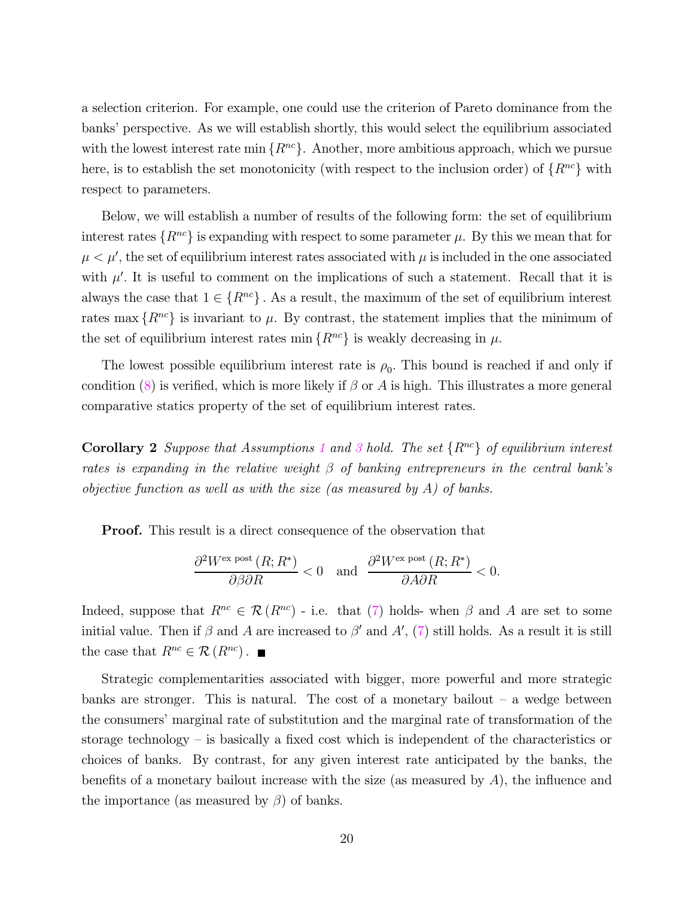a selection criterion. For example, one could use the criterion of Pareto dominance from the banks' perspective. As we will establish shortly, this would select the equilibrium associated with the lowest interest rate $\min\{R^{nc}\}$. Another, more ambitious approach, which we pursue here, is to establish the set monotonicity (with respect to the inclusion order) of $\{R^{nc}\}$ with respect to parameters.

Below, we will establish a number of results of the following form: the set of equilibrium interest rates $\{R^{nc}\}$ is expanding with respect to some parameter $\mu$. By this we mean that for $\mu < \mu'$, the set of equilibrium interest rates associated with $\mu$ is included in the one associated with $\mu'$. It is useful to comment on the implications of such a statement. Recall that it is always the case that $1 \in \{R^{nc}\}$. As a result, the maximum of the set of equilibrium interest rates $\max\{R^{nc}\}$ is invariant to $\mu$. By contrast, the statement implies that the minimum of the set of equilibrium interest rates $\min\{R^{nc}\}$ is weakly decreasing in $\mu$.

The lowest possible equilibrium interest rate is $\rho_0$. This bound is reached if and only if condition (8) is verified, which is more likely if $\beta$ or $A$ is high. This illustrates a more general comparative statics property of the set of equilibrium interest rates.

**Corollary 2** *Suppose that Assumptions 1 and 3 hold. The set $\{R^{nc}\}$ of equilibrium interest rates is expanding in the relative weight $\beta$ of banking entrepreneurs in the central bank's objective function as well as with the size (as measured by $A$) of banks.*

**Proof.** This result is a direct consequence of the observation that

$$\frac{\partial^2 W^{\text{ex post}}(R; R^*)}{\partial\beta\partial R} < 0 \quad \text{and} \quad \frac{\partial^2 W^{\text{ex post}}(R; R^*)}{\partial A\partial R} < 0.$$

Indeed, suppose that $R^{nc} \in \mathcal{R}(R^{nc})$ - i.e. that (7) holds- when $\beta$ and $A$ are set to some initial value. Then if $\beta$ and $A$ are increased to $\beta'$ and $A'$, (7) still holds. As a result it is still the case that $R^{nc} \in \mathcal{R}(R^{nc})$. ■

Strategic complementarities associated with bigger, more powerful and more strategic banks are stronger. This is natural. The cost of a monetary bailout – a wedge between the consumers' marginal rate of substitution and the marginal rate of transformation of the storage technology – is basically a fixed cost which is independent of the characteristics or choices of banks. By contrast, for any given interest rate anticipated by the banks, the benefits of a monetary bailout increase with the size (as measured by $A$), the influence and the importance (as measured by $\beta$) of banks.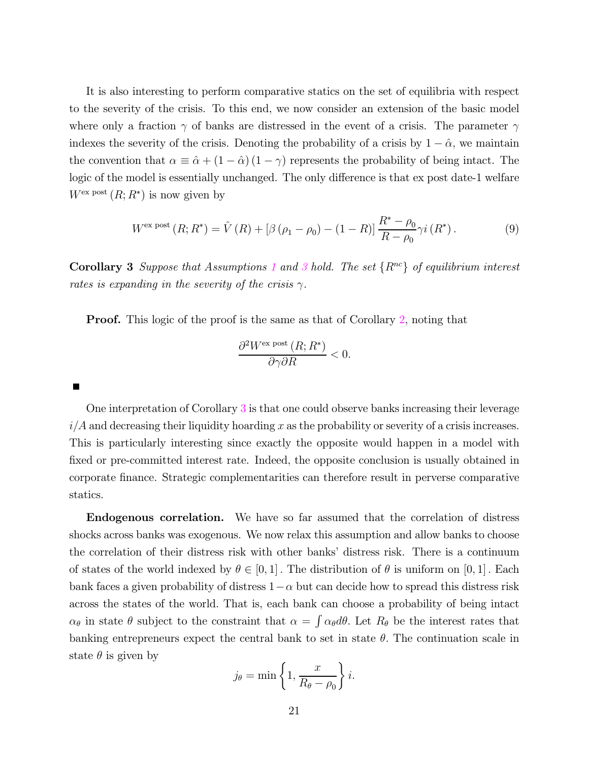It is also interesting to perform comparative statics on the set of equilibria with respect to the severity of the crisis. To this end, we now consider an extension of the basic model where only a fraction $\gamma$ of banks are distressed in the event of a crisis. The parameter $\gamma$ indexes the severity of the crisis. Denoting the probability of a crisis by $1-\hat{\alpha}$, we maintain the convention that $\alpha \equiv \hat{\alpha} + (1-\hat{\alpha})(1-\gamma)$ represents the probability of being intact. The logic of the model is essentially unchanged. The only difference is that ex post date-1 welfare $W^{\text{ex post}}(R; R^*)$ is now given by

$$W^{\text{ex post}}(R; R^*) = \hat{V}(R) + [\beta(\rho_1 - \rho_0) - (1-R)] \frac{R^* - \rho_0}{R - \rho_0} \gamma i(R^*). \tag{9}$$

**Corollary 3** *Suppose that Assumptions 1 and 3 hold. The set $\{R^{nc}\}$ of equilibrium interest rates is expanding in the severity of the crisis $\gamma$.*

**Proof.** This logic of the proof is the same as that of Corollary 2, noting that

$$\frac{\partial^2 W^{\text{ex post}}(R; R^*)}{\partial \gamma \partial R} < 0.$$

■

One interpretation of Corollary 3 is that one could observe banks increasing their leverage $i/A$ and decreasing their liquidity hoarding $x$ as the probability or severity of a crisis increases. This is particularly interesting since exactly the opposite would happen in a model with fixed or pre-committed interest rate. Indeed, the opposite conclusion is usually obtained in corporate finance. Strategic complementarities can therefore result in perverse comparative statics.

**Endogenous correlation.** We have so far assumed that the correlation of distress shocks across banks was exogenous. We now relax this assumption and allow banks to choose the correlation of their distress risk with other banks' distress risk. There is a continuum of states of the world indexed by $\theta \in [0,1]$. The distribution of $\theta$ is uniform on $[0,1]$. Each bank faces a given probability of distress $1-\alpha$ but can decide how to spread this distress risk across the states of the world. That is, each bank can choose a probability of being intact $\alpha_\theta$ in state $\theta$ subject to the constraint that $\alpha = \int \alpha_\theta d\theta$. Let $R_\theta$ be the interest rates that banking entrepreneurs expect the central bank to set in state $\theta$. The continuation scale in state $\theta$ is given by

$$j_\theta = \min\left\{1, \frac{x}{R_\theta - \rho_0}\right\} i.$$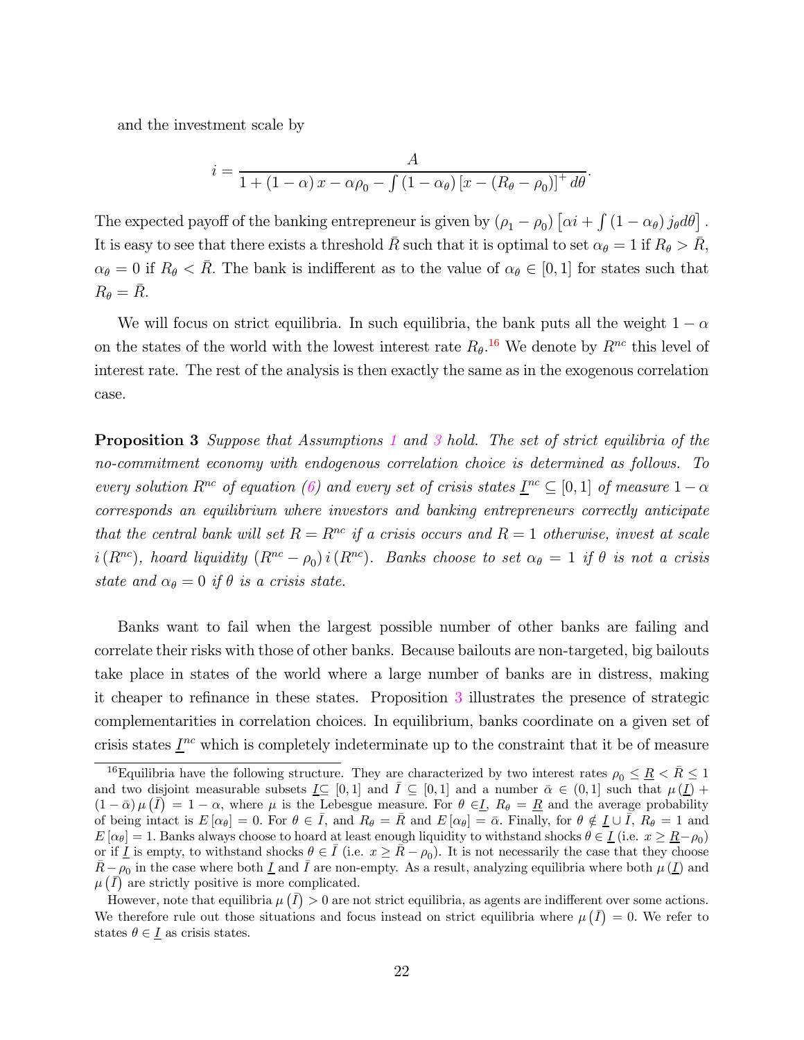and the investment scale by

$$i = \frac{A}{1 + (1-\alpha)\, x - \alpha\rho_0 - \int (1-\alpha_\theta) \left[x - (R_\theta - \rho_0)\right]^+ d\theta}.$$

The expected payoff of the banking entrepreneur is given by $(\rho_1 - \rho_0)\left[\alpha i + \int (1-\alpha_\theta)\, j_\theta d\theta\right]$. It is easy to see that there exists a threshold $\bar{R}$ such that it is optimal to set $\alpha_\theta = 1$ if $R_\theta > \bar{R}$, $\alpha_\theta = 0$ if $R_\theta < \bar{R}$. The bank is indifferent as to the value of $\alpha_\theta \in [0,1]$ for states such that $R_\theta = \bar{R}$.

We will focus on strict equilibria. In such equilibria, the bank puts all the weight $1-\alpha$ on the states of the world with the lowest interest rate $R_\theta$.[16] We denote by $R^{nc}$ this level of interest rate. The rest of the analysis is then exactly the same as in the exogenous correlation case.

**Proposition 3** *Suppose that Assumptions 1 and 3 hold. The set of strict equilibria of the no-commitment economy with endogenous correlation choice is determined as follows. To every solution $R^{nc}$ of equation (6) and every set of crisis states $\underline{I}^{nc} \subseteq [0,1]$ of measure $1-\alpha$ corresponds an equilibrium where investors and banking entrepreneurs correctly anticipate that the central bank will set $R = R^{nc}$ if a crisis occurs and $R = 1$ otherwise, invest at scale $i(R^{nc})$, hoard liquidity $(R^{nc} - \rho_0)\, i(R^{nc})$. Banks choose to set $\alpha_\theta = 1$ if $\theta$ is not a crisis state and $\alpha_\theta = 0$ if $\theta$ is a crisis state.*

Banks want to fail when the largest possible number of other banks are failing and correlate their risks with those of other banks. Because bailouts are non-targeted, big bailouts take place in states of the world where a large number of banks are in distress, making it cheaper to refinance in these states. Proposition 3 illustrates the presence of strategic complementarities in correlation choices. In equilibrium, banks coordinate on a given set of crisis states $\underline{I}^{nc}$ which is completely indeterminate up to the constraint that it be of measure

---

[16] Equilibria have the following structure. They are characterized by two interest rates $\rho_0 \leq \underline{R} < \bar{R} \leq 1$ and two disjoint measurable subsets $\underline{I} \subseteq [0,1]$ and $\bar{I} \subseteq [0,1]$ and a number $\bar{\alpha} \in (0,1]$ such that $\mu(\underline{I}) + (1-\bar{\alpha})\,\mu(\bar{I}) = 1-\alpha$, where $\mu$ is the Lebesgue measure. For $\theta \in \underline{I}$, $R_\theta = \underline{R}$ and the average probability of being intact is $E[\alpha_\theta] = 0$. For $\theta \in \bar{I}$, and $R_\theta = \bar{R}$ and $E[\alpha_\theta] = \bar{\alpha}$. Finally, for $\theta \notin \underline{I} \cup \bar{I}$, $R_\theta = 1$ and $E[\alpha_\theta] = 1$. Banks always choose to hoard at least enough liquidity to withstand shocks $\theta \in \underline{I}$ (i.e. $x \geq \underline{R} - \rho_0$) or if $\underline{I}$ is empty, to withstand shocks $\theta \in \bar{I}$ (i.e. $x \geq \bar{R} - \rho_0$). It is not necessarily the case that they choose $\bar{R} - \rho_0$ in the case where both $\underline{I}$ and $\bar{I}$ are non-empty. As a result, analyzing equilibria where both $\mu(\underline{I})$ and $\mu(\bar{I})$ are strictly positive is more complicated.

However, note that equilibria $\mu(\bar{I}) > 0$ are not strict equilibria, as agents are indifferent over some actions. We therefore rule out those situations and focus instead on strict equilibria where $\mu(\bar{I}) = 0$. We refer to states $\theta \in \underline{I}$ as crisis states.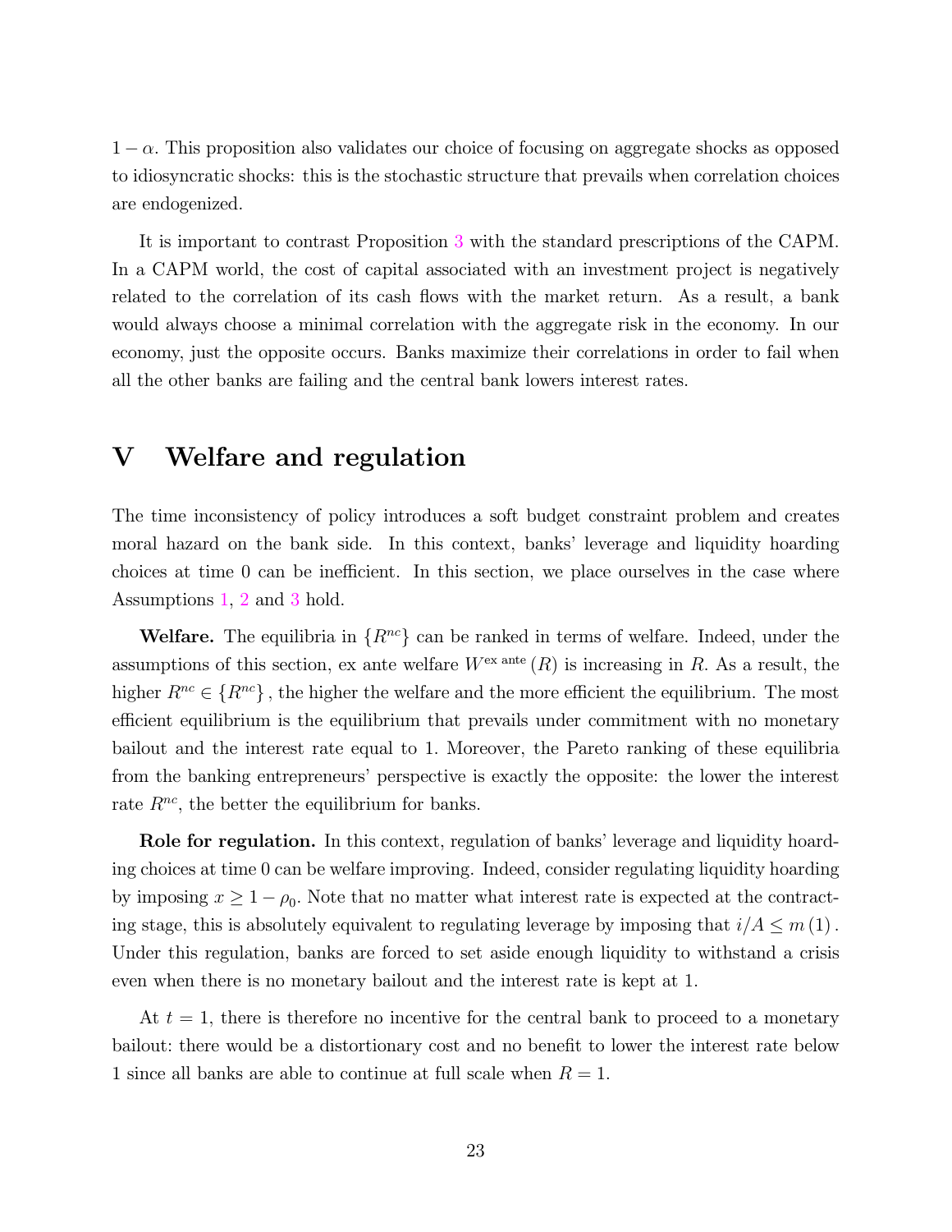$1-\alpha$. This proposition also validates our choice of focusing on aggregate shocks as opposed to idiosyncratic shocks: this is the stochastic structure that prevails when correlation choices are endogenized.

It is important to contrast Proposition 3 with the standard prescriptions of the CAPM. In a CAPM world, the cost of capital associated with an investment project is negatively related to the correlation of its cash flows with the market return. As a result, a bank would always choose a minimal correlation with the aggregate risk in the economy. In our economy, just the opposite occurs. Banks maximize their correlations in order to fail when all the other banks are failing and the central bank lowers interest rates.

# V Welfare and regulation

The time inconsistency of policy introduces a soft budget constraint problem and creates moral hazard on the bank side. In this context, banks' leverage and liquidity hoarding choices at time 0 can be inefficient. In this section, we place ourselves in the case where Assumptions 1, 2 and 3 hold.

**Welfare.** The equilibria in $\{R^{nc}\}$ can be ranked in terms of welfare. Indeed, under the assumptions of this section, ex ante welfare $W^{\text{ex ante}}(R)$ is increasing in $R$. As a result, the higher $R^{nc} \in \{R^{nc}\}$, the higher the welfare and the more efficient the equilibrium. The most efficient equilibrium is the equilibrium that prevails under commitment with no monetary bailout and the interest rate equal to 1. Moreover, the Pareto ranking of these equilibria from the banking entrepreneurs' perspective is exactly the opposite: the lower the interest rate $R^{nc}$, the better the equilibrium for banks.

**Role for regulation.** In this context, regulation of banks' leverage and liquidity hoarding choices at time 0 can be welfare improving. Indeed, consider regulating liquidity hoarding by imposing $x \geq 1-\rho_0$. Note that no matter what interest rate is expected at the contracting stage, this is absolutely equivalent to regulating leverage by imposing that $i/A \leq m(1)$. Under this regulation, banks are forced to set aside enough liquidity to withstand a crisis even when there is no monetary bailout and the interest rate is kept at 1.

At $t=1$, there is therefore no incentive for the central bank to proceed to a monetary bailout: there would be a distortionary cost and no benefit to lower the interest rate below 1 since all banks are able to continue at full scale when $R=1$.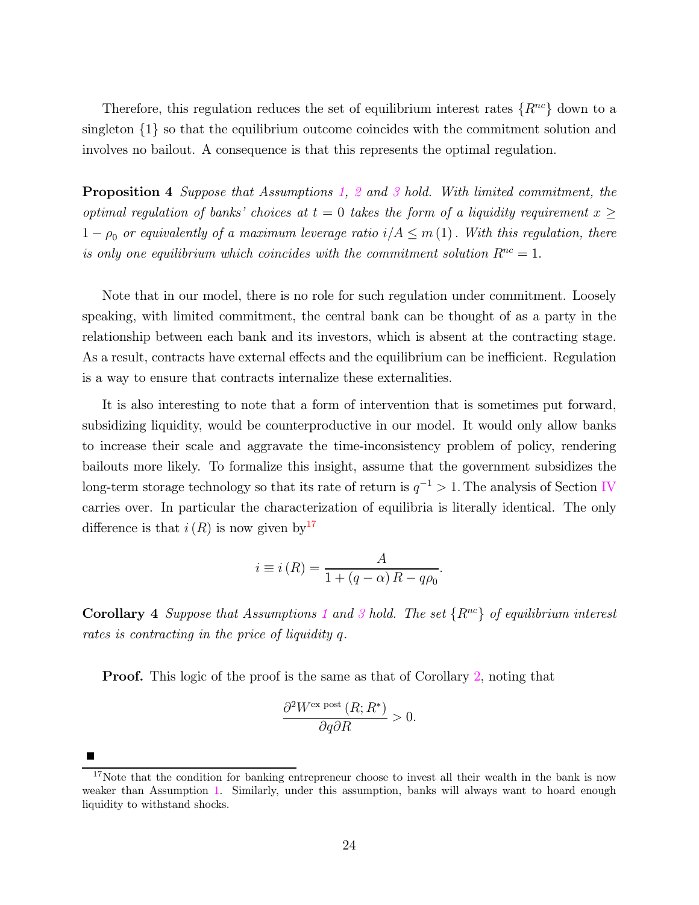Therefore, this regulation reduces the set of equilibrium interest rates $\{R^{nc}\}$ down to a singleton $\{1\}$ so that the equilibrium outcome coincides with the commitment solution and involves no bailout. A consequence is that this represents the optimal regulation.

**Proposition 4** *Suppose that Assumptions 1, 2 and 3 hold. With limited commitment, the optimal regulation of banks' choices at $t = 0$ takes the form of a liquidity requirement $x \geq 1 - \rho_0$ or equivalently of a maximum leverage ratio $i/A \leq m(1)$. With this regulation, there is only one equilibrium which coincides with the commitment solution $R^{nc} = 1$.*

Note that in our model, there is no role for such regulation under commitment. Loosely speaking, with limited commitment, the central bank can be thought of as a party in the relationship between each bank and its investors, which is absent at the contracting stage. As a result, contracts have external effects and the equilibrium can be inefficient. Regulation is a way to ensure that contracts internalize these externalities.

It is also interesting to note that a form of intervention that is sometimes put forward, subsidizing liquidity, would be counterproductive in our model. It would only allow banks to increase their scale and aggravate the time-inconsistency problem of policy, rendering bailouts more likely. To formalize this insight, assume that the government subsidizes the long-term storage technology so that its rate of return is $q^{-1} > 1$. The analysis of Section IV carries over. In particular the characterization of equilibria is literally identical. The only difference is that $i(R)$ is now given by[17]

$$i \equiv i(R) = \frac{A}{1 + (q - \alpha) R - q\rho_0}.$$

**Corollary 4** *Suppose that Assumptions 1 and 3 hold. The set $\{R^{nc}\}$ of equilibrium interest rates is contracting in the price of liquidity $q$.*

**Proof.** This logic of the proof is the same as that of Corollary 2, noting that

$$\frac{\partial^2 W^{\text{ex post}}(R; R^*)}{\partial q \partial R} > 0.$$

■

[17] Note that the condition for banking entrepreneur choose to invest all their wealth in the bank is now weaker than Assumption 1. Similarly, under this assumption, banks will always want to hoard enough liquidity to withstand shocks.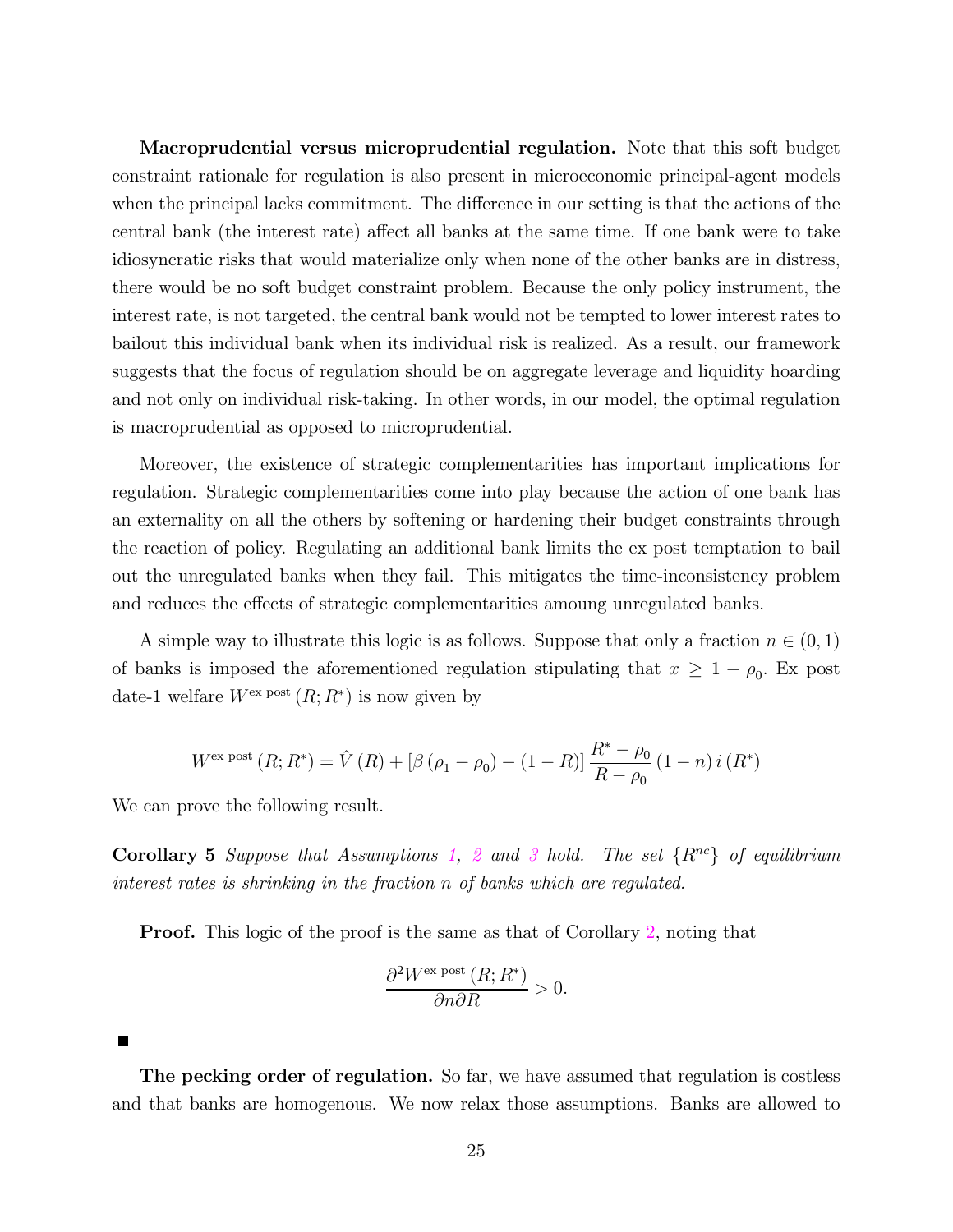**Macroprudential versus microprudential regulation.** Note that this soft budget constraint rationale for regulation is also present in microeconomic principal-agent models when the principal lacks commitment. The difference in our setting is that the actions of the central bank (the interest rate) affect all banks at the same time. If one bank were to take idiosyncratic risks that would materialize only when none of the other banks are in distress, there would be no soft budget constraint problem. Because the only policy instrument, the interest rate, is not targeted, the central bank would not be tempted to lower interest rates to bailout this individual bank when its individual risk is realized. As a result, our framework suggests that the focus of regulation should be on aggregate leverage and liquidity hoarding and not only on individual risk-taking. In other words, in our model, the optimal regulation is macroprudential as opposed to microprudential.

Moreover, the existence of strategic complementarities has important implications for regulation. Strategic complementarities come into play because the action of one bank has an externality on all the others by softening or hardening their budget constraints through the reaction of policy. Regulating an additional bank limits the ex post temptation to bail out the unregulated banks when they fail. This mitigates the time-inconsistency problem and reduces the effects of strategic complementarities amoung unregulated banks.

A simple way to illustrate this logic is as follows. Suppose that only a fraction $n \in (0,1)$ of banks is imposed the aforementioned regulation stipulating that $x \geq 1 - \rho_0$. Ex post date-1 welfare $W^{\text{ex post}}(R;R^*)$ is now given by

$$W^{\text{ex post}}(R;R^*) = \hat{V}(R) + \left[\beta(\rho_1 - \rho_0) - (1-R)\right] \frac{R^* - \rho_0}{R - \rho_0} (1-n)\, i(R^*)$$

We can prove the following result.

**Corollary 5** *Suppose that Assumptions 1, 2 and 3 hold. The set $\{R^{nc}\}$ of equilibrium interest rates is shrinking in the fraction $n$ of banks which are regulated.*

**Proof.** This logic of the proof is the same as that of Corollary 2, noting that

$$\frac{\partial^2 W^{\text{ex post}}(R;R^*)}{\partial n \partial R} > 0.$$

■

**The pecking order of regulation.** So far, we have assumed that regulation is costless and that banks are homogenous. We now relax those assumptions. Banks are allowed to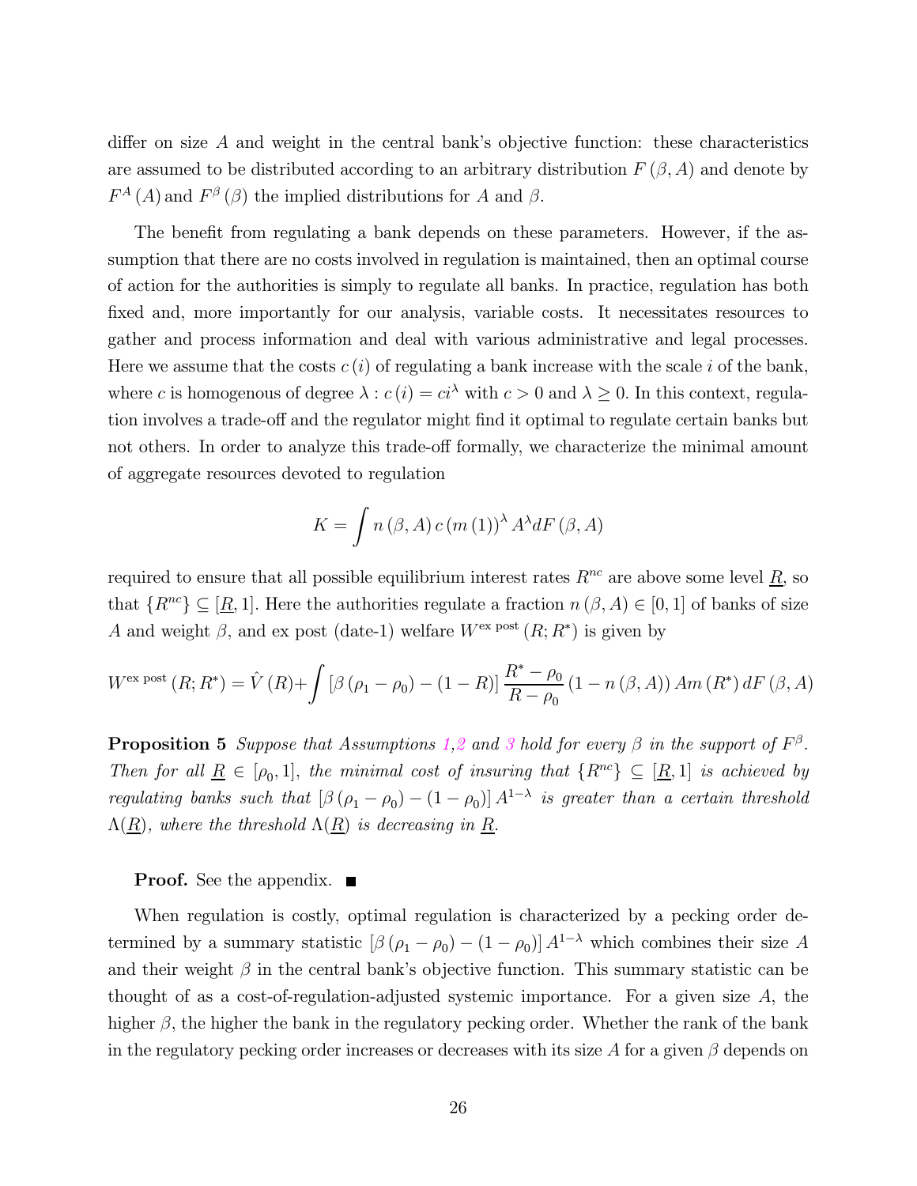differ on size $A$ and weight in the central bank's objective function: these characteristics are assumed to be distributed according to an arbitrary distribution $F(\beta, A)$ and denote by $F^A(A)$ and $F^\beta(\beta)$ the implied distributions for $A$ and $\beta$.

The benefit from regulating a bank depends on these parameters. However, if the assumption that there are no costs involved in regulation is maintained, then an optimal course of action for the authorities is simply to regulate all banks. In practice, regulation has both fixed and, more importantly for our analysis, variable costs. It necessitates resources to gather and process information and deal with various administrative and legal processes. Here we assume that the costs $c(i)$ of regulating a bank increase with the scale $i$ of the bank, where $c$ is homogenous of degree $\lambda : c(i) = ci^\lambda$ with $c > 0$ and $\lambda \geq 0$. In this context, regulation involves a trade-off and the regulator might find it optimal to regulate certain banks but not others. In order to analyze this trade-off formally, we characterize the minimal amount of aggregate resources devoted to regulation

$$K = \int n(\beta, A) c (m(1))^\lambda A^\lambda dF(\beta, A)$$

required to ensure that all possible equilibrium interest rates $R^{nc}$ are above some level $\underline{R}$, so that $\{R^{nc}\} \subseteq [\underline{R}, 1]$. Here the authorities regulate a fraction $n(\beta, A) \in [0, 1]$ of banks of size $A$ and weight $\beta$, and ex post (date-1) welfare $W^{\text{ex post}}(R; R^*)$ is given by

$$W^{\text{ex post}}(R; R^*) = \hat{V}(R) + \int [\beta(\rho_1 - \rho_0) - (1 - R)] \frac{R^* - \rho_0}{R - \rho_0} (1 - n(\beta, A)) Am(R^*) dF(\beta, A)$$

**Proposition 5** *Suppose that Assumptions 1,2 and 3 hold for every $\beta$ in the support of $F^\beta$. Then for all $\underline{R} \in [\rho_0, 1]$, the minimal cost of insuring that $\{R^{nc}\} \subseteq [\underline{R}, 1]$ is achieved by regulating banks such that $[\beta(\rho_1 - \rho_0) - (1 - \rho_0)] A^{1-\lambda}$ is greater than a certain threshold $\Lambda(\underline{R})$, where the threshold $\Lambda(\underline{R})$ is decreasing in $\underline{R}$.*

**Proof.** See the appendix. ■

When regulation is costly, optimal regulation is characterized by a pecking order determined by a summary statistic $[\beta(\rho_1 - \rho_0) - (1 - \rho_0)] A^{1-\lambda}$ which combines their size $A$ and their weight $\beta$ in the central bank's objective function. This summary statistic can be thought of as a cost-of-regulation-adjusted systemic importance. For a given size $A$, the higher $\beta$, the higher the bank in the regulatory pecking order. Whether the rank of the bank in the regulatory pecking order increases or decreases with its size $A$ for a given $\beta$ depends on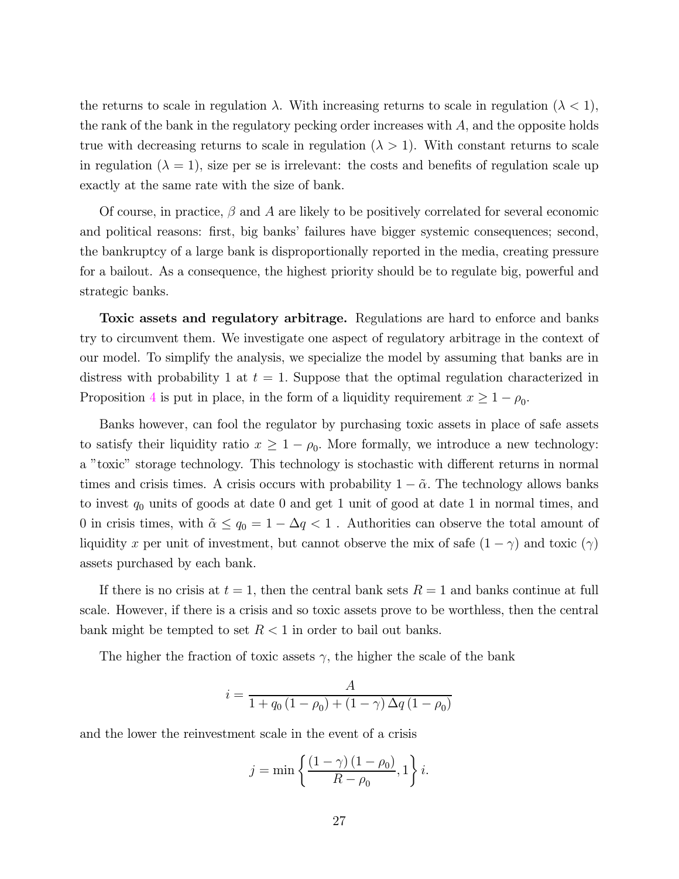the returns to scale in regulation $\lambda$. With increasing returns to scale in regulation ($\lambda < 1$), the rank of the bank in the regulatory pecking order increases with $A$, and the opposite holds true with decreasing returns to scale in regulation ($\lambda > 1$). With constant returns to scale in regulation ($\lambda = 1$), size per se is irrelevant: the costs and benefits of regulation scale up exactly at the same rate with the size of bank.

Of course, in practice, $\beta$ and $A$ are likely to be positively correlated for several economic and political reasons: first, big banks' failures have bigger systemic consequences; second, the bankruptcy of a large bank is disproportionally reported in the media, creating pressure for a bailout. As a consequence, the highest priority should be to regulate big, powerful and strategic banks.

**Toxic assets and regulatory arbitrage.** Regulations are hard to enforce and banks try to circumvent them. We investigate one aspect of regulatory arbitrage in the context of our model. To simplify the analysis, we specialize the model by assuming that banks are in distress with probability 1 at $t = 1$. Suppose that the optimal regulation characterized in Proposition 4 is put in place, in the form of a liquidity requirement $x \geq 1 - \rho_0$.

Banks however, can fool the regulator by purchasing toxic assets in place of safe assets to satisfy their liquidity ratio $x \geq 1 - \rho_0$. More formally, we introduce a new technology: a "toxic" storage technology. This technology is stochastic with different returns in normal times and crisis times. A crisis occurs with probability $1 - \tilde{\alpha}$. The technology allows banks to invest $q_0$ units of goods at date 0 and get 1 unit of good at date 1 in normal times, and 0 in crisis times, with $\tilde{\alpha} \leq q_0 = 1 - \Delta q < 1$ . Authorities can observe the total amount of liquidity $x$ per unit of investment, but cannot observe the mix of safe $(1 - \gamma)$ and toxic $(\gamma)$ assets purchased by each bank.

If there is no crisis at $t = 1$, then the central bank sets $R = 1$ and banks continue at full scale. However, if there is a crisis and so toxic assets prove to be worthless, then the central bank might be tempted to set $R < 1$ in order to bail out banks.

The higher the fraction of toxic assets $\gamma$, the higher the scale of the bank

$$i = \frac{A}{1 + q_0 (1 - \rho_0) + (1 - \gamma) \Delta q (1 - \rho_0)}$$

and the lower the reinvestment scale in the event of a crisis

$$j = \min \left\{ \frac{(1 - \gamma)(1 - \rho_0)}{R - \rho_0}, 1 \right\} i.$$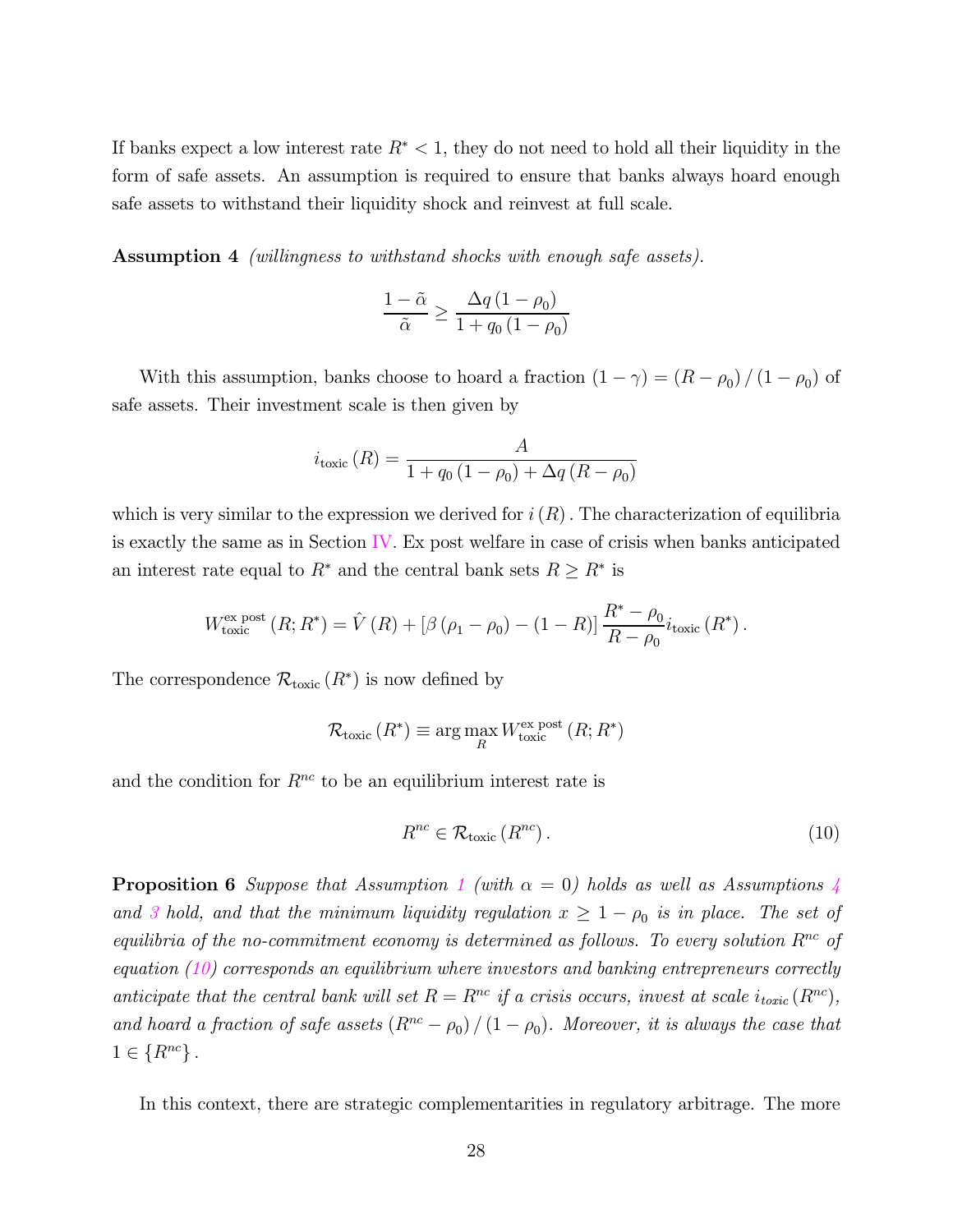If banks expect a low interest rate $R^* < 1$, they do not need to hold all their liquidity in the form of safe assets. An assumption is required to ensure that banks always hoard enough safe assets to withstand their liquidity shock and reinvest at full scale.

**Assumption 4** *(willingness to withstand shocks with enough safe assets).*

$$\frac{1-\tilde{\alpha}}{\tilde{\alpha}} \geq \frac{\Delta q \left(1-\rho_0\right)}{1+q_0\left(1-\rho_0\right)}$$

With this assumption, banks choose to hoard a fraction $(1-\gamma) = (R-\rho_0)/(1-\rho_0)$ of safe assets. Their investment scale is then given by

$$i_{\text{toxic}}(R) = \frac{A}{1+q_0\left(1-\rho_0\right)+\Delta q\left(R-\rho_0\right)}$$

which is very similar to the expression we derived for $i(R)$. The characterization of equilibria is exactly the same as in Section IV. Ex post welfare in case of crisis when banks anticipated an interest rate equal to $R^*$ and the central bank sets $R \geq R^*$ is

$$W_{\text{toxic}}^{\text{ex post}}(R; R^*) = \hat{V}(R) + \left[\beta\left(\rho_1-\rho_0\right)-(1-R)\right]\frac{R^*-\rho_0}{R-\rho_0} i_{\text{toxic}}(R^*).$$

The correspondence $\mathcal{R}_{\text{toxic}}(R^*)$ is now defined by

$$\mathcal{R}_{\text{toxic}}(R^*) \equiv \arg\max_{R} W_{\text{toxic}}^{\text{ex post}}(R; R^*)$$

and the condition for $R^{nc}$ to be an equilibrium interest rate is

$$R^{nc} \in \mathcal{R}_{\text{toxic}}(R^{nc}). \tag{10}$$

**Proposition 6** *Suppose that Assumption 1 (with $\alpha = 0$) holds as well as Assumptions 4 and 3 hold, and that the minimum liquidity regulation $x \geq 1-\rho_0$ is in place. The set of equilibria of the no-commitment economy is determined as follows. To every solution $R^{nc}$ of equation (10) corresponds an equilibrium where investors and banking entrepreneurs correctly anticipate that the central bank will set $R = R^{nc}$ if a crisis occurs, invest at scale $i_{toxic}(R^{nc})$, and hoard a fraction of safe assets $(R^{nc}-\rho_0)/(1-\rho_0)$. Moreover, it is always the case that $1 \in \{R^{nc}\}$.*

In this context, there are strategic complementarities in regulatory arbitrage. The more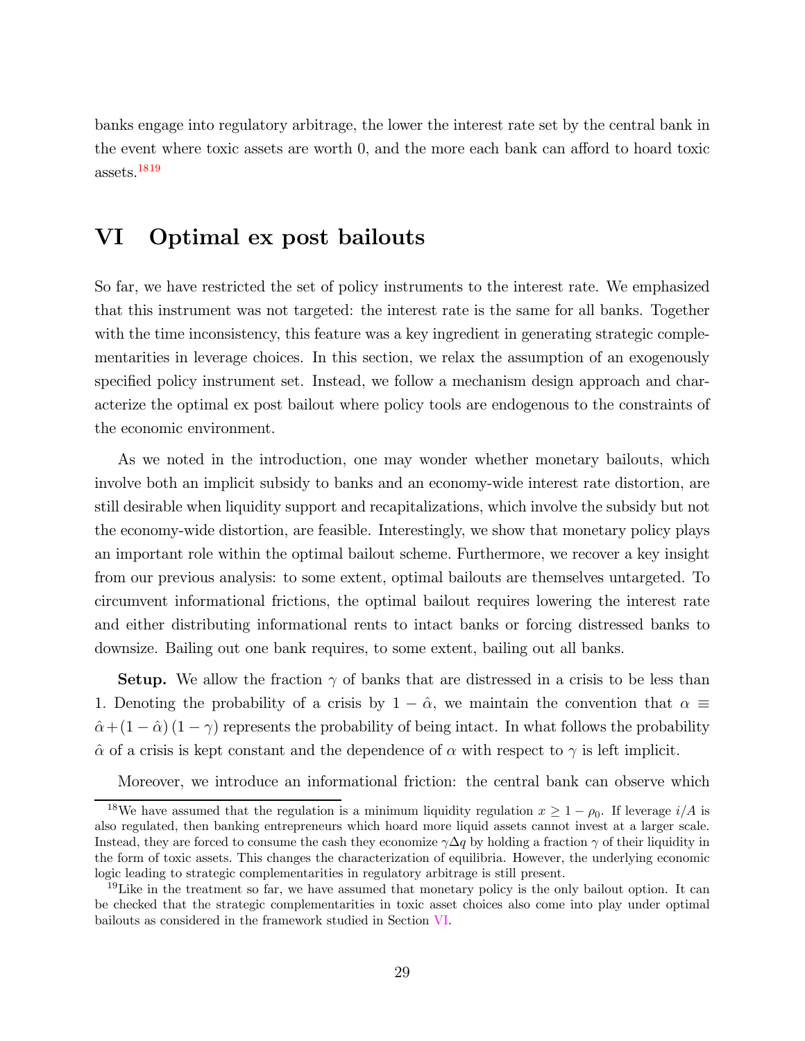banks engage into regulatory arbitrage, the lower the interest rate set by the central bank in the event where toxic assets are worth 0, and the more each bank can afford to hoard toxic assets.[18][19]

## VI Optimal ex post bailouts

So far, we have restricted the set of policy instruments to the interest rate. We emphasized that this instrument was not targeted: the interest rate is the same for all banks. Together with the time inconsistency, this feature was a key ingredient in generating strategic complementarities in leverage choices. In this section, we relax the assumption of an exogenously specified policy instrument set. Instead, we follow a mechanism design approach and characterize the optimal ex post bailout where policy tools are endogenous to the constraints of the economic environment.

As we noted in the introduction, one may wonder whether monetary bailouts, which involve both an implicit subsidy to banks and an economy-wide interest rate distortion, are still desirable when liquidity support and recapitalizations, which involve the subsidy but not the economy-wide distortion, are feasible. Interestingly, we show that monetary policy plays an important role within the optimal bailout scheme. Furthermore, we recover a key insight from our previous analysis: to some extent, optimal bailouts are themselves untargeted. To circumvent informational frictions, the optimal bailout requires lowering the interest rate and either distributing informational rents to intact banks or forcing distressed banks to downsize. Bailing out one bank requires, to some extent, bailing out all banks.

**Setup.** We allow the fraction $\gamma$ of banks that are distressed in a crisis to be less than 1. Denoting the probability of a crisis by $1 - \hat{\alpha}$, we maintain the convention that $\alpha \equiv \hat{\alpha} + (1 - \hat{\alpha})(1 - \gamma)$ represents the probability of being intact. In what follows the probability $\hat{\alpha}$ of a crisis is kept constant and the dependence of $\alpha$ with respect to $\gamma$ is left implicit.

Moreover, we introduce an informational friction: the central bank can observe which

---

[18] We have assumed that the regulation is a minimum liquidity regulation $x \geq 1 - \rho_0$. If leverage $i/A$ is also regulated, then banking entrepreneurs which hoard more liquid assets cannot invest at a larger scale. Instead, they are forced to consume the cash they economize $\gamma \Delta q$ by holding a fraction $\gamma$ of their liquidity in the form of toxic assets. This changes the characterization of equilibria. However, the underlying economic logic leading to strategic complementarities in regulatory arbitrage is still present.

[19] Like in the treatment so far, we have assumed that monetary policy is the only bailout option. It can be checked that the strategic complementarities in toxic asset choices also come into play under optimal bailouts as considered in the framework studied in Section VI.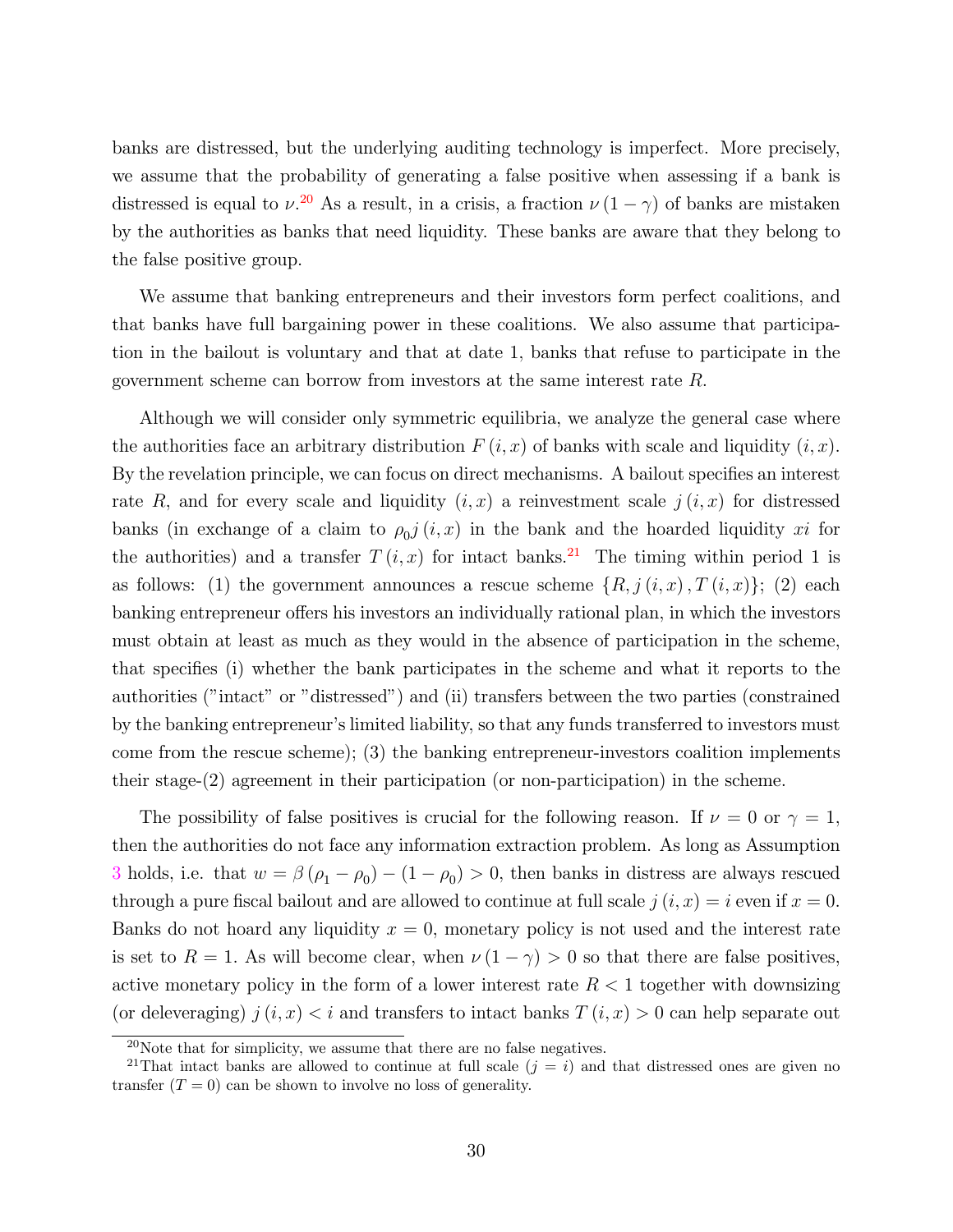banks are distressed, but the underlying auditing technology is imperfect. More precisely, we assume that the probability of generating a false positive when assessing if a bank is distressed is equal to $\nu$.[20] As a result, in a crisis, a fraction $\nu(1-\gamma)$ of banks are mistaken by the authorities as banks that need liquidity. These banks are aware that they belong to the false positive group.

We assume that banking entrepreneurs and their investors form perfect coalitions, and that banks have full bargaining power in these coalitions. We also assume that participation in the bailout is voluntary and that at date 1, banks that refuse to participate in the government scheme can borrow from investors at the same interest rate $R$.

Although we will consider only symmetric equilibria, we analyze the general case where the authorities face an arbitrary distribution $F(i,x)$ of banks with scale and liquidity $(i,x)$. By the revelation principle, we can focus on direct mechanisms. A bailout specifies an interest rate $R$, and for every scale and liquidity $(i,x)$ a reinvestment scale $j(i,x)$ for distressed banks (in exchange of a claim to $\rho_0 j(i,x)$ in the bank and the hoarded liquidity $xi$ for the authorities) and a transfer $T(i,x)$ for intact banks.[21] The timing within period 1 is as follows: (1) the government announces a rescue scheme $\{R, j(i,x), T(i,x)\}$; (2) each banking entrepreneur offers his investors an individually rational plan, in which the investors must obtain at least as much as they would in the absence of participation in the scheme, that specifies (i) whether the bank participates in the scheme and what it reports to the authorities ("intact" or "distressed") and (ii) transfers between the two parties (constrained by the banking entrepreneur's limited liability, so that any funds transferred to investors must come from the rescue scheme); (3) the banking entrepreneur-investors coalition implements their stage-(2) agreement in their participation (or non-participation) in the scheme.

The possibility of false positives is crucial for the following reason. If $\nu = 0$ or $\gamma = 1$, then the authorities do not face any information extraction problem. As long as Assumption 3 holds, i.e. that $w = \beta(\rho_1 - \rho_0) - (1-\rho_0) > 0$, then banks in distress are always rescued through a pure fiscal bailout and are allowed to continue at full scale $j(i,x) = i$ even if $x = 0$. Banks do not hoard any liquidity $x = 0$, monetary policy is not used and the interest rate is set to $R = 1$. As will become clear, when $\nu(1-\gamma) > 0$ so that there are false positives, active monetary policy in the form of a lower interest rate $R < 1$ together with downsizing (or deleveraging) $j(i,x) < i$ and transfers to intact banks $T(i,x) > 0$ can help separate out

[20] Note that for simplicity, we assume that there are no false negatives.

[21] That intact banks are allowed to continue at full scale ($j = i$) and that distressed ones are given no transfer ($T = 0$) can be shown to involve no loss of generality.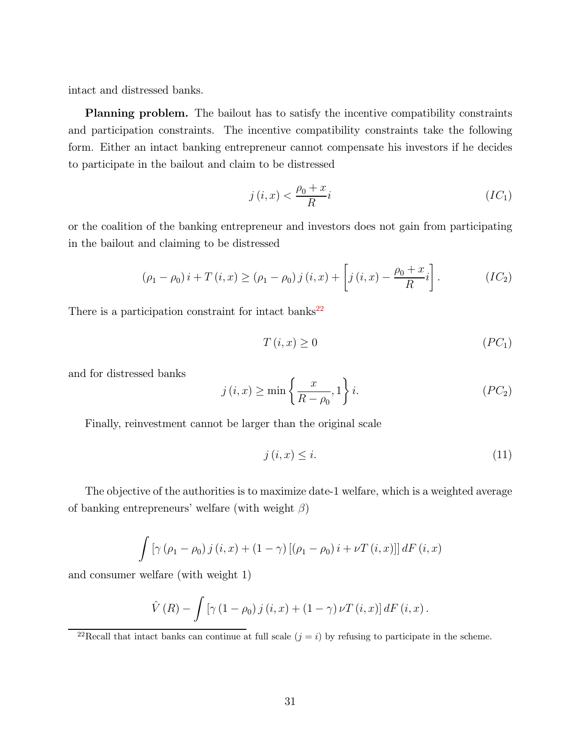intact and distressed banks.

**Planning problem.** The bailout has to satisfy the incentive compatibility constraints and participation constraints. The incentive compatibility constraints take the following form. Either an intact banking entrepreneur cannot compensate his investors if he decides to participate in the bailout and claim to be distressed

$$j(i,x) < \frac{\rho_0 + x}{R} i \tag{$IC_1$}$$

or the coalition of the banking entrepreneur and investors does not gain from participating in the bailout and claiming to be distressed

$$(\rho_1 - \rho_0) i + T(i,x) \geq (\rho_1 - \rho_0) j(i,x) + \left[ j(i,x) - \frac{\rho_0 + x}{R} i \right]. \tag{$IC_2$}$$

There is a participation constraint for intact banks[22]

$$T(i,x) \geq 0 \tag{$PC_1$}$$

and for distressed banks

$$j(i,x) \geq \min\left\{ \frac{x}{R - \rho_0}, 1 \right\} i. \tag{$PC_2$}$$

Finally, reinvestment cannot be larger than the original scale

$$j(i,x) \leq i. \tag{11}$$

The objective of the authorities is to maximize date-1 welfare, which is a weighted average of banking entrepreneurs' welfare (with weight $\beta$)

$$\int \left[ \gamma (\rho_1 - \rho_0) j(i,x) + (1-\gamma) \left[ (\rho_1 - \rho_0) i + \nu T(i,x) \right] \right] dF(i,x)$$

and consumer welfare (with weight 1)

$$\hat{V}(R) - \int \left[ \gamma (1 - \rho_0) j(i,x) + (1-\gamma) \nu T(i,x) \right] dF(i,x).$$

[22] Recall that intact banks can continue at full scale ($j = i$) by refusing to participate in the scheme.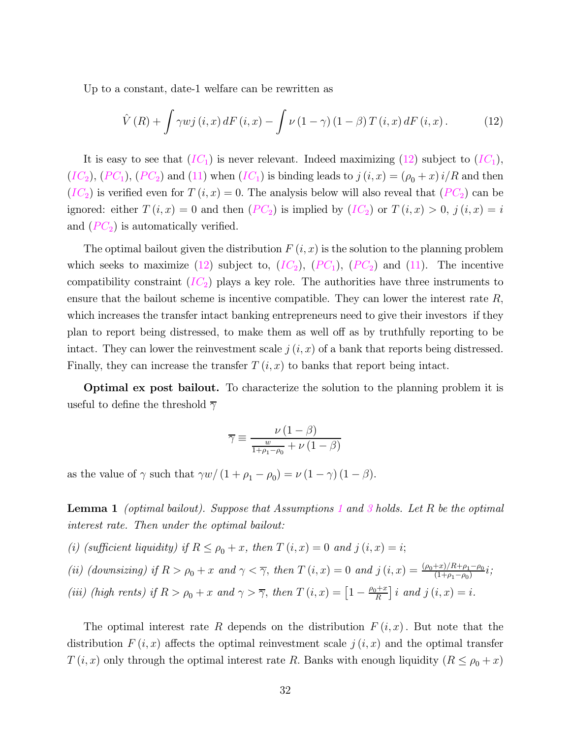Up to a constant, date-1 welfare can be rewritten as

$$\hat{V}(R) + \int \gamma w j(i,x)\, dF(i,x) - \int \nu (1-\gamma)(1-\beta) T(i,x)\, dF(i,x). \tag{12}$$

It is easy to see that ($IC_1$) is never relevant. Indeed maximizing (12) subject to ($IC_1$), ($IC_2$), ($PC_1$), ($PC_2$) and (11) when ($IC_1$) is binding leads to $j(i,x) = (\rho_0 + x)\, i/R$ and then ($IC_2$) is verified even for $T(i,x) = 0$. The analysis below will also reveal that ($PC_2$) can be ignored: either $T(i,x) = 0$ and then ($PC_2$) is implied by ($IC_2$) or $T(i,x) > 0$, $j(i,x) = i$ and ($PC_2$) is automatically verified.

The optimal bailout given the distribution $F(i,x)$ is the solution to the planning problem which seeks to maximize (12) subject to, ($IC_2$), ($PC_1$), ($PC_2$) and (11). The incentive compatibility constraint ($IC_2$) plays a key role. The authorities have three instruments to ensure that the bailout scheme is incentive compatible. They can lower the interest rate $R$, which increases the transfer intact banking entrepreneurs need to give their investors if they plan to report being distressed, to make them as well off as by truthfully reporting to be intact. They can lower the reinvestment scale $j(i,x)$ of a bank that reports being distressed. Finally, they can increase the transfer $T(i,x)$ to banks that report being intact.

**Optimal ex post bailout.** To characterize the solution to the planning problem it is useful to define the threshold $\overline{\gamma}$

$$\overline{\gamma} \equiv \frac{\nu(1-\beta)}{\frac{w}{1+\rho_1-\rho_0} + \nu(1-\beta)}$$

as the value of $\gamma$ such that $\gamma w/(1+\rho_1-\rho_0) = \nu(1-\gamma)(1-\beta)$.

**Lemma 1** *(optimal bailout). Suppose that Assumptions 1 and 3 holds. Let $R$ be the optimal interest rate. Then under the optimal bailout:*

*(i) (sufficient liquidity) if $R \leq \rho_0 + x$, then $T(i,x) = 0$ and $j(i,x) = i$;*

*(ii) (downsizing) if $R > \rho_0 + x$ and $\gamma < \overline{\gamma}$, then $T(i,x) = 0$ and $j(i,x) = \frac{(\rho_0+x)/R + \rho_1 - \rho_0}{(1+\rho_1-\rho_0)} i$;*

*(iii) (high rents) if $R > \rho_0 + x$ and $\gamma > \overline{\gamma}$, then $T(i,x) = \left[1 - \frac{\rho_0+x}{R}\right] i$ and $j(i,x) = i$.*

The optimal interest rate $R$ depends on the distribution $F(i,x)$. But note that the distribution $F(i,x)$ affects the optimal reinvestment scale $j(i,x)$ and the optimal transfer $T(i,x)$ only through the optimal interest rate $R$. Banks with enough liquidity ($R \leq \rho_0 + x$)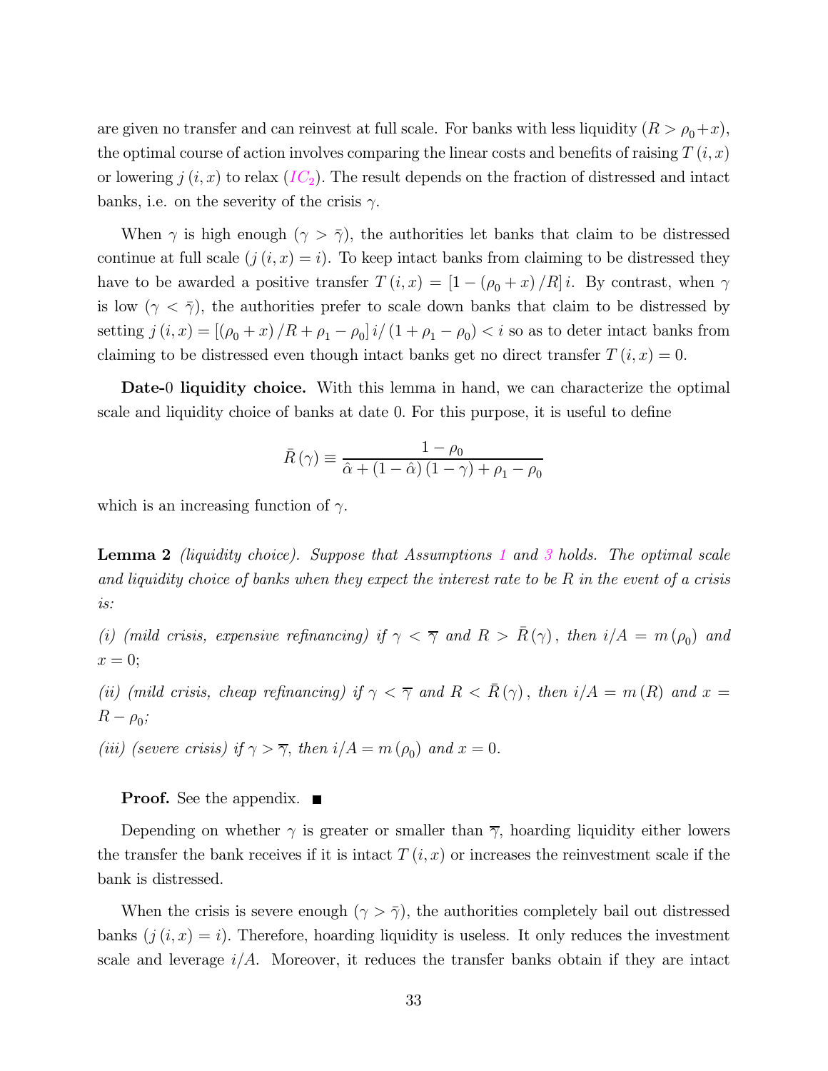are given no transfer and can reinvest at full scale. For banks with less liquidity ($R > \rho_0 + x$), the optimal course of action involves comparing the linear costs and benefits of raising $T(i, x)$ or lowering $j(i, x)$ to relax ($IC_2$). The result depends on the fraction of distressed and intact banks, i.e. on the severity of the crisis $\gamma$.

When $\gamma$ is high enough ($\gamma > \bar{\gamma}$), the authorities let banks that claim to be distressed continue at full scale ($j(i, x) = i$). To keep intact banks from claiming to be distressed they have to be awarded a positive transfer $T(i, x) = [1 - (\rho_0 + x)/R]\, i$. By contrast, when $\gamma$ is low ($\gamma < \bar{\gamma}$), the authorities prefer to scale down banks that claim to be distressed by setting $j(i, x) = [(\rho_0 + x)/R + \rho_1 - \rho_0]\, i/(1 + \rho_1 - \rho_0) < i$ so as to deter intact banks from claiming to be distressed even though intact banks get no direct transfer $T(i, x) = 0$.

**Date-0 liquidity choice.** With this lemma in hand, we can characterize the optimal scale and liquidity choice of banks at date 0. For this purpose, it is useful to define

$$\bar{R}(\gamma) \equiv \frac{1 - \rho_0}{\hat{\alpha} + (1 - \hat{\alpha})(1 - \gamma) + \rho_1 - \rho_0}$$

which is an increasing function of $\gamma$.

**Lemma 2** *(liquidity choice). Suppose that Assumptions 1 and 3 holds. The optimal scale and liquidity choice of banks when they expect the interest rate to be $R$ in the event of a crisis is:*

*(i) (mild crisis, expensive refinancing) if $\gamma < \overline{\gamma}$ and $R > \bar{R}(\gamma)$, then $i/A = m(\rho_0)$ and $x = 0$;*

*(ii) (mild crisis, cheap refinancing) if $\gamma < \overline{\gamma}$ and $R < \bar{R}(\gamma)$, then $i/A = m(R)$ and $x = R - \rho_0$;*

*(iii) (severe crisis) if $\gamma > \overline{\gamma}$, then $i/A = m(\rho_0)$ and $x = 0$.*

**Proof.** See the appendix. ■

Depending on whether $\gamma$ is greater or smaller than $\overline{\gamma}$, hoarding liquidity either lowers the transfer the bank receives if it is intact $T(i, x)$ or increases the reinvestment scale if the bank is distressed.

When the crisis is severe enough ($\gamma > \bar{\gamma}$), the authorities completely bail out distressed banks ($j(i, x) = i$). Therefore, hoarding liquidity is useless. It only reduces the investment scale and leverage $i/A$. Moreover, it reduces the transfer banks obtain if they are intact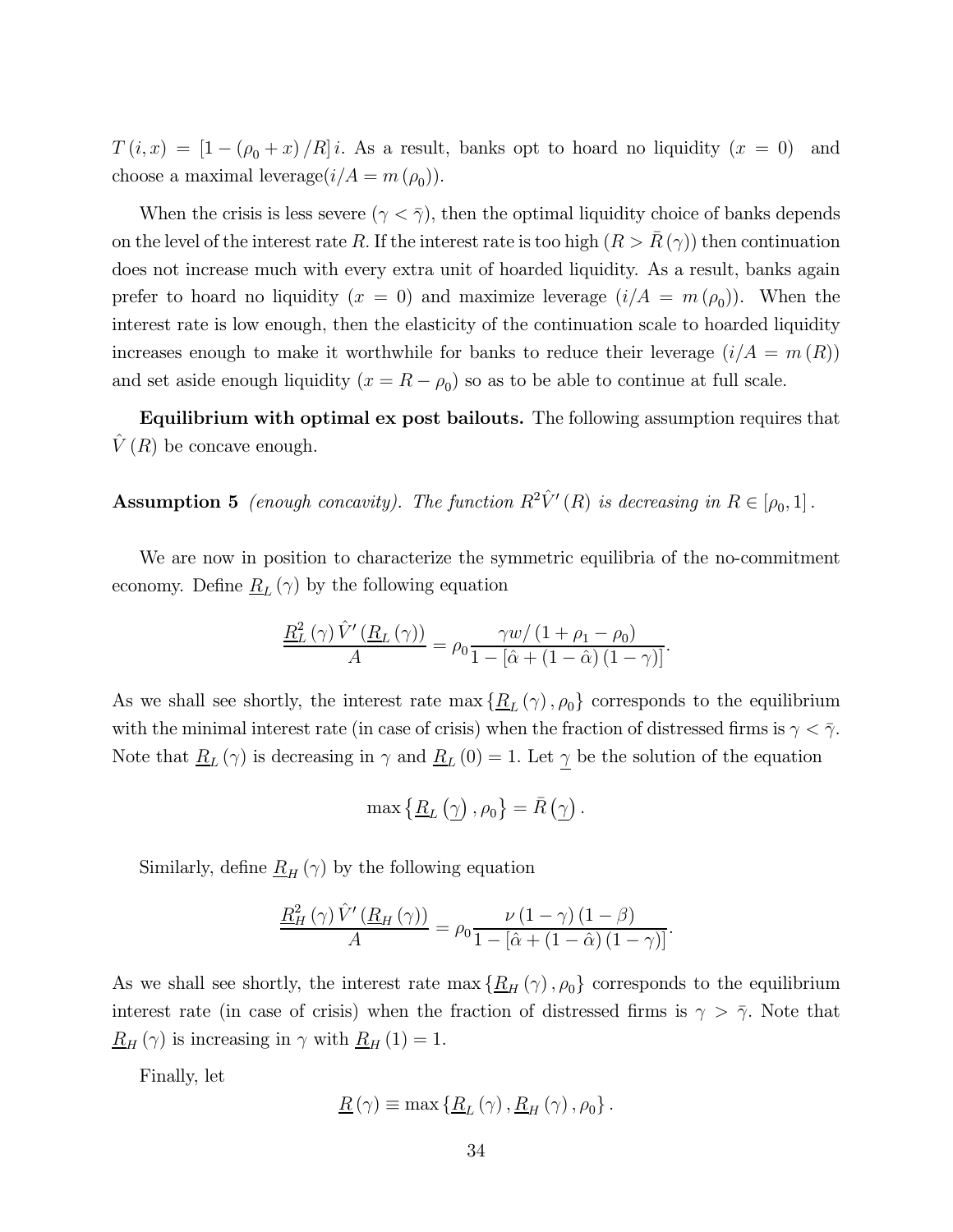$T(i,x) = [1 - (\rho_0 + x)/R]\, i$. As a result, banks opt to hoard no liquidity ($x = 0$) and choose a maximal leverage($i/A = m(\rho_0)$).

When the crisis is less severe ($\gamma < \bar{\gamma}$), then the optimal liquidity choice of banks depends on the level of the interest rate $R$. If the interest rate is too high ($R > \bar{R}(\gamma)$) then continuation does not increase much with every extra unit of hoarded liquidity. As a result, banks again prefer to hoard no liquidity ($x = 0$) and maximize leverage ($i/A = m(\rho_0)$). When the interest rate is low enough, then the elasticity of the continuation scale to hoarded liquidity increases enough to make it worthwhile for banks to reduce their leverage ($i/A = m(R)$) and set aside enough liquidity ($x = R - \rho_0$) so as to be able to continue at full scale.

**Equilibrium with optimal ex post bailouts.** The following assumption requires that $\hat{V}(R)$ be concave enough.

**Assumption 5** *(enough concavity). The function $R^2 \hat{V}'(R)$ is decreasing in $R \in [\rho_0, 1]$.*

We are now in position to characterize the symmetric equilibria of the no-commitment economy. Define $\underline{R}_L(\gamma)$ by the following equation

$$\frac{\underline{R}_L^2(\gamma)\,\hat{V}'(\underline{R}_L(\gamma))}{A} = \rho_0 \frac{\gamma w/(1 + \rho_1 - \rho_0)}{1 - [\hat{\alpha} + (1 - \hat{\alpha})(1 - \gamma)]}.$$

As we shall see shortly, the interest rate $\max\{\underline{R}_L(\gamma), \rho_0\}$ corresponds to the equilibrium with the minimal interest rate (in case of crisis) when the fraction of distressed firms is $\gamma < \bar{\gamma}$. Note that $\underline{R}_L(\gamma)$ is decreasing in $\gamma$ and $\underline{R}_L(0) = 1$. Let $\underline{\gamma}$ be the solution of the equation

$$\max\{\underline{R}_L(\underline{\gamma}), \rho_0\} = \bar{R}(\underline{\gamma}).$$

Similarly, define $\underline{R}_H(\gamma)$ by the following equation

$$\frac{\underline{R}_H^2(\gamma)\,\hat{V}'(\underline{R}_H(\gamma))}{A} = \rho_0 \frac{\nu(1-\gamma)(1-\beta)}{1 - [\hat{\alpha} + (1 - \hat{\alpha})(1 - \gamma)]}.$$

As we shall see shortly, the interest rate $\max\{\underline{R}_H(\gamma), \rho_0\}$ corresponds to the equilibrium interest rate (in case of crisis) when the fraction of distressed firms is $\gamma > \bar{\gamma}$. Note that $\underline{R}_H(\gamma)$ is increasing in $\gamma$ with $\underline{R}_H(1) = 1$.

Finally, let

$$\underline{R}(\gamma) \equiv \max\{\underline{R}_L(\gamma), \underline{R}_H(\gamma), \rho_0\}.$$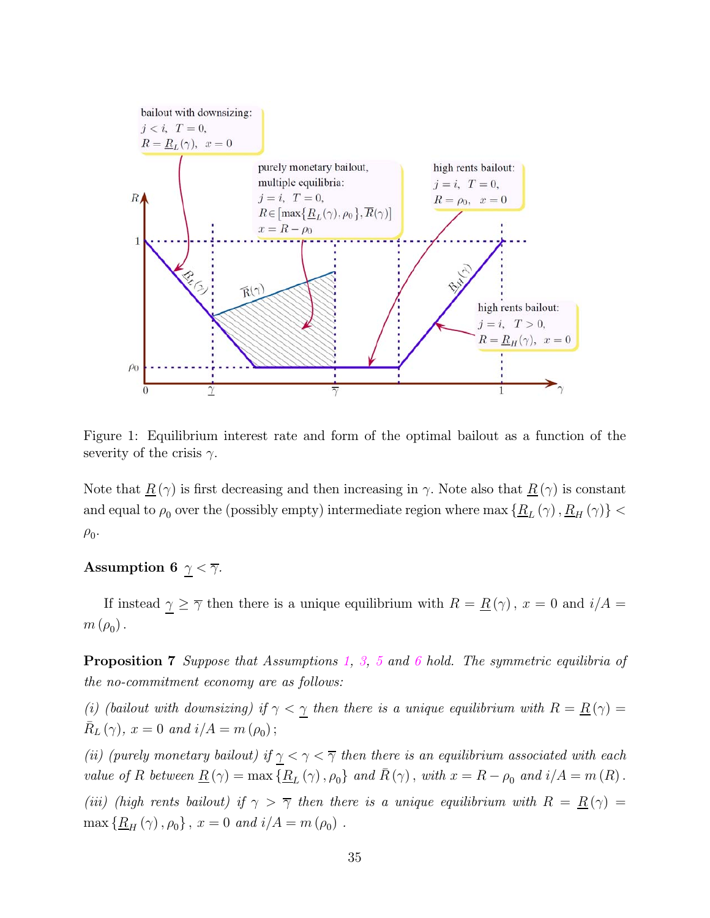Figure 1: Equilibrium interest rate and form of the optimal bailout as a function of the severity of the crisis $\gamma$.

Note that $\underline{R}(\gamma)$ is first decreasing and then increasing in $\gamma$. Note also that $\underline{R}(\gamma)$ is constant and equal to $\rho_0$ over the (possibly empty) intermediate region where $\max\{\underline{R}_L(\gamma), \underline{R}_H(\gamma)\} < \rho_0$.

**Assumption 6** $\underline{\gamma} < \overline{\gamma}$.

If instead $\underline{\gamma} \geq \overline{\gamma}$ then there is a unique equilibrium with $R = \underline{R}(\gamma)$, $x = 0$ and $i/A = m(\rho_0)$.

**Proposition 7** *Suppose that Assumptions 1, 3, 5 and 6 hold. The symmetric equilibria of the no-commitment economy are as follows:*

*(i) (bailout with downsizing) if $\gamma < \underline{\gamma}$ then there is a unique equilibrium with $R = \underline{R}(\gamma) = \bar{R}_L(\gamma)$, $x = 0$ and $i/A = m(\rho_0)$;*

*(ii) (purely monetary bailout) if $\underline{\gamma} < \gamma < \overline{\gamma}$ then there is an equilibrium associated with each value of $R$ between $\underline{R}(\gamma) = \max\{\underline{R}_L(\gamma), \rho_0\}$ and $\bar{R}(\gamma)$, with $x = R - \rho_0$ and $i/A = m(R)$.*

*(iii) (high rents bailout) if $\gamma > \overline{\gamma}$ then there is a unique equilibrium with $R = \underline{R}(\gamma) = \max\{\underline{R}_H(\gamma), \rho_0\}$, $x = 0$ and $i/A = m(\rho_0)$.*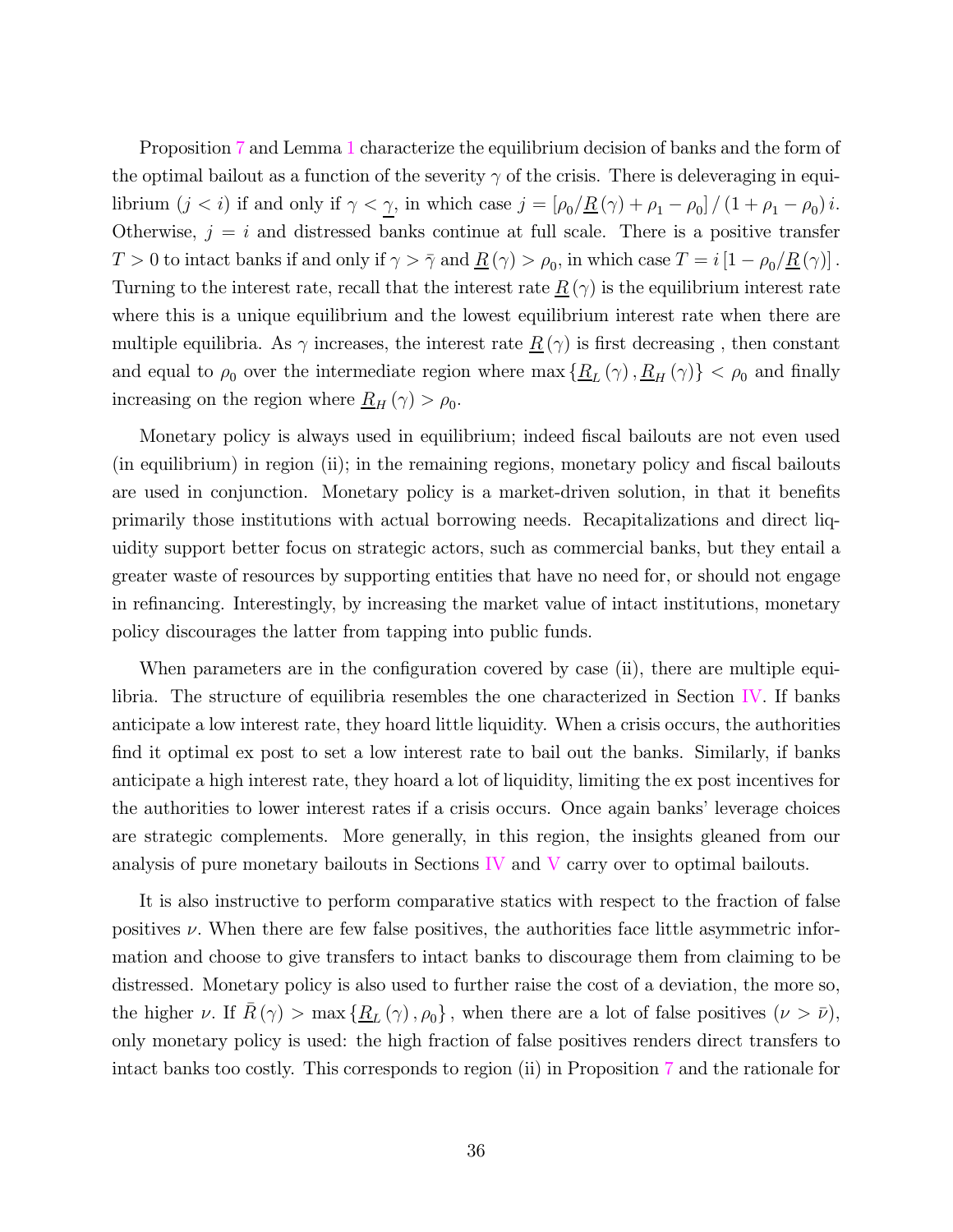Proposition 7 and Lemma 1 characterize the equilibrium decision of banks and the form of the optimal bailout as a function of the severity $\gamma$ of the crisis. There is deleveraging in equilibrium ($j < i$) if and only if $\gamma < \underline{\gamma}$, in which case $j = \left[\rho_0/\underline{R}(\gamma) + \rho_1 - \rho_0\right] / (1 + \rho_1 - \rho_0)\, i$. Otherwise, $j = i$ and distressed banks continue at full scale. There is a positive transfer $T > 0$ to intact banks if and only if $\gamma > \bar{\gamma}$ and $\underline{R}(\gamma) > \rho_0$, in which case $T = i\left[1 - \rho_0/\underline{R}(\gamma)\right]$. Turning to the interest rate, recall that the interest rate $\underline{R}(\gamma)$ is the equilibrium interest rate where this is a unique equilibrium and the lowest equilibrium interest rate when there are multiple equilibria. As $\gamma$ increases, the interest rate $\underline{R}(\gamma)$ is first decreasing , then constant and equal to $\rho_0$ over the intermediate region where $\max\{\underline{R}_L(\gamma), \underline{R}_H(\gamma)\} < \rho_0$ and finally increasing on the region where $\underline{R}_H(\gamma) > \rho_0$.

Monetary policy is always used in equilibrium; indeed fiscal bailouts are not even used (in equilibrium) in region (ii); in the remaining regions, monetary policy and fiscal bailouts are used in conjunction. Monetary policy is a market-driven solution, in that it benefits primarily those institutions with actual borrowing needs. Recapitalizations and direct liquidity support better focus on strategic actors, such as commercial banks, but they entail a greater waste of resources by supporting entities that have no need for, or should not engage in refinancing. Interestingly, by increasing the market value of intact institutions, monetary policy discourages the latter from tapping into public funds.

When parameters are in the configuration covered by case (ii), there are multiple equilibria. The structure of equilibria resembles the one characterized in Section IV. If banks anticipate a low interest rate, they hoard little liquidity. When a crisis occurs, the authorities find it optimal ex post to set a low interest rate to bail out the banks. Similarly, if banks anticipate a high interest rate, they hoard a lot of liquidity, limiting the ex post incentives for the authorities to lower interest rates if a crisis occurs. Once again banks' leverage choices are strategic complements. More generally, in this region, the insights gleaned from our analysis of pure monetary bailouts in Sections IV and V carry over to optimal bailouts.

It is also instructive to perform comparative statics with respect to the fraction of false positives $\nu$. When there are few false positives, the authorities face little asymmetric information and choose to give transfers to intact banks to discourage them from claiming to be distressed. Monetary policy is also used to further raise the cost of a deviation, the more so, the higher $\nu$. If $\bar{R}(\gamma) > \max\{\underline{R}_L(\gamma), \rho_0\}$, when there are a lot of false positives ($\nu > \bar{\nu}$), only monetary policy is used: the high fraction of false positives renders direct transfers to intact banks too costly. This corresponds to region (ii) in Proposition 7 and the rationale for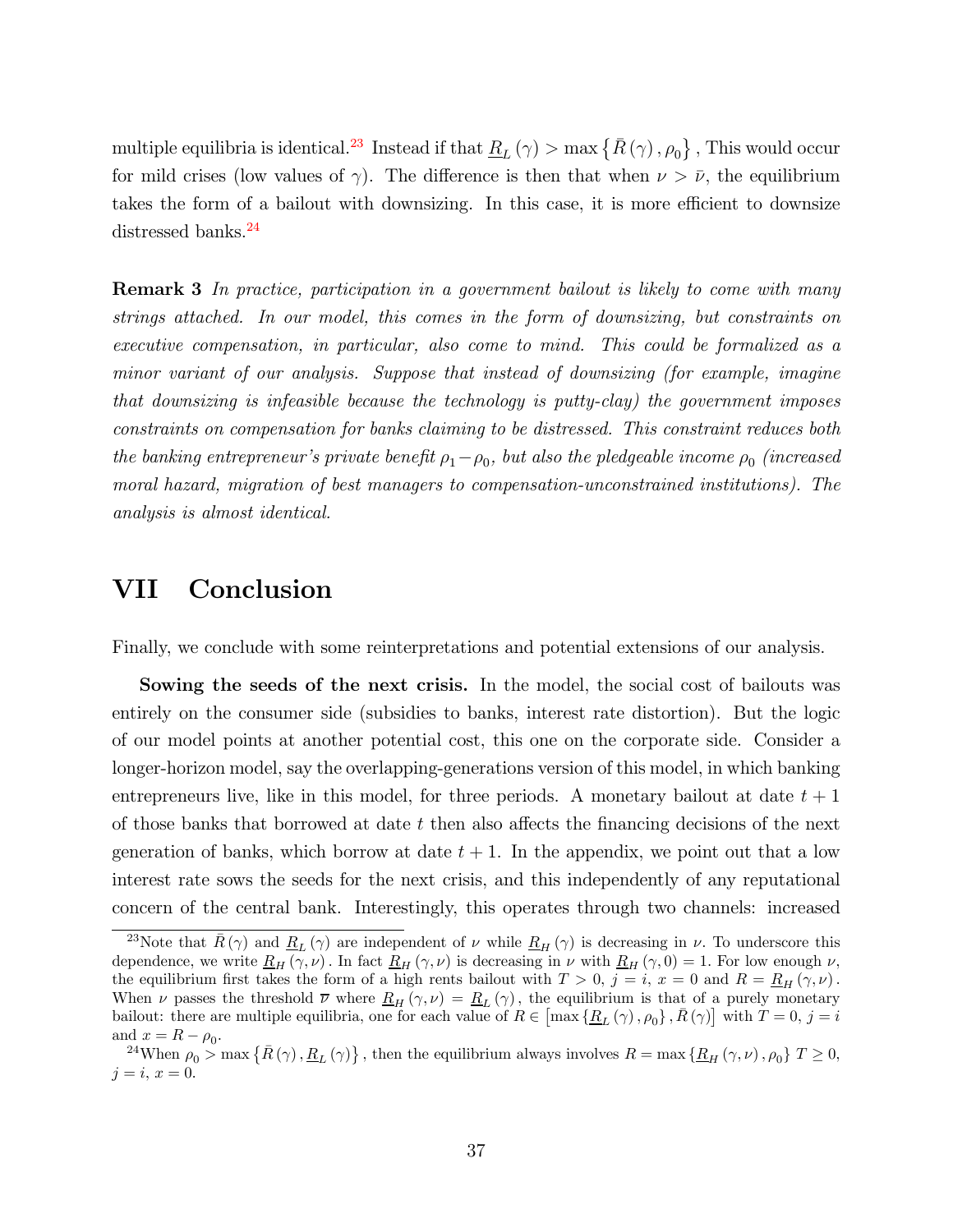multiple equilibria is identical.[23] Instead if that $\underline{R}_L(\gamma) > \max\{\bar{R}(\gamma), \rho_0\}$ , This would occur for mild crises (low values of $\gamma$). The difference is then that when $\nu > \bar{\nu}$, the equilibrium takes the form of a bailout with downsizing. In this case, it is more efficient to downsize distressed banks.[24]

**Remark 3** *In practice, participation in a government bailout is likely to come with many strings attached. In our model, this comes in the form of downsizing, but constraints on executive compensation, in particular, also come to mind. This could be formalized as a minor variant of our analysis. Suppose that instead of downsizing (for example, imagine that downsizing is infeasible because the technology is putty-clay) the government imposes constraints on compensation for banks claiming to be distressed. This constraint reduces both the banking entrepreneur's private benefit $\rho_1 - \rho_0$, but also the pledgeable income $\rho_0$ (increased moral hazard, migration of best managers to compensation-unconstrained institutions). The analysis is almost identical.*

# VII Conclusion

Finally, we conclude with some reinterpretations and potential extensions of our analysis.

**Sowing the seeds of the next crisis.** In the model, the social cost of bailouts was entirely on the consumer side (subsidies to banks, interest rate distortion). But the logic of our model points at another potential cost, this one on the corporate side. Consider a longer-horizon model, say the overlapping-generations version of this model, in which banking entrepreneurs live, like in this model, for three periods. A monetary bailout at date $t+1$ of those banks that borrowed at date $t$ then also affects the financing decisions of the next generation of banks, which borrow at date $t+1$. In the appendix, we point out that a low interest rate sows the seeds for the next crisis, and this independently of any reputational concern of the central bank. Interestingly, this operates through two channels: increased

[23] Note that $\bar{R}(\gamma)$ and $\underline{R}_L(\gamma)$ are independent of $\nu$ while $\underline{R}_H(\gamma)$ is decreasing in $\nu$. To underscore this dependence, we write $\underline{R}_H(\gamma, \nu)$. In fact $\underline{R}_H(\gamma, \nu)$ is decreasing in $\nu$ with $\underline{R}_H(\gamma, 0) = 1$. For low enough $\nu$, the equilibrium first takes the form of a high rents bailout with $T > 0$, $j = i$, $x = 0$ and $R = \underline{R}_H(\gamma, \nu)$. When $\nu$ passes the threshold $\overline{\nu}$ where $\underline{R}_H(\gamma, \nu) = \underline{R}_L(\gamma)$, the equilibrium is that of a purely monetary bailout: there are multiple equilibria, one for each value of $R \in [\max\{\underline{R}_L(\gamma), \rho_0\}, \bar{R}(\gamma)]$ with $T = 0$, $j = i$ and $x = R - \rho_0$.

[24] When $\rho_0 > \max\{\bar{R}(\gamma), \underline{R}_L(\gamma)\}$, then the equilibrium always involves $R = \max\{\underline{R}_H(\gamma, \nu), \rho_0\}$ $T \geq 0$, $j = i$, $x = 0$.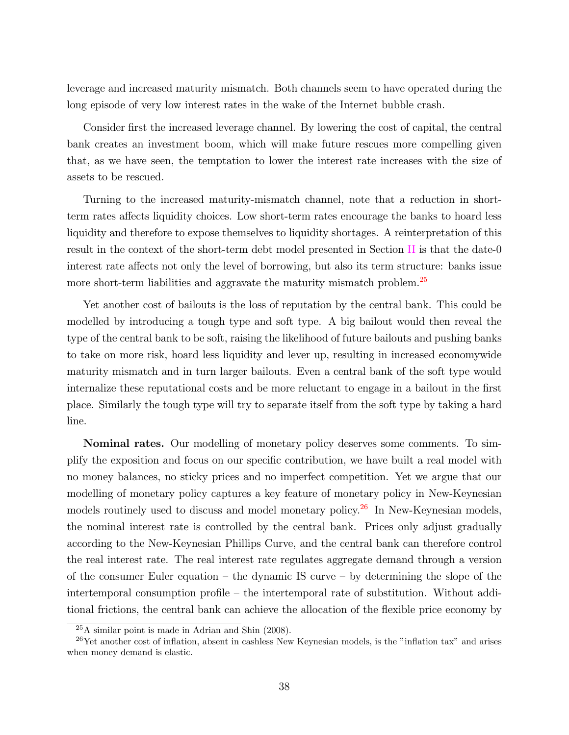leverage and increased maturity mismatch. Both channels seem to have operated during the long episode of very low interest rates in the wake of the Internet bubble crash.

Consider first the increased leverage channel. By lowering the cost of capital, the central bank creates an investment boom, which will make future rescues more compelling given that, as we have seen, the temptation to lower the interest rate increases with the size of assets to be rescued.

Turning to the increased maturity-mismatch channel, note that a reduction in short-term rates affects liquidity choices. Low short-term rates encourage the banks to hoard less liquidity and therefore to expose themselves to liquidity shortages. A reinterpretation of this result in the context of the short-term debt model presented in Section II is that the date-0 interest rate affects not only the level of borrowing, but also its term structure: banks issue more short-term liabilities and aggravate the maturity mismatch problem.[25]

Yet another cost of bailouts is the loss of reputation by the central bank. This could be modelled by introducing a tough type and soft type. A big bailout would then reveal the type of the central bank to be soft, raising the likelihood of future bailouts and pushing banks to take on more risk, hoard less liquidity and lever up, resulting in increased economywide maturity mismatch and in turn larger bailouts. Even a central bank of the soft type would internalize these reputational costs and be more reluctant to engage in a bailout in the first place. Similarly the tough type will try to separate itself from the soft type by taking a hard line.

**Nominal rates.** Our modelling of monetary policy deserves some comments. To simplify the exposition and focus on our specific contribution, we have built a real model with no money balances, no sticky prices and no imperfect competition. Yet we argue that our modelling of monetary policy captures a key feature of monetary policy in New-Keynesian models routinely used to discuss and model monetary policy.[26] In New-Keynesian models, the nominal interest rate is controlled by the central bank. Prices only adjust gradually according to the New-Keynesian Phillips Curve, and the central bank can therefore control the real interest rate. The real interest rate regulates aggregate demand through a version of the consumer Euler equation – the dynamic IS curve – by determining the slope of the intertemporal consumption profile – the intertemporal rate of substitution. Without additional frictions, the central bank can achieve the allocation of the flexible price economy by

[25] A similar point is made in Adrian and Shin (2008).

[26] Yet another cost of inflation, absent in cashless New Keynesian models, is the "inflation tax" and arises when money demand is elastic.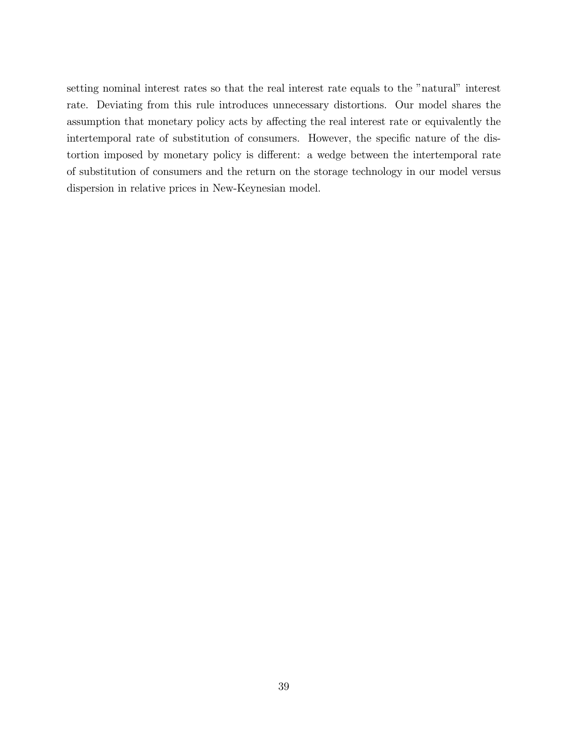setting nominal interest rates so that the real interest rate equals to the "natural" interest rate. Deviating from this rule introduces unnecessary distortions. Our model shares the assumption that monetary policy acts by affecting the real interest rate or equivalently the intertemporal rate of substitution of consumers. However, the specific nature of the distortion imposed by monetary policy is different: a wedge between the intertemporal rate of substitution of consumers and the return on the storage technology in our model versus dispersion in relative prices in New-Keynesian model.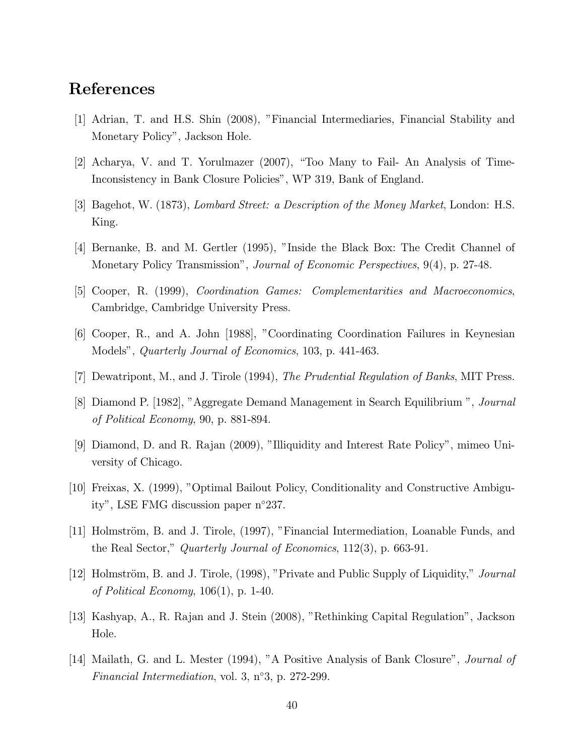## References

[1] Adrian, T. and H.S. Shin (2008), "Financial Intermediaries, Financial Stability and Monetary Policy", Jackson Hole.

[2] Acharya, V. and T. Yorulmazer (2007), "Too Many to Fail- An Analysis of Time-Inconsistency in Bank Closure Policies", WP 319, Bank of England.

[3] Bagehot, W. (1873), *Lombard Street: a Description of the Money Market*, London: H.S. King.

[4] Bernanke, B. and M. Gertler (1995), "Inside the Black Box: The Credit Channel of Monetary Policy Transmission", *Journal of Economic Perspectives*, 9(4), p. 27-48.

[5] Cooper, R. (1999), *Coordination Games: Complementarities and Macroeconomics*, Cambridge, Cambridge University Press.

[6] Cooper, R., and A. John [1988], "Coordinating Coordination Failures in Keynesian Models", *Quarterly Journal of Economics*, 103, p. 441-463.

[7] Dewatripont, M., and J. Tirole (1994), *The Prudential Regulation of Banks*, MIT Press.

[8] Diamond P. [1982], "Aggregate Demand Management in Search Equilibrium ", *Journal of Political Economy*, 90, p. 881-894.

[9] Diamond, D. and R. Rajan (2009), "Illiquidity and Interest Rate Policy", mimeo University of Chicago.

[10] Freixas, X. (1999), "Optimal Bailout Policy, Conditionality and Constructive Ambiguity", LSE FMG discussion paper n°237.

[11] Holmström, B. and J. Tirole, (1997), "Financial Intermediation, Loanable Funds, and the Real Sector," *Quarterly Journal of Economics*, 112(3), p. 663-91.

[12] Holmström, B. and J. Tirole, (1998), "Private and Public Supply of Liquidity," *Journal of Political Economy*, 106(1), p. 1-40.

[13] Kashyap, A., R. Rajan and J. Stein (2008), "Rethinking Capital Regulation", Jackson Hole.

[14] Mailath, G. and L. Mester (1994), "A Positive Analysis of Bank Closure", *Journal of Financial Intermediation*, vol. 3, n°3, p. 272-299.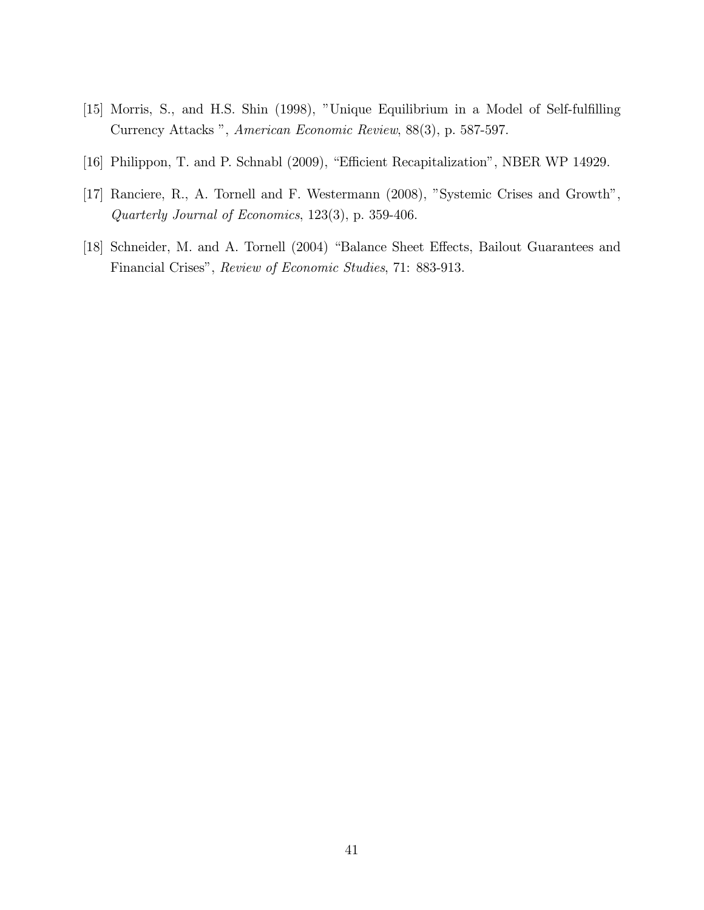[15] Morris, S., and H.S. Shin (1998), "Unique Equilibrium in a Model of Self-fulfilling Currency Attacks ", *American Economic Review*, 88(3), p. 587-597.

[16] Philippon, T. and P. Schnabl (2009), "Efficient Recapitalization", NBER WP 14929.

[17] Ranciere, R., A. Tornell and F. Westermann (2008), "Systemic Crises and Growth", *Quarterly Journal of Economics*, 123(3), p. 359-406.

[18] Schneider, M. and A. Tornell (2004) "Balance Sheet Effects, Bailout Guarantees and Financial Crises", *Review of Economic Studies*, 71: 883-913.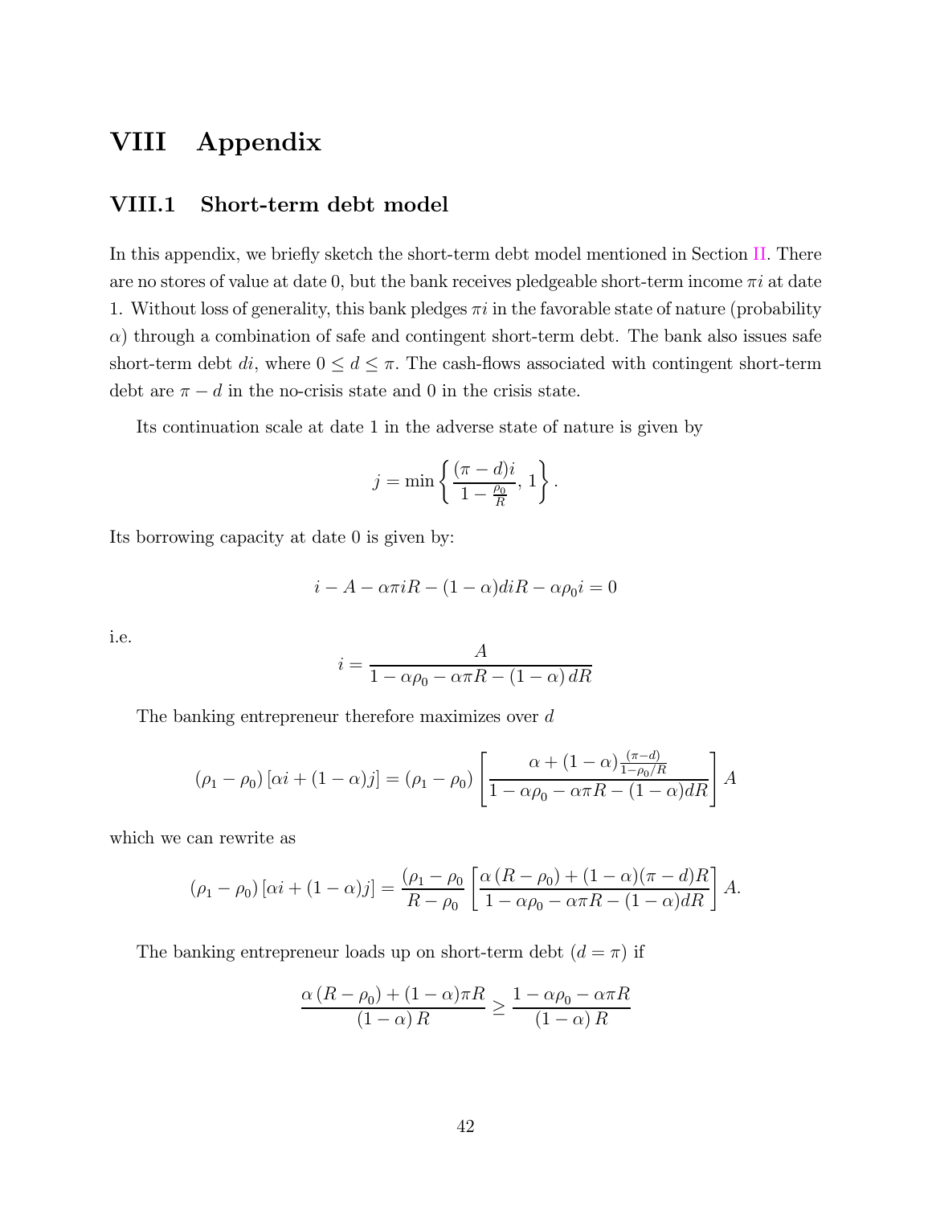# VIII Appendix

## VIII.1 Short-term debt model

In this appendix, we briefly sketch the short-term debt model mentioned in Section II. There are no stores of value at date 0, but the bank receives pledgeable short-term income $\pi i$ at date 1. Without loss of generality, this bank pledges $\pi i$ in the favorable state of nature (probability $\alpha$) through a combination of safe and contingent short-term debt. The bank also issues safe short-term debt $di$, where $0 \leq d \leq \pi$. The cash-flows associated with contingent short-term debt are $\pi - d$ in the no-crisis state and 0 in the crisis state.

Its continuation scale at date 1 in the adverse state of nature is given by

$$j = \min\left\{\frac{(\pi - d)i}{1 - \frac{\rho_0}{R}}, 1\right\}.$$

Its borrowing capacity at date 0 is given by:

$$i - A - \alpha\pi i R - (1-\alpha)diR - \alpha\rho_0 i = 0$$

i.e.

$$i = \frac{A}{1 - \alpha\rho_0 - \alpha\pi R - (1-\alpha)\, dR}$$

The banking entrepreneur therefore maximizes over $d$

$$(\rho_1 - \rho_0)\left[\alpha i + (1-\alpha)j\right] = (\rho_1 - \rho_0)\left[\frac{\alpha + (1-\alpha)\frac{(\pi - d)}{1-\rho_0/R}}{1 - \alpha\rho_0 - \alpha\pi R - (1-\alpha)dR}\right] A$$

which we can rewrite as

$$(\rho_1 - \rho_0)\left[\alpha i + (1-\alpha)j\right] = \frac{(\rho_1 - \rho_0}{R - \rho_0}\left[\frac{\alpha\,(R - \rho_0) + (1-\alpha)(\pi - d)R}{1 - \alpha\rho_0 - \alpha\pi R - (1-\alpha)dR}\right] A.$$

The banking entrepreneur loads up on short-term debt ($d = \pi$) if

$$\frac{\alpha\,(R - \rho_0) + (1-\alpha)\pi R}{(1-\alpha)\, R} \geq \frac{1 - \alpha\rho_0 - \alpha\pi R}{(1-\alpha)\, R}$$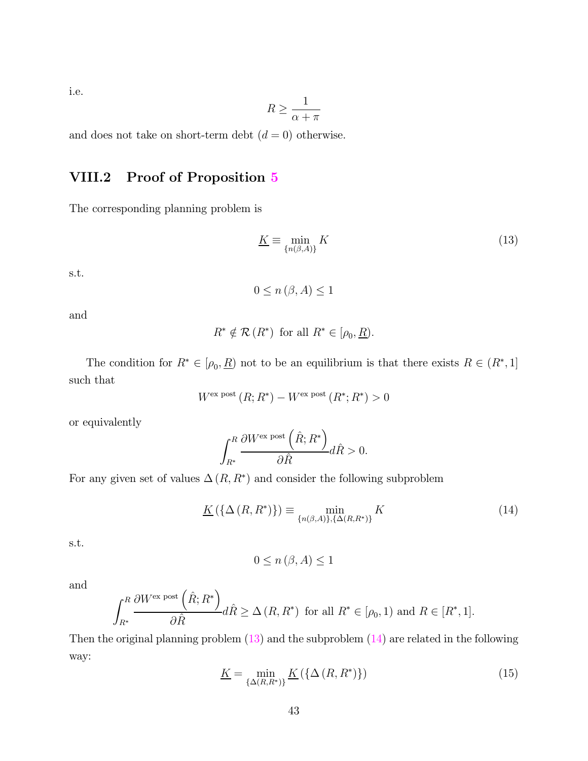i.e.

$$R \geq \frac{1}{\alpha + \pi}$$

and does not take on short-term debt ($d = 0$) otherwise.

## VIII.2 Proof of Proposition 5

The corresponding planning problem is

$$\underline{K} \equiv \min_{\{n(\beta,A)\}} K \tag{13}$$

s.t.

$$0 \leq n(\beta, A) \leq 1$$

and

$$R^* \notin \mathcal{R}(R^*) \text{ for all } R^* \in [\rho_0, \underline{R}).$$

The condition for $R^* \in [\rho_0, \underline{R})$ not to be an equilibrium is that there exists $R \in (R^*, 1]$ such that

$$W^{\text{ex post}}(R; R^*) - W^{\text{ex post}}(R^*; R^*) > 0$$

or equivalently

$$\int_{R^*}^{R} \frac{\partial W^{\text{ex post}}\left(\hat{R}; R^*\right)}{\partial \hat{R}} d\hat{R} > 0.$$

For any given set of values $\Delta(R, R^*)$ and consider the following subproblem

$$\underline{K}(\{\Delta(R, R^*)\}) \equiv \min_{\{n(\beta,A)\},\{\Delta(R,R^*)\}} K \tag{14}$$

s.t.

$$0 \leq n(\beta, A) \leq 1$$

and

$$\int_{R^*}^{R} \frac{\partial W^{\text{ex post}}\left(\hat{R}; R^*\right)}{\partial \hat{R}} d\hat{R} \geq \Delta(R, R^*) \text{ for all } R^* \in [\rho_0, 1) \text{ and } R \in [R^*, 1].$$

Then the original planning problem (13) and the subproblem (14) are related in the following way:

$$\underline{K} = \min_{\{\Delta(R,R^*)\}} \underline{K}(\{\Delta(R, R^*)\}) \tag{15}$$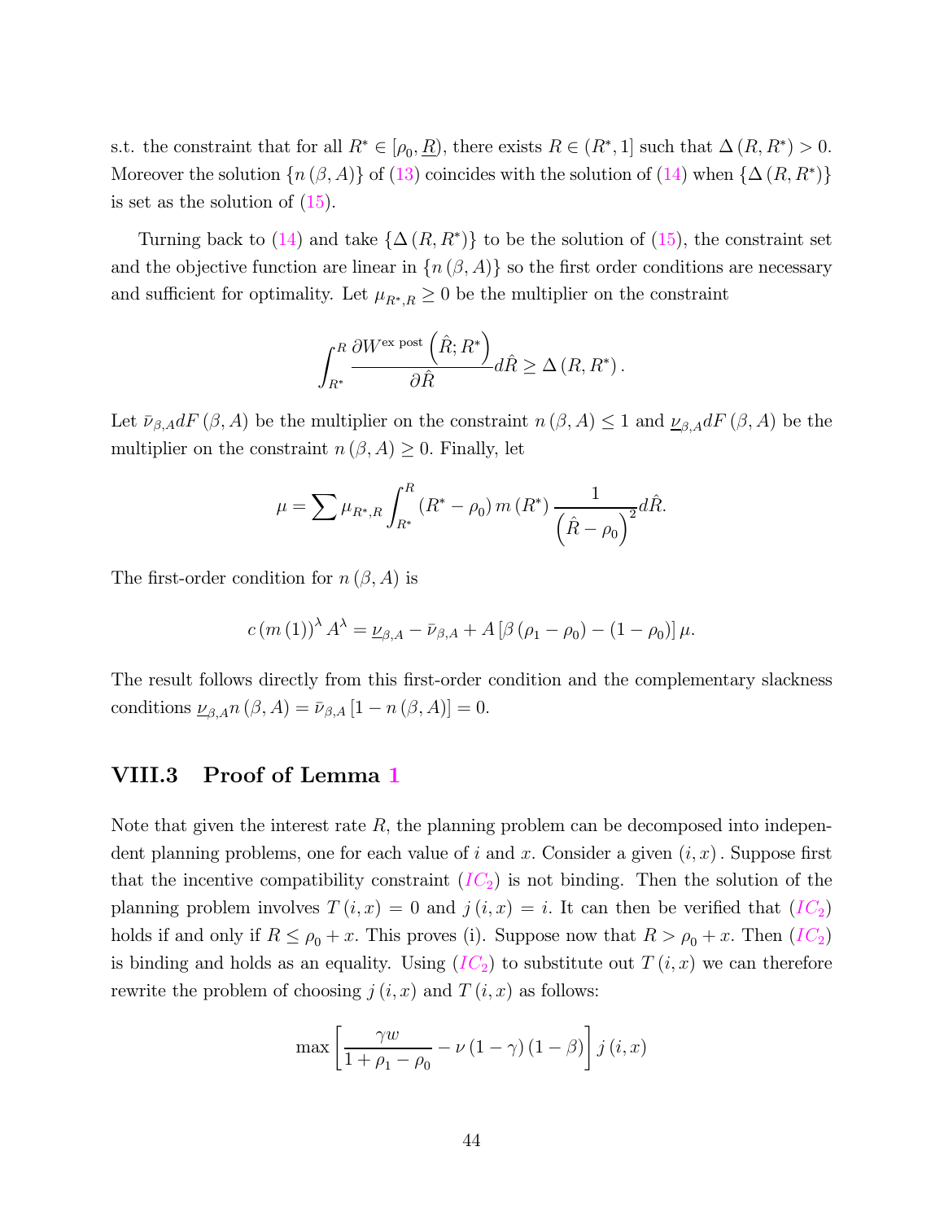s.t. the constraint that for all $R^* \in [\rho_0, \underline{R})$, there exists $R \in (R^*, 1]$ such that $\Delta(R, R^*) > 0$. Moreover the solution $\{n(\beta, A)\}$ of (13) coincides with the solution of (14) when $\{\Delta(R, R^*)\}$ is set as the solution of (15).

Turning back to (14) and take $\{\Delta(R, R^*)\}$ to be the solution of (15), the constraint set and the objective function are linear in $\{n(\beta, A)\}$ so the first order conditions are necessary and sufficient for optimality. Let $\mu_{R^*,R} \geq 0$ be the multiplier on the constraint

$$\int_{R^*}^{R} \frac{\partial W^{\text{ex post}}\left(\hat{R}; R^*\right)}{\partial \hat{R}} d\hat{R} \geq \Delta(R, R^*).$$

Let $\bar{\nu}_{\beta,A} dF(\beta, A)$ be the multiplier on the constraint $n(\beta, A) \leq 1$ and $\underline{\nu}_{\beta,A} dF(\beta, A)$ be the multiplier on the constraint $n(\beta, A) \geq 0$. Finally, let

$$\mu = \sum \mu_{R^*,R} \int_{R^*}^{R} (R^* - \rho_0)\, m(R^*) \frac{1}{\left(\hat{R} - \rho_0\right)^2} d\hat{R}.$$

The first-order condition for $n(\beta, A)$ is

$$c\,(m(1))^\lambda A^\lambda = \underline{\nu}_{\beta,A} - \bar{\nu}_{\beta,A} + A\left[\beta(\rho_1 - \rho_0) - (1 - \rho_0)\right]\mu.$$

The result follows directly from this first-order condition and the complementary slackness conditions $\underline{\nu}_{\beta,A} n(\beta, A) = \bar{\nu}_{\beta,A}\left[1 - n(\beta, A)\right] = 0$.

## VIII.3 Proof of Lemma 1

Note that given the interest rate $R$, the planning problem can be decomposed into independent planning problems, one for each value of $i$ and $x$. Consider a given $(i, x)$. Suppose first that the incentive compatibility constraint ($IC_2$) is not binding. Then the solution of the planning problem involves $T(i, x) = 0$ and $j(i, x) = i$. It can then be verified that ($IC_2$) holds if and only if $R \leq \rho_0 + x$. This proves (i). Suppose now that $R > \rho_0 + x$. Then ($IC_2$) is binding and holds as an equality. Using ($IC_2$) to substitute out $T(i, x)$ we can therefore rewrite the problem of choosing $j(i, x)$ and $T(i, x)$ as follows:

$$\max \left[\frac{\gamma w}{1 + \rho_1 - \rho_0} - \nu(1 - \gamma)(1 - \beta)\right] j(i, x)$$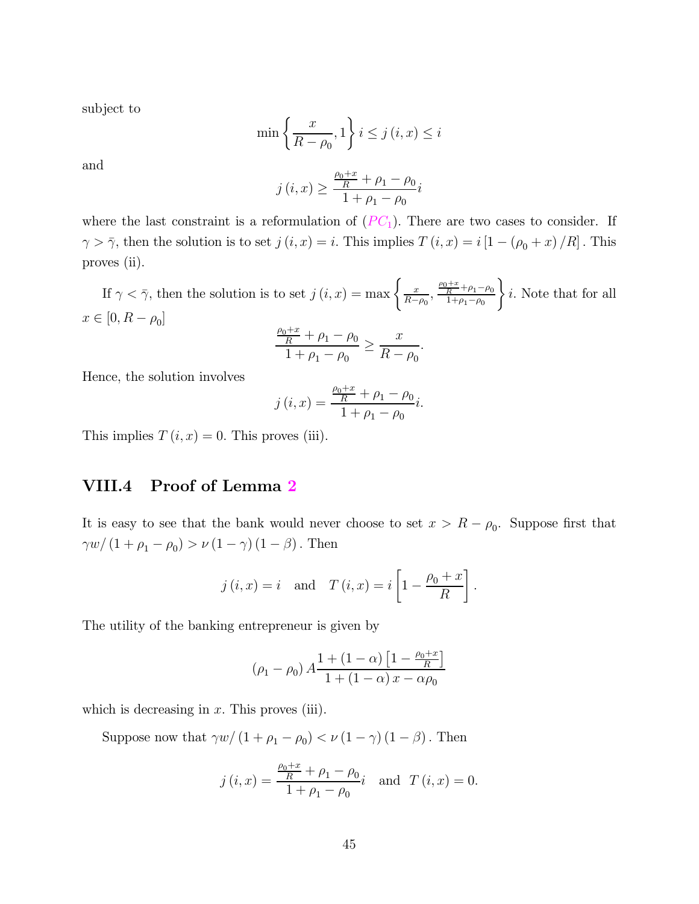subject to

$$\min\left\{\frac{x}{R-\rho_0},1\right\} i \leq j\left(i,x\right) \leq i$$

and

$$j\left(i,x\right) \geq \frac{\frac{\rho_0+x}{R}+\rho_1-\rho_0}{1+\rho_1-\rho_0} i$$

where the last constraint is a reformulation of ($PC_1$). There are two cases to consider. If $\gamma > \bar{\gamma}$, then the solution is to set $j\left(i,x\right) = i$. This implies $T\left(i,x\right) = i\left[1-\left(\rho_0+x\right)/R\right]$. This proves (ii).

If $\gamma < \bar{\gamma}$, then the solution is to set $j\left(i,x\right) = \max\left\{\frac{x}{R-\rho_0}, \frac{\frac{\rho_0+x}{R}+\rho_1-\rho_0}{1+\rho_1-\rho_0}\right\} i$. Note that for all $x \in \left[0, R-\rho_0\right]$

$$\frac{\frac{\rho_0+x}{R}+\rho_1-\rho_0}{1+\rho_1-\rho_0} \geq \frac{x}{R-\rho_0}.$$

Hence, the solution involves

$$j\left(i,x\right) = \frac{\frac{\rho_0+x}{R}+\rho_1-\rho_0}{1+\rho_1-\rho_0} i.$$

This implies $T\left(i,x\right) = 0$. This proves (iii).

## VIII.4 Proof of Lemma 2

It is easy to see that the bank would never choose to set $x > R-\rho_0$. Suppose first that $\gamma w/\left(1+\rho_1-\rho_0\right) > \nu\left(1-\gamma\right)\left(1-\beta\right)$. Then

$$j\left(i,x\right) = i \quad \text{and} \quad T\left(i,x\right) = i\left[1-\frac{\rho_0+x}{R}\right].$$

The utility of the banking entrepreneur is given by

$$\left(\rho_1-\rho_0\right) A \frac{1+\left(1-\alpha\right)\left[1-\frac{\rho_0+x}{R}\right]}{1+\left(1-\alpha\right)x-\alpha\rho_0}$$

which is decreasing in $x$. This proves (iii).

Suppose now that $\gamma w/\left(1+\rho_1-\rho_0\right) < \nu\left(1-\gamma\right)\left(1-\beta\right)$. Then

$$j\left(i,x\right) = \frac{\frac{\rho_0+x}{R}+\rho_1-\rho_0}{1+\rho_1-\rho_0} i \quad \text{and} \quad T\left(i,x\right) = 0.$$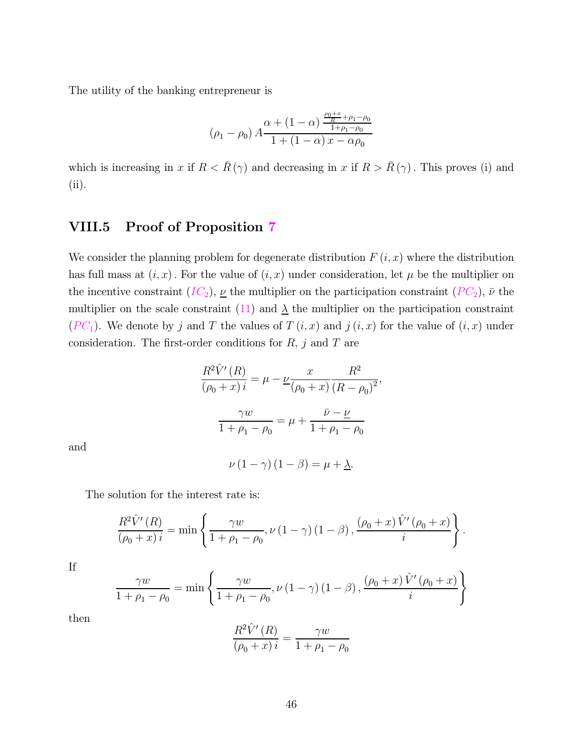The utility of the banking entrepreneur is

$$\left(\rho_1 - \rho_0\right) A \frac{\alpha + (1-\alpha)\frac{\frac{\rho_0 + x}{R} + \rho_1 - \rho_0}{1 + \rho_1 - \rho_0}}{1 + (1-\alpha)\,x - \alpha \rho_0}$$

which is increasing in $x$ if $R < \bar{R}(\gamma)$ and decreasing in $x$ if $R > \bar{R}(\gamma)$. This proves (i) and (ii).

## VIII.5 Proof of Proposition 7

We consider the planning problem for degenerate distribution $F(i, x)$ where the distribution has full mass at $(i, x)$. For the value of $(i, x)$ under consideration, let $\mu$ be the multiplier on the incentive constraint ($IC_2$), $\underline{\nu}$ the multiplier on the participation constraint ($PC_2$), $\bar{\nu}$ the multiplier on the scale constraint (11) and $\underline{\lambda}$ the multiplier on the participation constraint ($PC_1$). We denote by $j$ and $T$ the values of $T(i, x)$ and $j(i, x)$ for the value of $(i, x)$ under consideration. The first-order conditions for $R$, $j$ and $T$ are

$$\frac{R^2 \hat{V}'(R)}{(\rho_0 + x)\, i} = \mu - \underline{\nu} \frac{x}{(\rho_0 + x)} \frac{R^2}{(R - \rho_0)^2},$$

$$\frac{\gamma w}{1 + \rho_1 - \rho_0} = \mu + \frac{\bar{\nu} - \underline{\nu}}{1 + \rho_1 - \rho_0}$$

and

$$\nu (1-\gamma)(1-\beta) = \mu + \underline{\lambda}.$$

The solution for the interest rate is:

$$\frac{R^2 \hat{V}'(R)}{(\rho_0 + x)\, i} = \min\left\{ \frac{\gamma w}{1 + \rho_1 - \rho_0}, \nu (1-\gamma)(1-\beta), \frac{(\rho_0 + x)\, \hat{V}'(\rho_0 + x)}{i} \right\}.$$

If

$$\frac{\gamma w}{1 + \rho_1 - \rho_0} = \min\left\{ \frac{\gamma w}{1 + \rho_1 - \rho_0}, \nu (1-\gamma)(1-\beta), \frac{(\rho_0 + x)\, \hat{V}'(\rho_0 + x)}{i} \right\}$$

then

$$\frac{R^2 \hat{V}'(R)}{(\rho_0 + x)\, i} = \frac{\gamma w}{1 + \rho_1 - \rho_0}$$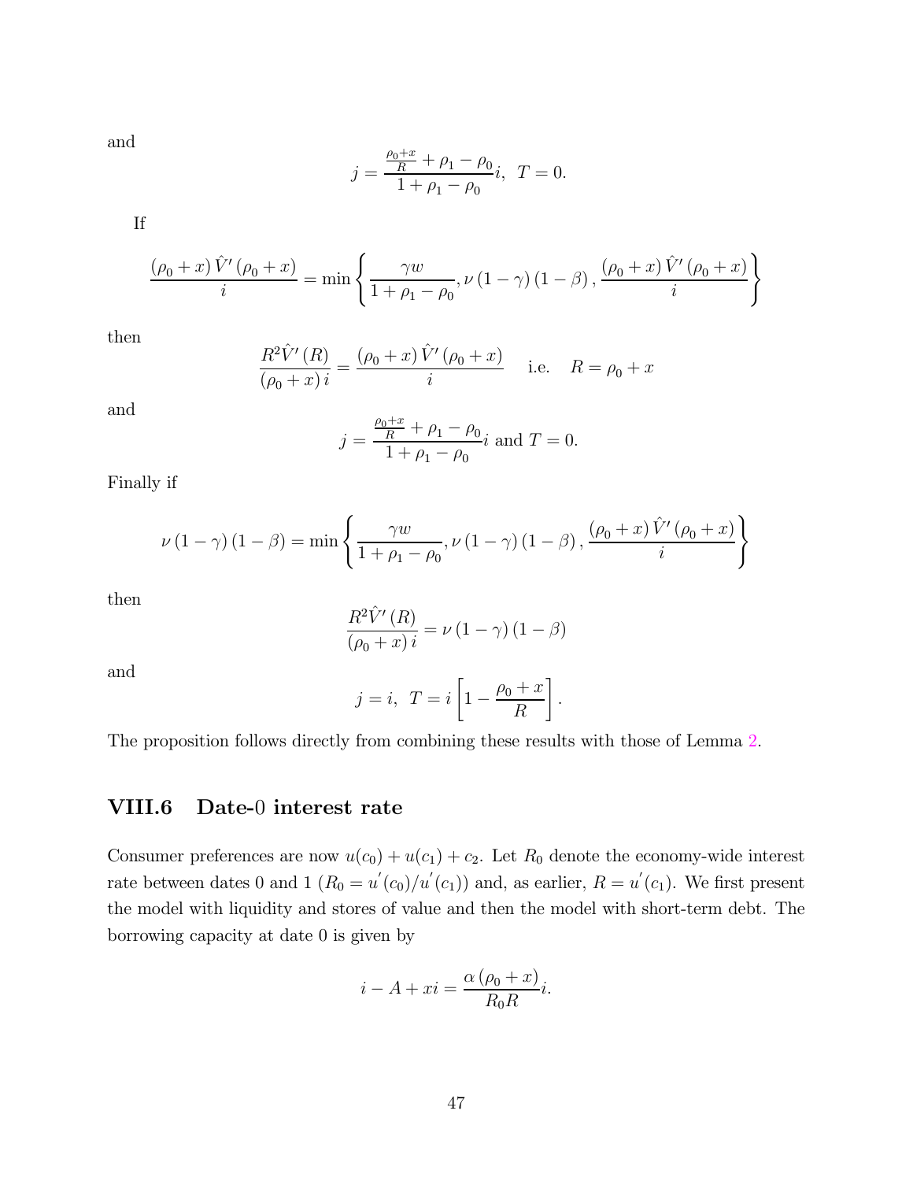and

$$j = \frac{\frac{\rho_0 + x}{R} + \rho_1 - \rho_0}{1 + \rho_1 - \rho_0} i, \;\; T = 0.$$

If

$$\frac{(\rho_0 + x)\,\hat{V}'(\rho_0 + x)}{i} = \min\left\{\frac{\gamma w}{1 + \rho_1 - \rho_0}, \nu(1-\gamma)(1-\beta), \frac{(\rho_0 + x)\,\hat{V}'(\rho_0 + x)}{i}\right\}$$

then

$$\frac{R^2 \hat{V}'(R)}{(\rho_0 + x)\, i} = \frac{(\rho_0 + x)\,\hat{V}'(\rho_0 + x)}{i} \quad \text{i.e.} \quad R = \rho_0 + x$$

and

$$j = \frac{\frac{\rho_0 + x}{R} + \rho_1 - \rho_0}{1 + \rho_1 - \rho_0} i \text{ and } T = 0.$$

Finally if

$$\nu(1-\gamma)(1-\beta) = \min\left\{\frac{\gamma w}{1 + \rho_1 - \rho_0}, \nu(1-\gamma)(1-\beta), \frac{(\rho_0 + x)\,\hat{V}'(\rho_0 + x)}{i}\right\}$$

then

$$\frac{R^2 \hat{V}'(R)}{(\rho_0 + x)\, i} = \nu(1-\gamma)(1-\beta)$$

and

$$j = i, \;\; T = i\left[1 - \frac{\rho_0 + x}{R}\right].$$

The proposition follows directly from combining these results with those of Lemma 2.

## VIII.6 Date-0 interest rate

Consumer preferences are now $u(c_0) + u(c_1) + c_2$. Let $R_0$ denote the economy-wide interest rate between dates 0 and 1 ($R_0 = u'(c_0)/u'(c_1)$) and, as earlier, $R = u'(c_1)$. We first present the model with liquidity and stores of value and then the model with short-term debt. The borrowing capacity at date 0 is given by

$$i - A + xi = \frac{\alpha(\rho_0 + x)}{R_0 R} i.$$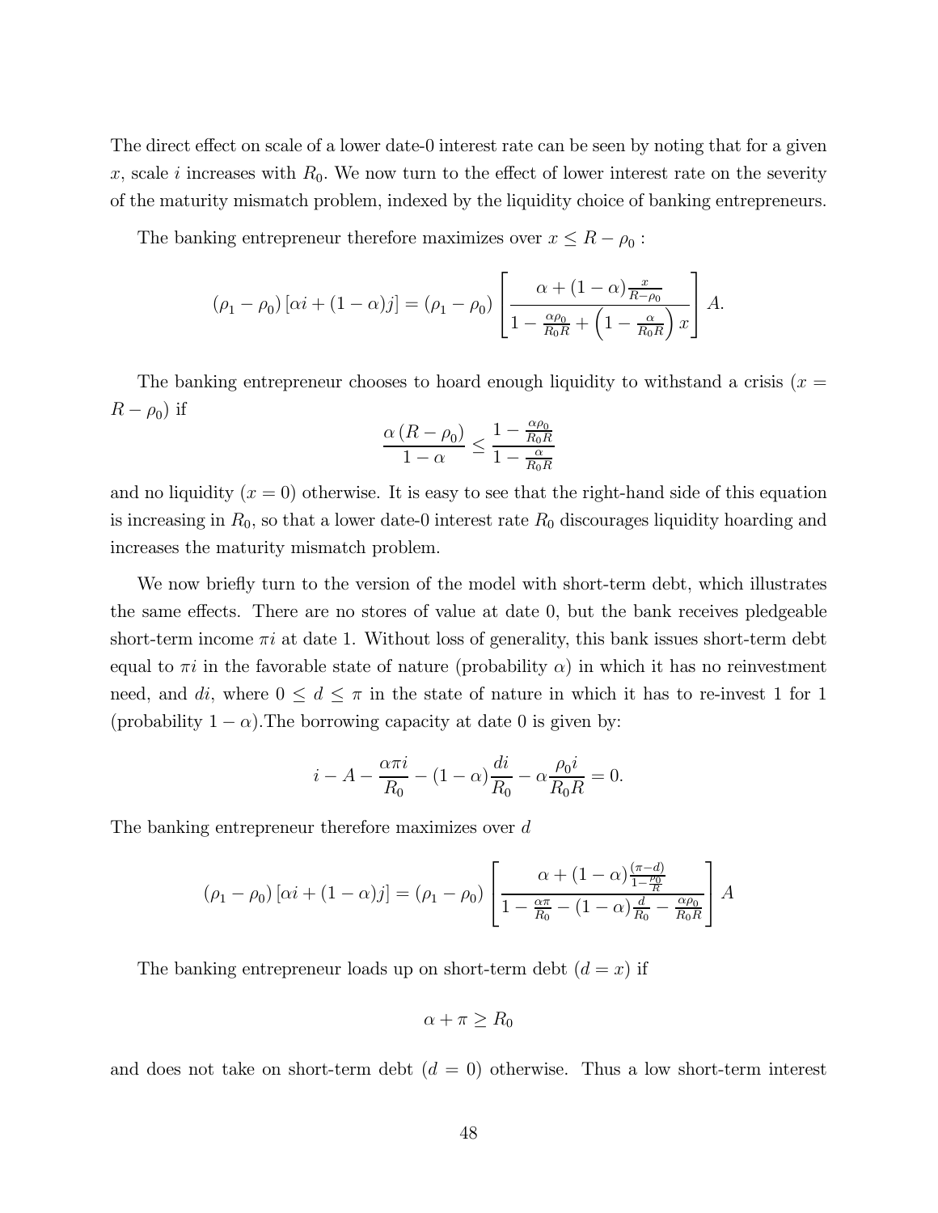The direct effect on scale of a lower date-0 interest rate can be seen by noting that for a given $x$, scale $i$ increases with $R_0$. We now turn to the effect of lower interest rate on the severity of the maturity mismatch problem, indexed by the liquidity choice of banking entrepreneurs.

The banking entrepreneur therefore maximizes over $x \leq R - \rho_0$ :

$$(\rho_1 - \rho_0)\left[\alpha i + (1-\alpha) j\right] = (\rho_1 - \rho_0)\left[\frac{\alpha + (1-\alpha)\frac{x}{R-\rho_0}}{1 - \frac{\alpha \rho_0}{R_0 R} + \left(1 - \frac{\alpha}{R_0 R}\right) x}\right] A.$$

The banking entrepreneur chooses to hoard enough liquidity to withstand a crisis ($x = R - \rho_0$) if

$$\frac{\alpha\left(R - \rho_0\right)}{1-\alpha} \leq \frac{1 - \frac{\alpha \rho_0}{R_0 R}}{1 - \frac{\alpha}{R_0 R}}$$

and no liquidity ($x = 0$) otherwise. It is easy to see that the right-hand side of this equation is increasing in $R_0$, so that a lower date-0 interest rate $R_0$ discourages liquidity hoarding and increases the maturity mismatch problem.

We now briefly turn to the version of the model with short-term debt, which illustrates the same effects. There are no stores of value at date 0, but the bank receives pledgeable short-term income $\pi i$ at date 1. Without loss of generality, this bank issues short-term debt equal to $\pi i$ in the favorable state of nature (probability $\alpha$) in which it has no reinvestment need, and $di$, where $0 \leq d \leq \pi$ in the state of nature in which it has to re-invest 1 for 1 (probability $1-\alpha$).The borrowing capacity at date 0 is given by:

$$i - A - \frac{\alpha \pi i}{R_0} - (1-\alpha)\frac{di}{R_0} - \alpha \frac{\rho_0 i}{R_0 R} = 0.$$

The banking entrepreneur therefore maximizes over $d$

$$(\rho_1 - \rho_0)\left[\alpha i + (1-\alpha) j\right] = (\rho_1 - \rho_0)\left[\frac{\alpha + (1-\alpha)\frac{(\pi - d)}{1 - \frac{\rho_0}{R}}}{1 - \frac{\alpha \pi}{R_0} - (1-\alpha)\frac{d}{R_0} - \frac{\alpha \rho_0}{R_0 R}}\right] A$$

The banking entrepreneur loads up on short-term debt ($d = x$) if

$$\alpha + \pi \geq R_0$$

and does not take on short-term debt ($d = 0$) otherwise. Thus a low short-term interest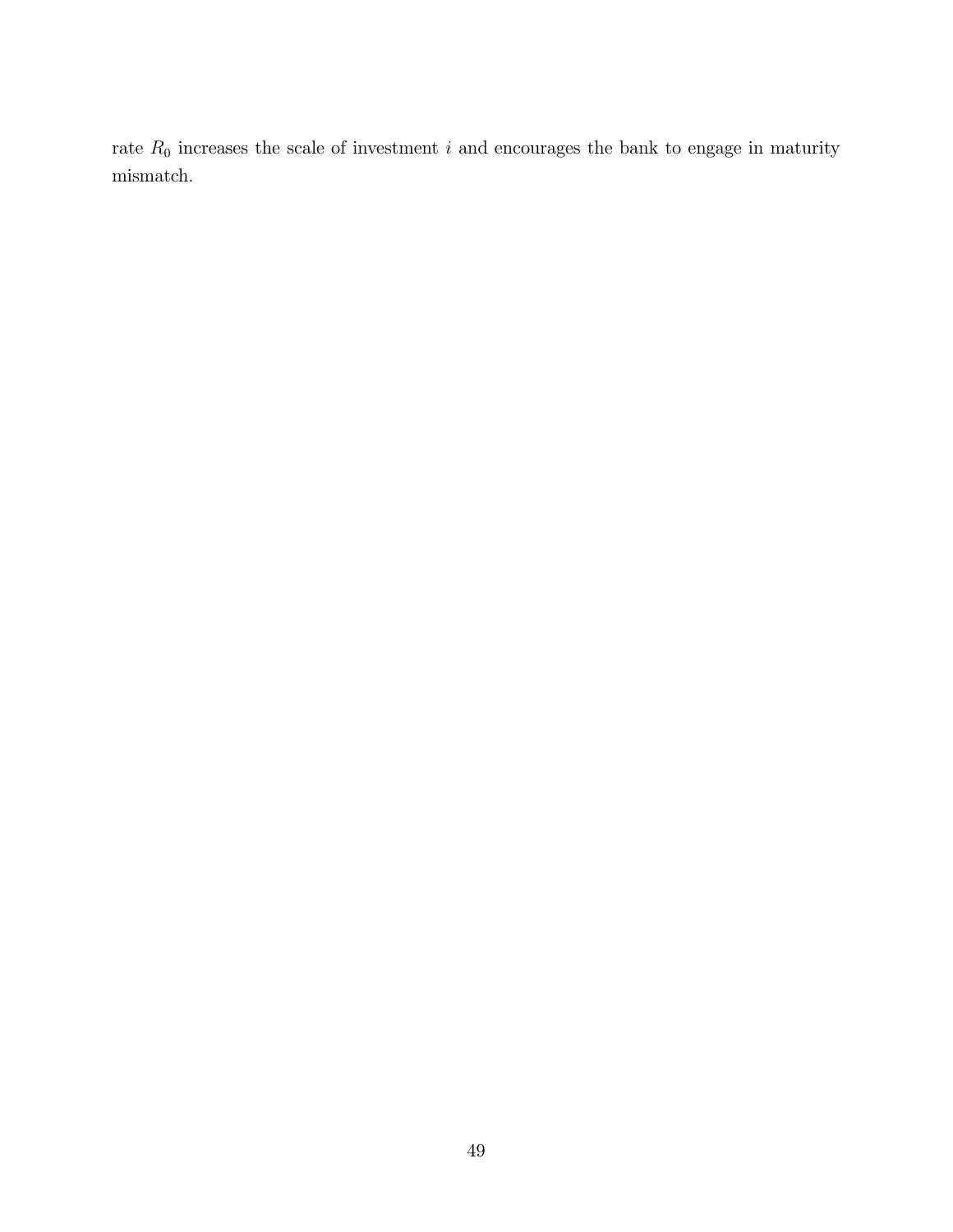rate $R_0$ increases the scale of investment $i$ and encourages the bank to engage in maturity mismatch.